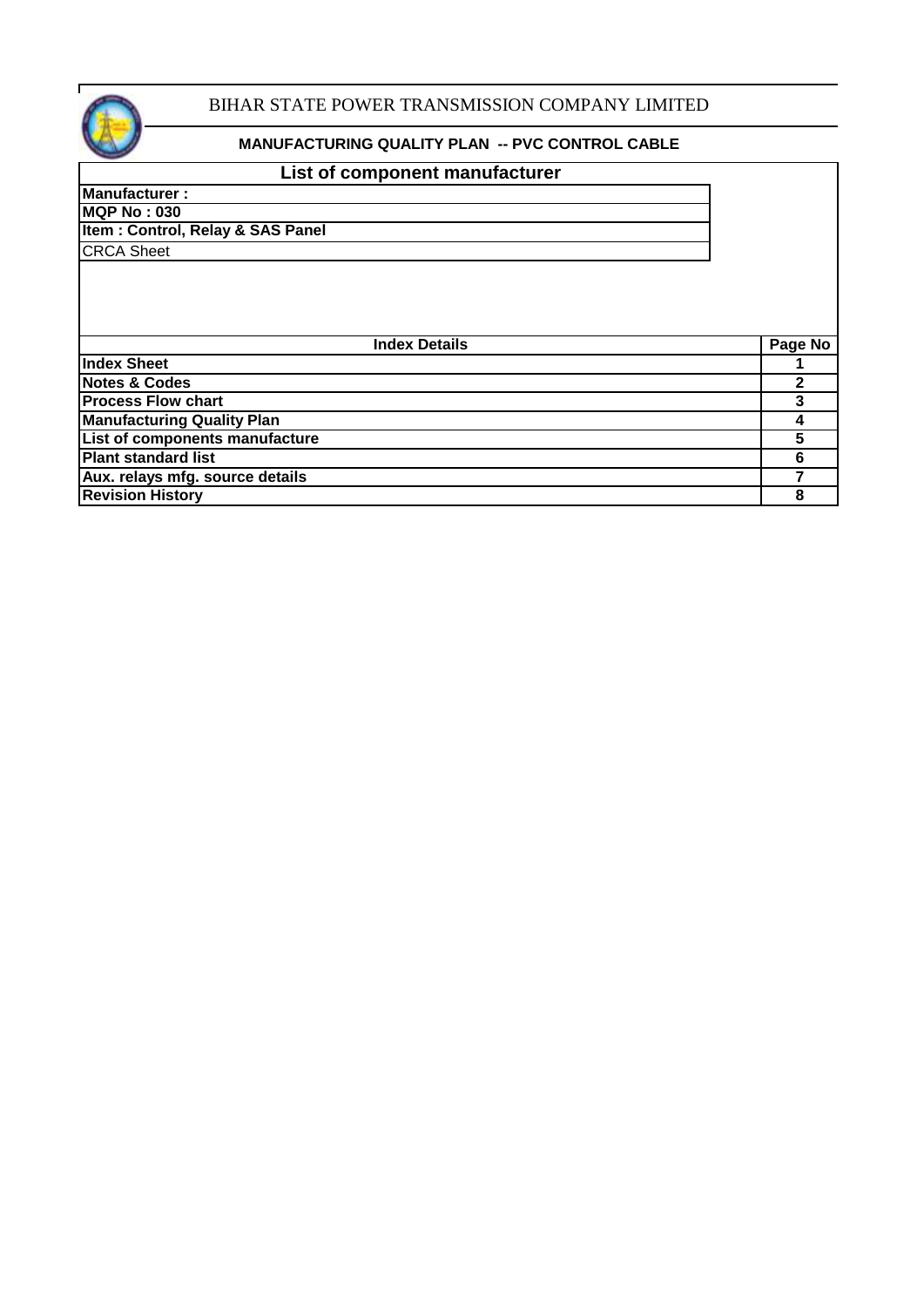# BIHAR STATE POWER TRANSMISSION COMPANY LIMITED

## MANUFACTURING QUALITY PLAN -- PVC CONTROL CABLE

### List of component manufacturer

**Manufacturer :**

**MQP No : 030**

**Item : Control, Relay & SAS Panel**

CRCA Sheet

| Index Details | Page No |
|---|---|
| **Index Sheet** | **1** |
| **Notes & Codes** | **2** |
| **Process Flow chart** | **3** |
| **Manufacturing Quality Plan** | **4** |
| **List of components manufacture** | **5** |
| **Plant standard list** | **6** |
| **Aux. relays mfg. source details** | **7** |
| **Revision History** | **8** |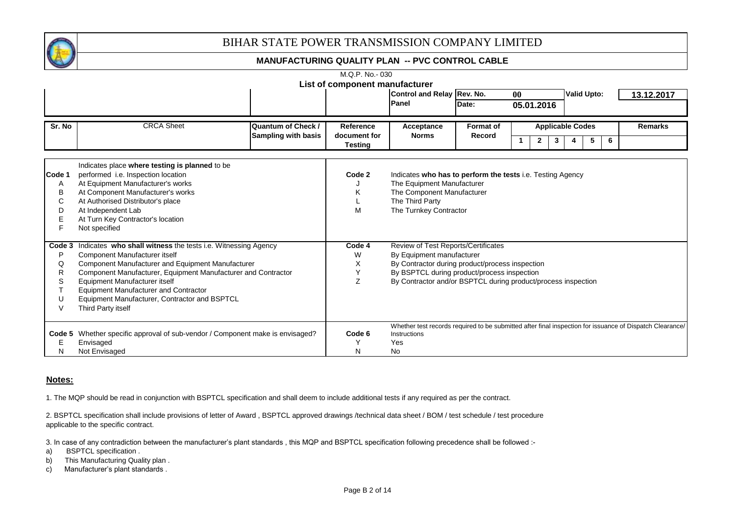# BIHAR STATE POWER TRANSMISSION COMPANY LIMITED

## MANUFACTURING QUALITY PLAN -- PVC CONTROL CABLE

M.Q.P. No.- 030

**List of component manufacturer**

| | | | | | | | | | | | | |
|---|---|---|---|---|---|---|---|---|---|---|---|---|
| | | | **Control and Relay Panel** | **Rev. No.** | **00** | | | **Valid Upto:** | | | | **13.12.2017** |
| | | | | **Date:** | **05.01.2016** | | | | | | | |

| Sr. No | CRCA Sheet | Quantum of Check / Sampling with basis | Reference document for Testing | Acceptance Norms | Format of Record | Applicable Codes | | | | | | Remarks |
|---|---|---|---|---|---|---|---|---|---|---|---|---|
| | | | | | | 1 | 2 | 3 | 4 | 5 | 6 | |

| Code 1 | Indicates place **where testing is planned** to be performed i.e. Inspection location | Code 2 | Indicates **who has to perform the tests** i.e. Testing Agency |
|---|---|---|---|
| A | At Equipment Manufacturer's works | J | The Equipment Manufacturer |
| B | At Component Manufacturer's works | K | The Component Manufacturer |
| C | At Authorised Distributor's place | L | The Third Party |
| D | At Independent Lab | M | The Turnkey Contractor |
| E | At Turn Key Contractor's location | | |
| F | Not specified | | |
| **Code 3** | Indicates **who shall witness** the tests i.e. Witnessing Agency | **Code 4** | Review of Test Reports/Certificates |
| P | Component Manufacturer itself | W | By Equipment manufacturer |
| Q | Component Manufacturer and Equipment Manufacturer | X | By Contractor during product/process inspection |
| R | Component Manufacturer, Equipment Manufacturer and Contractor | Y | By BSPTCL during product/process inspection |
| S | Equipment Manufacturer itself | Z | By Contractor and/or BSPTCL during product/process inspection |
| T | Equipment Manufacturer and Contractor | | |
| U | Equipment Manufacturer, Contractor and BSPTCL | | |
| V | Third Party itself | | |
| **Code 5** | Whether specific approval of sub-vendor / Component make is envisaged? | **Code 6** | Whether test records required to be submitted after final inspection for issuance of Dispatch Clearance/ Instructions |
| E | Envisaged | Y | Yes |
| N | Not Envisaged | N | No |

**Notes:**

1. The MQP should be read in conjunction with BSPTCL specification and shall deem to include additional tests if any required as per the contract.

2. BSPTCL specification shall include provisions of letter of Award , BSPTCL approved drawings /technical data sheet / BOM / test schedule / test procedure applicable to the specific contract.

3. In case of any contradiction between the manufacturer's plant standards , this MQP and BSPTCL specification following precedence shall be followed :-

a) BSPTCL specification .
b) This Manufacturing Quality plan .
c) Manufacturer's plant standards .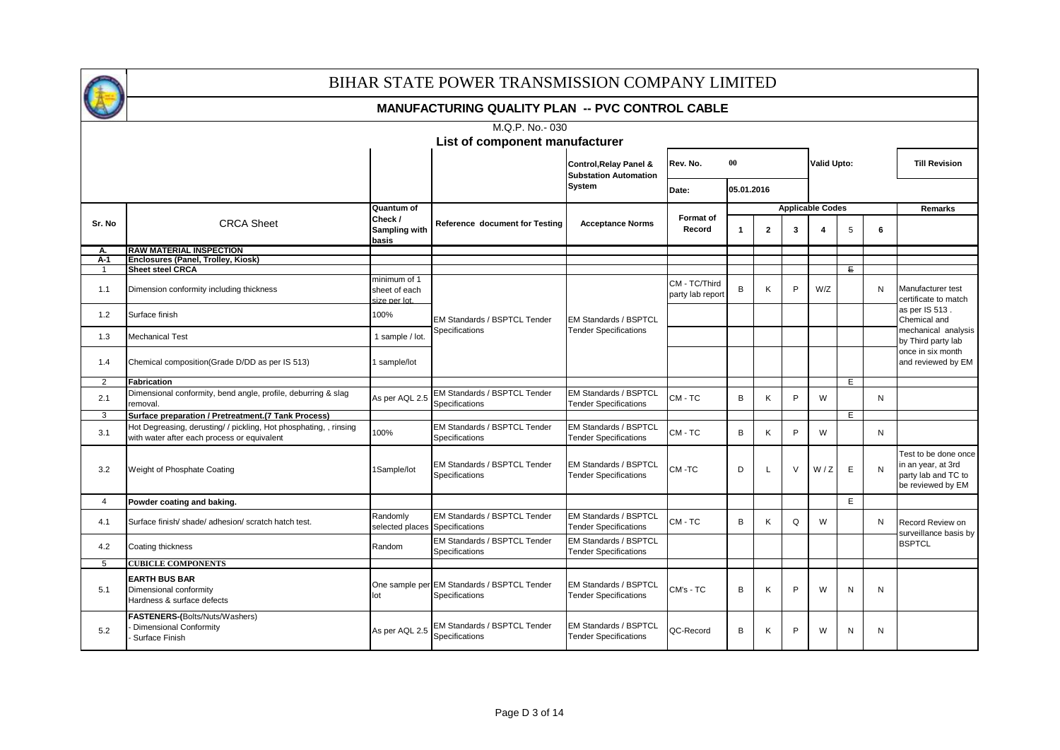# BIHAR STATE POWER TRANSMISSION COMPANY LIMITED

## MANUFACTURING QUALITY PLAN -- PVC CONTROL CABLE

M.Q.P. No.- 030

### List of component manufacturer

| | | | | Control,Relay Panel & Substation Automation System | Rev. No. | 00 | | | Valid Upto: | | | Till Revision |
|---|---|---|---|---|---|---|---|---|---|---|---|---|
| | | | | | Date: | 05.01.2016 | | | | | | |
| Sr. No | CRCA Sheet | Quantum of Check / Sampling with basis | Reference document for Testing | Acceptance Norms | Format of Record | Applicable Codes | | | | | | Remarks |
| | | | | | | 1 | 2 | 3 | 4 | 5 | 6 | |
| A. | RAW MATERIAL INSPECTION | | | | | | | | | | | |
| A-1 | Enclosures (Panel, Trolley, Kiosk) | | | | | | | | | | | |
| 1 | Sheet steel CRCA | | | | | | | | | E | | |
| 1.1 | Dimension conformity including thickness | minimum of 1 sheet of each size per lot. | EM Standards / BSPTCL Tender Specifications | EM Standards / BSPTCL Tender Specifications | CM - TC/Third party lab report | B | K | P | W/Z | | N | Manufacturer test certificate to match as per IS 513 . Chemical and mechanical analysis by Third party lab once in six month and reviewed by EM |
| 1.2 | Surface finish | 100% | | | | | | | | | | |
| 1.3 | Mechanical Test | 1 sample / lot. | | | | | | | | | | |
| 1.4 | Chemical composition(Grade D/DD as per IS 513) | 1 sample/lot | | | | | | | | | | |
| 2 | Fabrication | | | | | | | | | E | | |
| 2.1 | Dimensional conformity, bend angle, profile, deburring & slag removal. | As per AQL 2.5 | EM Standards / BSPTCL Tender Specifications | EM Standards / BSPTCL Tender Specifications | CM - TC | B | K | P | W | | N | |
| 3 | Surface preparation / Pretreatment.(7 Tank Process) | | | | | | | | | E | | |
| 3.1 | Hot Degreasing, derusting/ / pickling, Hot phosphating, , rinsing with water after each process or equivalent | 100% | EM Standards / BSPTCL Tender Specifications | EM Standards / BSPTCL Tender Specifications | CM - TC | B | K | P | W | | N | |
| 3.2 | Weight of Phosphate Coating | 1Sample/lot | EM Standards / BSPTCL Tender Specifications | EM Standards / BSPTCL Tender Specifications | CM -TC | D | L | V | W / Z | E | N | Test to be done once in an year, at 3rd party lab and TC to be reviewed by EM |
| 4 | Powder coating and baking. | | | | | | | | | E | | |
| 4.1 | Surface finish/ shade/ adhesion/ scratch hatch test. | Randomly selected places | EM Standards / BSPTCL Tender Specifications | EM Standards / BSPTCL Tender Specifications | CM - TC | B | K | Q | W | | N | Record Review on surveillance basis by BSPTCL |
| 4.2 | Coating thickness | Random | EM Standards / BSPTCL Tender Specifications | EM Standards / BSPTCL Tender Specifications | | | | | | | | |
| 5 | CUBICLE COMPONENTS | | | | | | | | | | | |
| 5.1 | EARTH BUS BAR<br>Dimensional conformity<br>Hardness & surface defects | One sample per lot | EM Standards / BSPTCL Tender Specifications | EM Standards / BSPTCL Tender Specifications | CM's - TC | B | K | P | W | N | N | |
| 5.2 | FASTENERS-(Bolts/Nuts/Washers)<br>- Dimensional Conformity<br>- Surface Finish | As per AQL 2.5 | EM Standards / BSPTCL Tender Specifications | EM Standards / BSPTCL Tender Specifications | QC-Record | B | K | P | W | N | N | |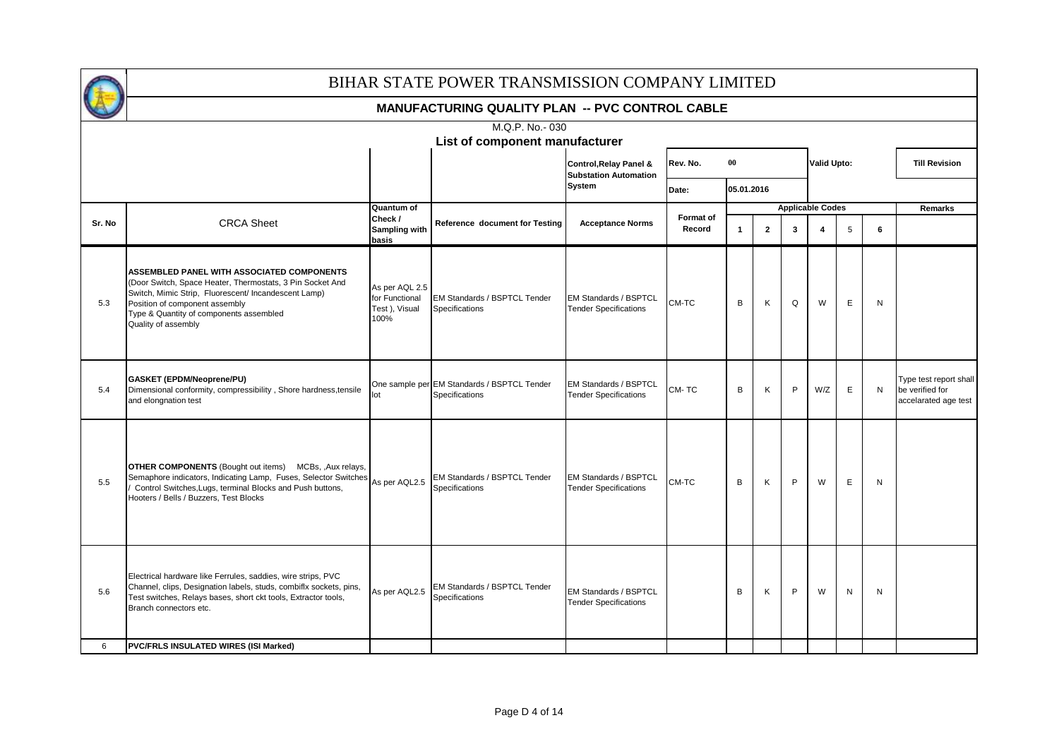# BIHAR STATE POWER TRANSMISSION COMPANY LIMITED

## MANUFACTURING QUALITY PLAN -- PVC CONTROL CABLE

M.Q.P. No.- 030

**List of component manufacturer**

| | | | | Control,Relay Panel & Substation Automation System | Rev. No. | 00 | | | Valid Upto: | | | Till Revision |
|---|---|---|---|---|---|---|---|---|---|---|---|---|
| | | | | | Date: | 05.01.2016 | | | | | | |
| | | | | | | Applicable Codes | | | | | | Remarks |
| Sr. No | CRCA Sheet | Quantum of Check / Sampling with basis | Reference document for Testing | Acceptance Norms | Format of Record | 1 | 2 | 3 | 4 | 5 | 6 | |
| 5.3 | **ASSEMBLED PANEL WITH ASSOCIATED COMPONENTS** (Door Switch, Space Heater, Thermostats, 3 Pin Socket And Switch, Mimic Strip, Fluorescent/ Incandescent Lamp) Position of component assembly Type & Quantity of components assembled Quality of assembly | As per AQL 2.5 for Functional Test ), Visual 100% | EM Standards / BSPTCL Tender Specifications | EM Standards / BSPTCL Tender Specifications | CM-TC | B | K | Q | W | E | N | |
| 5.4 | **GASKET (EPDM/Neoprene/PU)** Dimensional conformity, compressibility , Shore hardness,tensile and elongnation test | One sample per lot | EM Standards / BSPTCL Tender Specifications | EM Standards / BSPTCL Tender Specifications | CM- TC | B | K | P | W/Z | E | N | Type test report shall be verified for accelarated age test |
| 5.5 | **OTHER COMPONENTS** (Bought out items) MCBs, ,Aux relays, Semaphore indicators, Indicating Lamp, Fuses, Selector Switches / Control Switches,Lugs, terminal Blocks and Push buttons, Hooters / Bells / Buzzers, Test Blocks | As per AQL2.5 | EM Standards / BSPTCL Tender Specifications | EM Standards / BSPTCL Tender Specifications | CM-TC | B | K | P | W | E | N | |
| 5.6 | Electrical hardware like Ferrules, saddies, wire strips, PVC Channel, clips, Designation labels, studs, combiflx sockets, pins, Test switches, Relays bases, short ckt tools, Extractor tools, Branch connectors etc. | As per AQL2.5 | EM Standards / BSPTCL Tender Specifications | EM Standards / BSPTCL Tender Specifications | | B | K | P | W | N | N | |
| 6 | **PVC/FRLS INSULATED WIRES (ISI Marked)** | | | | | | | | | | | |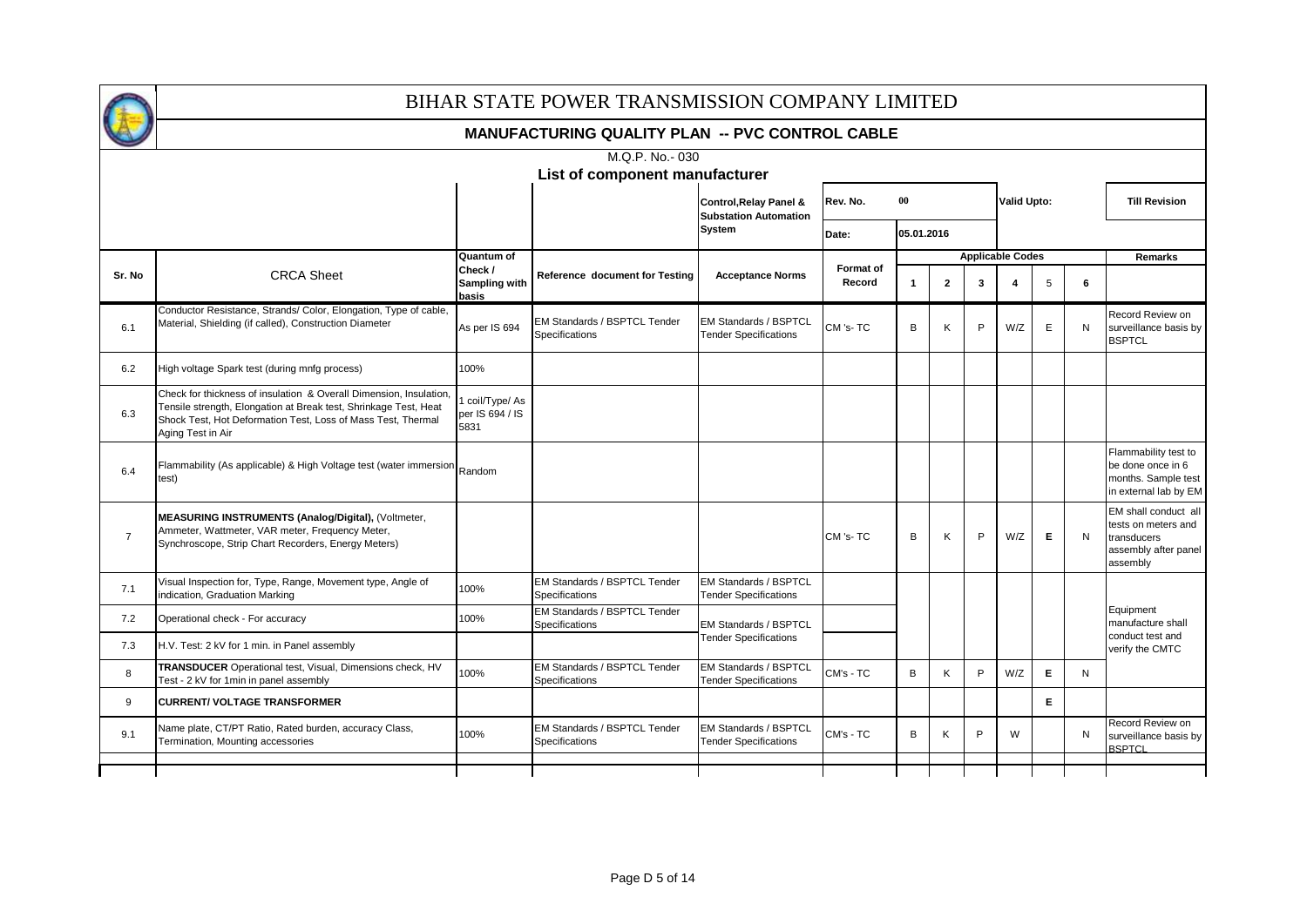# BIHAR STATE POWER TRANSMISSION COMPANY LIMITED

## MANUFACTURING QUALITY PLAN -- PVC CONTROL CABLE

M.Q.P. No.- 030

### List of component manufacturer

| | | | | Control,Relay Panel & Substation Automation System | Rev. No. | 00 | | | Valid Upto: | | | Till Revision |
|---|---|---|---|---|---|---|---|---|---|---|---|---|
| | | | | | Date: | 05.01.2016 | | | | | | |
| Sr. No | CRCA Sheet | Quantum of Check / Sampling with basis | Reference document for Testing | Acceptance Norms | Format of Record | Applicable Codes 1 | 2 | 3 | 4 | 5 | 6 | Remarks |
| 6.1 | Conductor Resistance, Strands/ Color, Elongation, Type of cable, Material, Shielding (if called), Construction Diameter | As per IS 694 | EM Standards / BSPTCL Tender Specifications | EM Standards / BSPTCL Tender Specifications | CM 's- TC | B | K | P | W/Z | E | N | Record Review on surveillance basis by BSPTCL |
| 6.2 | High voltage Spark test (during mnfg process) | 100% | | | | | | | | | | |
| 6.3 | Check for thickness of insulation & Overall Dimension, Insulation, Tensile strength, Elongation at Break test, Shrinkage Test, Heat Shock Test, Hot Deformation Test, Loss of Mass Test, Thermal Aging Test in Air | 1 coil/Type/ As per IS 694 / IS 5831 | | | | | | | | | | |
| 6.4 | Flammability (As applicable) & High Voltage test (water immersion test) | Random | | | | | | | | | | Flammability test to be done once in 6 months. Sample test in external lab by EM |
| 7 | **MEASURING INSTRUMENTS (Analog/Digital),** (Voltmeter, Ammeter, Wattmeter, VAR meter, Frequency Meter, Synchroscope, Strip Chart Recorders, Energy Meters) | | | | CM 's- TC | B | K | P | W/Z | **E** | N | EM shall conduct all tests on meters and transducers assembly after panel assembly |
| 7.1 | Visual Inspection for, Type, Range, Movement type, Angle of indication, Graduation Marking | 100% | EM Standards / BSPTCL Tender Specifications | EM Standards / BSPTCL Tender Specifications | | | | | | | | Equipment manufacture shall conduct test and verify the CMTC |
| 7.2 | Operational check - For accuracy | 100% | EM Standards / BSPTCL Tender Specifications | EM Standards / BSPTCL Tender Specifications | | | | | | | | |
| 7.3 | H.V. Test: 2 kV for 1 min. in Panel assembly | | | | | | | | | | | |
| 8 | **TRANSDUCER** Operational test, Visual, Dimensions check, HV Test - 2 kV for 1min in panel assembly | 100% | EM Standards / BSPTCL Tender Specifications | EM Standards / BSPTCL Tender Specifications | CM's - TC | B | K | P | W/Z | **E** | N | |
| 9 | **CURRENT/ VOLTAGE TRANSFORMER** | | | | | | | | | **E** | | |
| 9.1 | Name plate, CT/PT Ratio, Rated burden, accuracy Class, Termination, Mounting accessories | 100% | EM Standards / BSPTCL Tender Specifications | EM Standards / BSPTCL Tender Specifications | CM's - TC | B | K | P | W | | N | Record Review on surveillance basis by BSPTCL |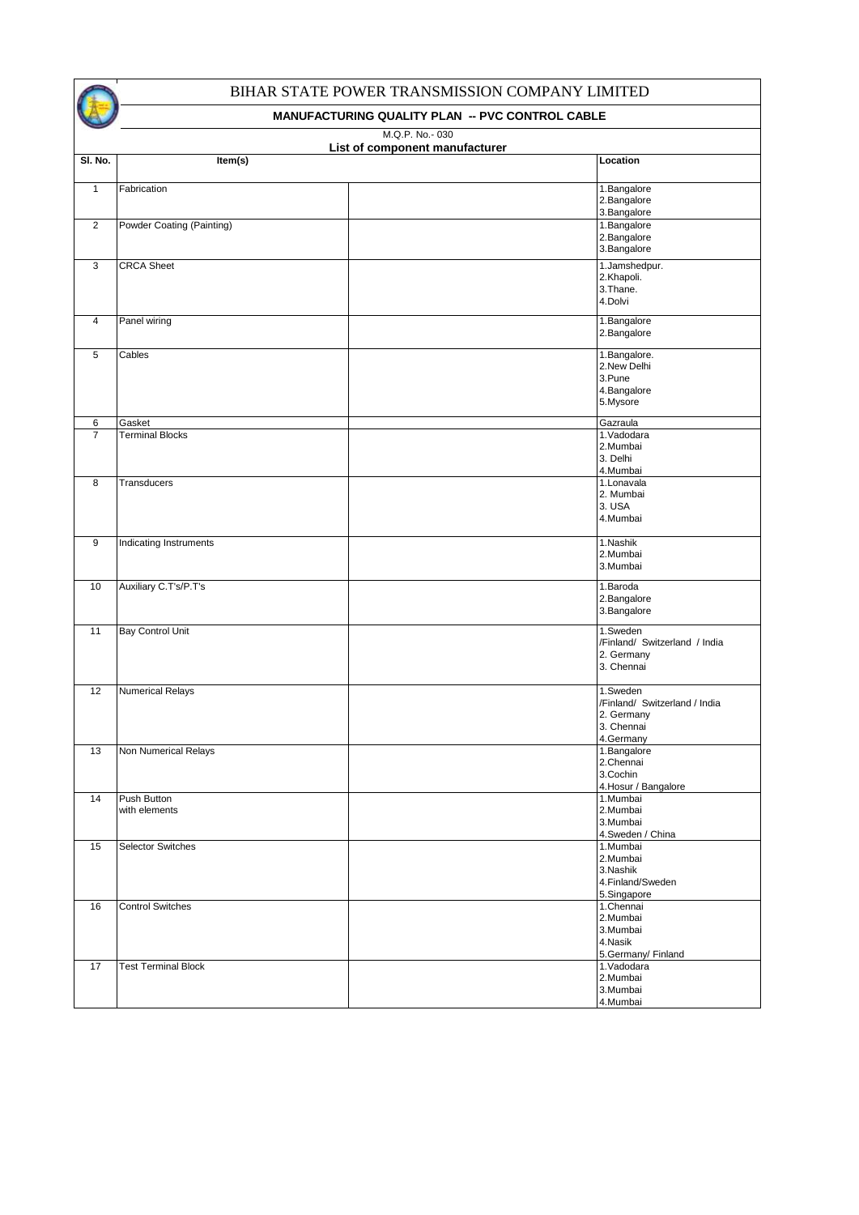# BIHAR STATE POWER TRANSMISSION COMPANY LIMITED

## MANUFACTURING QUALITY PLAN -- PVC CONTROL CABLE

M.Q.P. No.- 030

**List of component manufacturer**

| Sl. No. | Item(s) | | Location |
|---|---|---|---|
| 1 | Fabrication | | 1.Bangalore<br>2.Bangalore<br>3.Bangalore |
| 2 | Powder Coating (Painting) | | 1.Bangalore<br>2.Bangalore<br>3.Bangalore |
| 3 | CRCA Sheet | | 1.Jamshedpur.<br>2.Khapoli.<br>3.Thane.<br>4.Dolvi |
| 4 | Panel wiring | | 1.Bangalore<br>2.Bangalore |
| 5 | Cables | | 1.Bangalore.<br>2.New Delhi<br>3.Pune<br>4.Bangalore<br>5.Mysore |
| 6 | Gasket | | Gazraula |
| 7 | Terminal Blocks | | 1.Vadodara<br>2.Mumbai<br>3. Delhi<br>4.Mumbai |
| 8 | Transducers | | 1.Lonavala<br>2. Mumbai<br>3. USA<br>4.Mumbai |
| 9 | Indicating Instruments | | 1.Nashik<br>2.Mumbai<br>3.Mumbai |
| 10 | Auxiliary C.T's/P.T's | | 1.Baroda<br>2.Bangalore<br>3.Bangalore |
| 11 | Bay Control Unit | | 1.Sweden<br>/Finland/ Switzerland / India<br>2. Germany<br>3. Chennai |
| 12 | Numerical Relays | | 1.Sweden<br>/Finland/ Switzerland / India<br>2. Germany<br>3. Chennai<br>4.Germany |
| 13 | Non Numerical Relays | | 1.Bangalore<br>2.Chennai<br>3.Cochin<br>4.Hosur / Bangalore |
| 14 | Push Button<br>with elements | | 1.Mumbai<br>2.Mumbai<br>3.Mumbai<br>4.Sweden / China |
| 15 | Selector Switches | | 1.Mumbai<br>2.Mumbai<br>3.Nashik<br>4.Finland/Sweden<br>5.Singapore |
| 16 | Control Switches | | 1.Chennai<br>2.Mumbai<br>3.Mumbai<br>4.Nasik<br>5.Germany/ Finland |
| 17 | Test Terminal Block | | 1.Vadodara<br>2.Mumbai<br>3.Mumbai<br>4.Mumbai |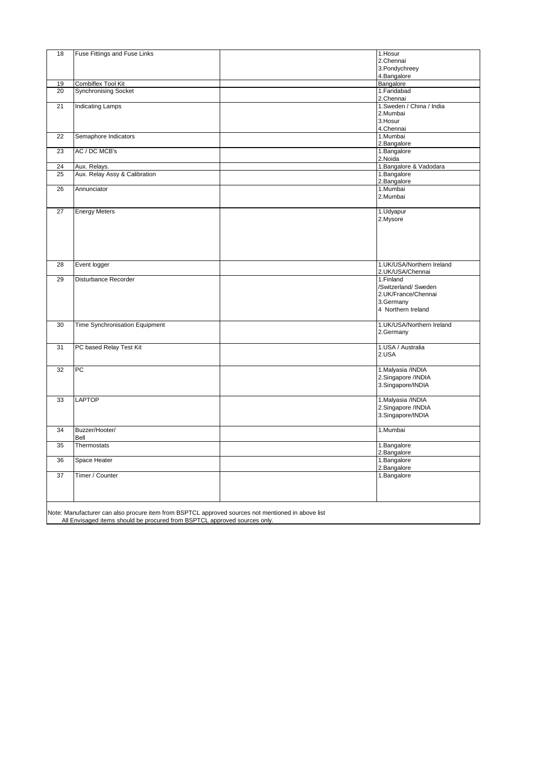| | | | |
|---|---|---|---|
| 18 | Fuse Fittings and Fuse Links | | 1.Hosur<br>2.Chennai<br>3.Pondychreey<br>4.Bangalore |
| 19 | Combiflex Tool Kit | | Bangalore |
| 20 | Synchronising Socket | | 1.Faridabad<br>2.Chennai |
| 21 | Indicating Lamps | | 1.Sweden / China / India<br>2.Mumbai<br>3.Hosur<br>4.Chennai |
| 22 | Semaphore Indicators | | 1.Mumbai<br>2.Bangalore |
| 23 | AC / DC MCB's | | 1.Bangalore<br>2.Noida |
| 24 | Aux. Relays. | | 1.Bangalore & Vadodara |
| 25 | Aux. Relay Assy & Calibration | | 1.Bangalore<br>2.Bangalore |
| 26 | Annunciator | | 1.Mumbai<br>2.Mumbai |
| 27 | Energy Meters | | 1.Udyapur<br>2.Mysore |
| 28 | Event logger | | 1.UK/USA/Northern Ireland<br>2.UK/USA/Chennai |
| 29 | Disturbance Recorder | | 1.Finland<br>/Switzerland/ Sweden<br>2.UK/France/Chennai<br>3.Germany<br>4 Northern Ireland |
| 30 | Time Synchronisation Equipment | | 1.UK/USA/Northern Ireland<br>2.Germany |
| 31 | PC based Relay Test Kit | | 1.USA / Australia<br>2.USA |
| 32 | PC | | 1.Malyasia /INDIA<br>2.Singapore /INDIA<br>3.Singapore/INDIA |
| 33 | LAPTOP | | 1.Malyasia /INDIA<br>2.Singapore /INDIA<br>3.Singapore/INDIA |
| 34 | Buzzer/Hooter/<br>Bell | | 1.Mumbai |
| 35 | Thermostats | | 1.Bangalore<br>2.Bangalore |
| 36 | Space Heater | | 1.Bangalore<br>2.Bangalore |
| 37 | Timer / Counter | | 1.Bangalore |

Note: Manufacturer can also procure item from BSPTCL approved sources not mentioned in above list
All Envisaged items should be procured from BSPTCL approved sources only.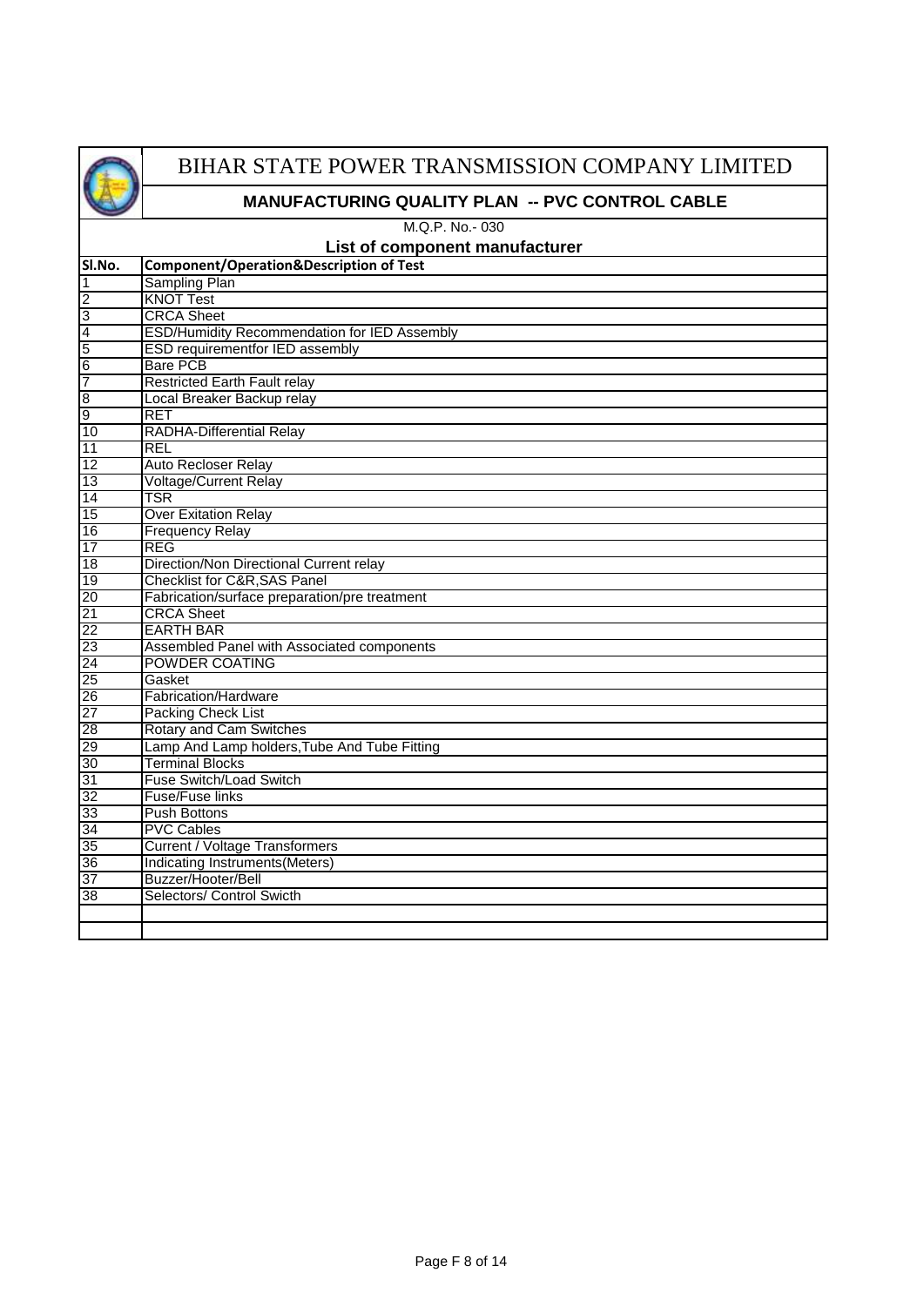# BIHAR STATE POWER TRANSMISSION COMPANY LIMITED

## MANUFACTURING QUALITY PLAN -- PVC CONTROL CABLE

M.Q.P. No.- 030

### List of component manufacturer

| Sl.No. | Component/Operation&Description of Test |
|---|---|
| 1 | Sampling Plan |
| 2 | KNOT Test |
| 3 | CRCA Sheet |
| 4 | ESD/Humidity Recommendation for IED Assembly |
| 5 | ESD requirementfor IED assembly |
| 6 | Bare PCB |
| 7 | Restricted Earth Fault relay |
| 8 | Local Breaker Backup relay |
| 9 | RET |
| 10 | RADHA-Differential Relay |
| 11 | REL |
| 12 | Auto Recloser Relay |
| 13 | Voltage/Current Relay |
| 14 | TSR |
| 15 | Over Exitation Relay |
| 16 | Frequency Relay |
| 17 | REG |
| 18 | Direction/Non Directional Current relay |
| 19 | Checklist for C&R,SAS Panel |
| 20 | Fabrication/surface preparation/pre treatment |
| 21 | CRCA Sheet |
| 22 | EARTH BAR |
| 23 | Assembled Panel with Associated components |
| 24 | POWDER COATING |
| 25 | Gasket |
| 26 | Fabrication/Hardware |
| 27 | Packing Check List |
| 28 | Rotary and Cam Switches |
| 29 | Lamp And Lamp holders,Tube And Tube Fitting |
| 30 | Terminal Blocks |
| 31 | Fuse Switch/Load Switch |
| 32 | Fuse/Fuse links |
| 33 | Push Bottons |
| 34 | PVC Cables |
| 35 | Current / Voltage Transformers |
| 36 | Indicating Instruments(Meters) |
| 37 | Buzzer/Hooter/Bell |
| 38 | Selectors/ Control Swicth |
| | |
| | |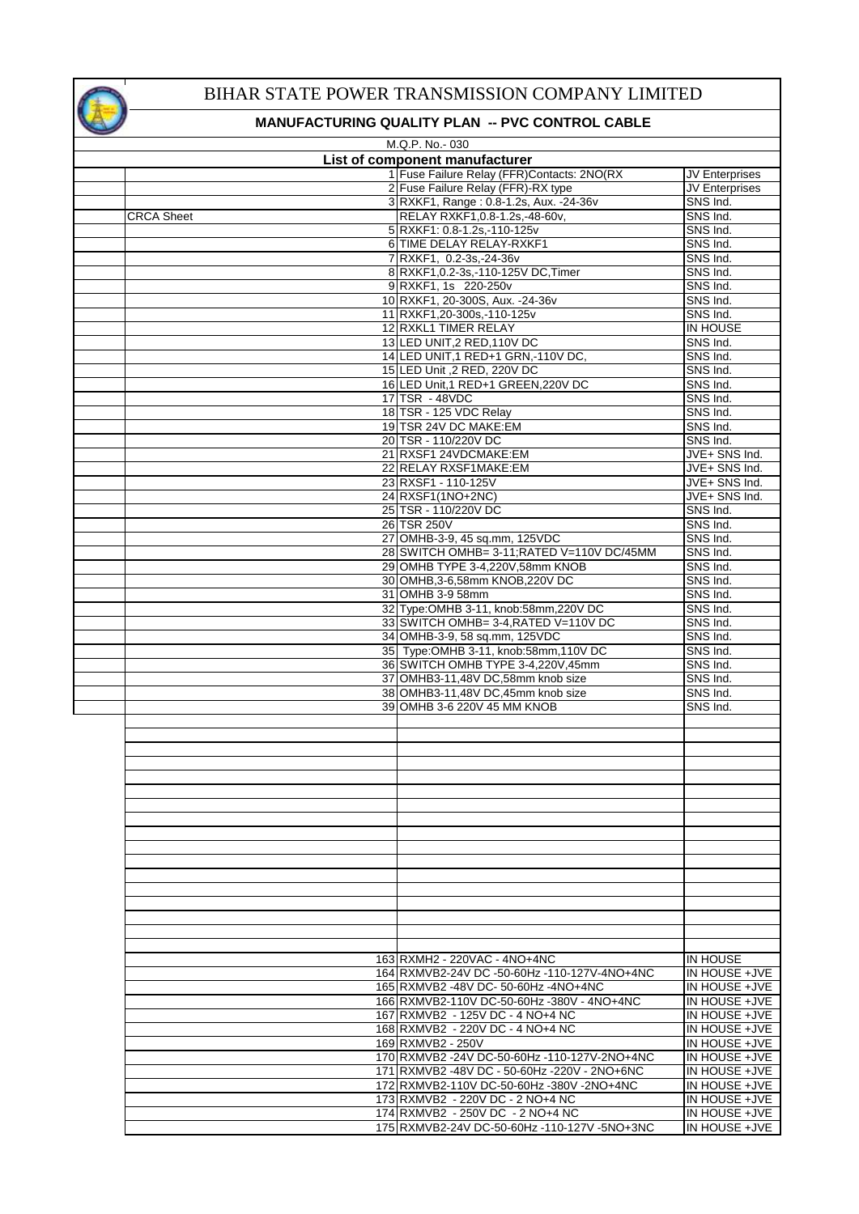# BIHAR STATE POWER TRANSMISSION COMPANY LIMITED

## MANUFACTURING QUALITY PLAN -- PVC CONTROL CABLE

M.Q.P. No.- 030

**List of component manufacturer**

| | | | |
|---|---|---|---|
| | 1 | Fuse Failure Relay (FFR)Contacts: 2NO(RX | JV Enterprises |
| | 2 | Fuse Failure Relay (FFR)-RX type | JV Enterprises |
| | 3 | RXKF1, Range : 0.8-1.2s, Aux. -24-36v | SNS Ind. |
| CRCA Sheet | | RELAY RXKF1,0.8-1.2s,-48-60v, | SNS Ind. |
| | 5 | RXKF1: 0.8-1.2s,-110-125v | SNS Ind. |
| | 6 | TIME DELAY RELAY-RXKF1 | SNS Ind. |
| | 7 | RXKF1, 0.2-3s,-24-36v | SNS Ind. |
| | 8 | RXKF1,0.2-3s,-110-125V DC,Timer | SNS Ind. |
| | 9 | RXKF1, 1s 220-250v | SNS Ind. |
| | 10 | RXKF1, 20-300S, Aux. -24-36v | SNS Ind. |
| | 11 | RXKF1,20-300s,-110-125v | SNS Ind. |
| | 12 | RXKL1 TIMER RELAY | IN HOUSE |
| | 13 | LED UNIT,2 RED,110V DC | SNS Ind. |
| | 14 | LED UNIT,1 RED+1 GRN,-110V DC, | SNS Ind. |
| | 15 | LED Unit ,2 RED, 220V DC | SNS Ind. |
| | 16 | LED Unit,1 RED+1 GREEN,220V DC | SNS Ind. |
| | 17 | TSR - 48VDC | SNS Ind. |
| | 18 | TSR - 125 VDC Relay | SNS Ind. |
| | 19 | TSR 24V DC MAKE:EM | SNS Ind. |
| | 20 | TSR - 110/220V DC | SNS Ind. |
| | 21 | RXSF1 24VDCMAKE:EM | JVE+ SNS Ind. |
| | 22 | RELAY RXSF1MAKE:EM | JVE+ SNS Ind. |
| | 23 | RXSF1 - 110-125V | JVE+ SNS Ind. |
| | 24 | RXSF1(1NO+2NC) | JVE+ SNS Ind. |
| | 25 | TSR - 110/220V DC | SNS Ind. |
| | 26 | TSR 250V | SNS Ind. |
| | 27 | OMHB-3-9, 45 sq.mm, 125VDC | SNS Ind. |
| | 28 | SWITCH OMHB= 3-11;RATED V=110V DC/45MM | SNS Ind. |
| | 29 | OMHB TYPE 3-4,220V,58mm KNOB | SNS Ind. |
| | 30 | OMHB,3-6,58mm KNOB,220V DC | SNS Ind. |
| | 31 | OMHB 3-9 58mm | SNS Ind. |
| | 32 | Type:OMHB 3-11, knob:58mm,220V DC | SNS Ind. |
| | 33 | SWITCH OMHB= 3-4,RATED V=110V DC | SNS Ind. |
| | 34 | OMHB-3-9, 58 sq.mm, 125VDC | SNS Ind. |
| | 35 | Type:OMHB 3-11, knob:58mm,110V DC | SNS Ind. |
| | 36 | SWITCH OMHB TYPE 3-4,220V,45mm | SNS Ind. |
| | 37 | OMHB3-11,48V DC,58mm knob size | SNS Ind. |
| | 38 | OMHB3-11,48V DC,45mm knob size | SNS Ind. |
| | 39 | OMHB 3-6 220V 45 MM KNOB | SNS Ind. |
| | 163 | RXMH2 - 220VAC - 4NO+4NC | IN HOUSE |
| | 164 | RXMVB2-24V DC -50-60Hz -110-127V-4NO+4NC | IN HOUSE +JVE |
| | 165 | RXMVB2 -48V DC- 50-60Hz -4NO+4NC | IN HOUSE +JVE |
| | 166 | RXMVB2-110V DC-50-60Hz -380V - 4NO+4NC | IN HOUSE +JVE |
| | 167 | RXMVB2 - 125V DC - 4 NO+4 NC | IN HOUSE +JVE |
| | 168 | RXMVB2 - 220V DC - 4 NO+4 NC | IN HOUSE +JVE |
| | 169 | RXMVB2 - 250V | IN HOUSE +JVE |
| | 170 | RXMVB2 -24V DC-50-60Hz -110-127V-2NO+4NC | IN HOUSE +JVE |
| | 171 | RXMVB2 -48V DC - 50-60Hz -220V - 2NO+6NC | IN HOUSE +JVE |
| | 172 | RXMVB2-110V DC-50-60Hz -380V -2NO+4NC | IN HOUSE +JVE |
| | 173 | RXMVB2 - 220V DC - 2 NO+4 NC | IN HOUSE +JVE |
| | 174 | RXMVB2 - 250V DC - 2 NO+4 NC | IN HOUSE +JVE |
| | 175 | RXMVB2-24V DC-50-60Hz -110-127V -5NO+3NC | IN HOUSE +JVE |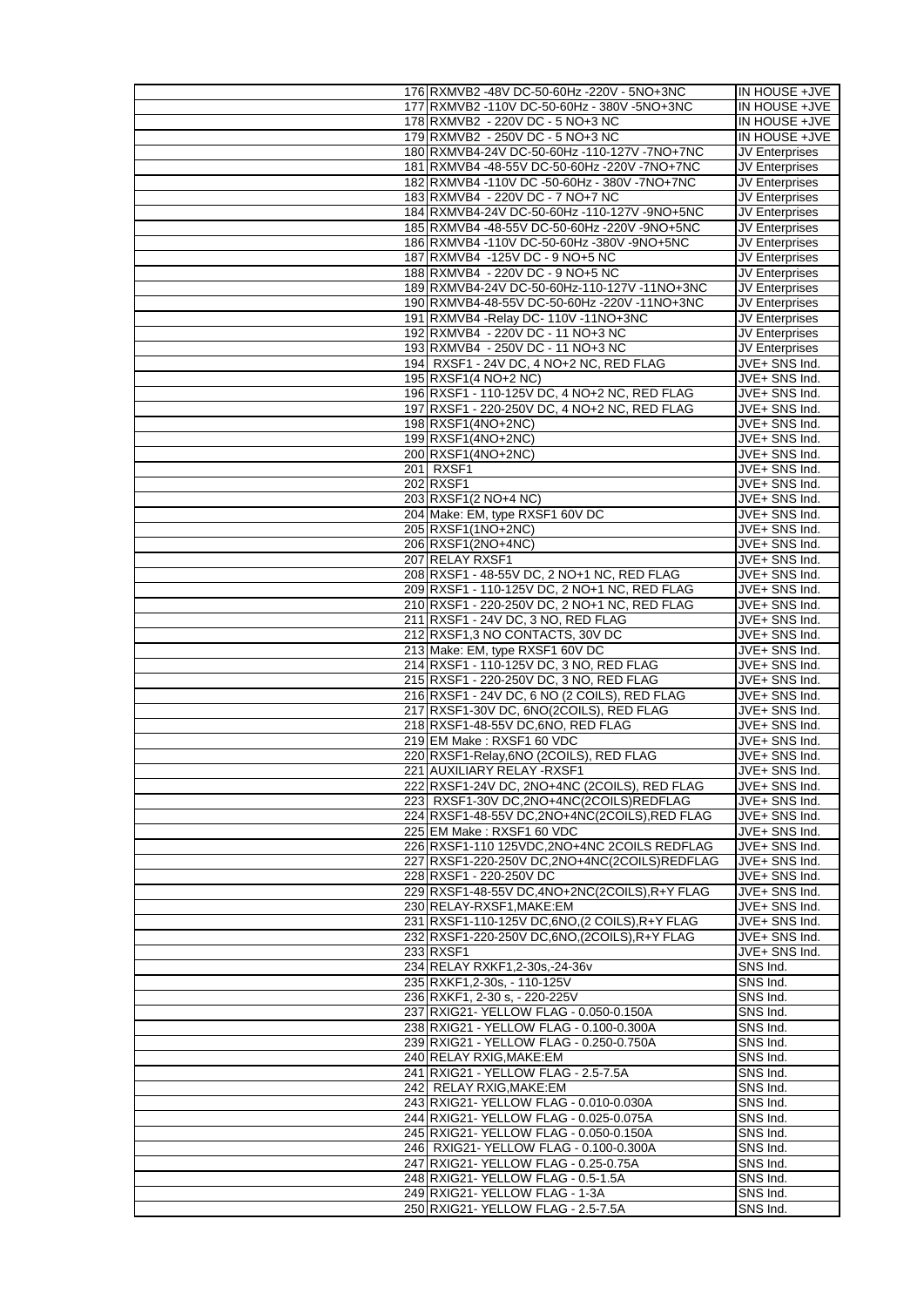| | | | |
|---|---|---|---|
| | 176 | RXMVB2 -48V DC-50-60Hz -220V - 5NO+3NC | IN HOUSE +JVE |
| | 177 | RXMVB2 -110V DC-50-60Hz - 380V -5NO+3NC | IN HOUSE +JVE |
| | 178 | RXMVB2 - 220V DC - 5 NO+3 NC | IN HOUSE +JVE |
| | 179 | RXMVB2 - 250V DC - 5 NO+3 NC | IN HOUSE +JVE |
| | 180 | RXMVB4-24V DC-50-60Hz -110-127V -7NO+7NC | JV Enterprises |
| | 181 | RXMVB4 -48-55V DC-50-60Hz -220V -7NO+7NC | JV Enterprises |
| | 182 | RXMVB4 -110V DC -50-60Hz - 380V -7NO+7NC | JV Enterprises |
| | 183 | RXMVB4 - 220V DC - 7 NO+7 NC | JV Enterprises |
| | 184 | RXMVB4-24V DC-50-60Hz -110-127V -9NO+5NC | JV Enterprises |
| | 185 | RXMVB4 -48-55V DC-50-60Hz -220V -9NO+5NC | JV Enterprises |
| | 186 | RXMVB4 -110V DC-50-60Hz -380V -9NO+5NC | JV Enterprises |
| | 187 | RXMVB4 -125V DC - 9 NO+5 NC | JV Enterprises |
| | 188 | RXMVB4 - 220V DC - 9 NO+5 NC | JV Enterprises |
| | 189 | RXMVB4-24V DC-50-60Hz-110-127V -11NO+3NC | JV Enterprises |
| | 190 | RXMVB4-48-55V DC-50-60Hz -220V -11NO+3NC | JV Enterprises |
| | 191 | RXMVB4 -Relay DC- 110V -11NO+3NC | JV Enterprises |
| | 192 | RXMVB4 - 220V DC - 11 NO+3 NC | JV Enterprises |
| | 193 | RXMVB4 - 250V DC - 11 NO+3 NC | JV Enterprises |
| | 194 | RXSF1 - 24V DC, 4 NO+2 NC, RED FLAG | JVE+ SNS Ind. |
| | 195 | RXSF1(4 NO+2 NC) | JVE+ SNS Ind. |
| | 196 | RXSF1 - 110-125V DC, 4 NO+2 NC, RED FLAG | JVE+ SNS Ind. |
| | 197 | RXSF1 - 220-250V DC, 4 NO+2 NC, RED FLAG | JVE+ SNS Ind. |
| | 198 | RXSF1(4NO+2NC) | JVE+ SNS Ind. |
| | 199 | RXSF1(4NO+2NC) | JVE+ SNS Ind. |
| | 200 | RXSF1(4NO+2NC) | JVE+ SNS Ind. |
| | 201 | RXSF1 | JVE+ SNS Ind. |
| | 202 | RXSF1 | JVE+ SNS Ind. |
| | 203 | RXSF1(2 NO+4 NC) | JVE+ SNS Ind. |
| | 204 | Make: EM, type RXSF1 60V DC | JVE+ SNS Ind. |
| | 205 | RXSF1(1NO+2NC) | JVE+ SNS Ind. |
| | 206 | RXSF1(2NO+4NC) | JVE+ SNS Ind. |
| | 207 | RELAY RXSF1 | JVE+ SNS Ind. |
| | 208 | RXSF1 - 48-55V DC, 2 NO+1 NC, RED FLAG | JVE+ SNS Ind. |
| | 209 | RXSF1 - 110-125V DC, 2 NO+1 NC, RED FLAG | JVE+ SNS Ind. |
| | 210 | RXSF1 - 220-250V DC, 2 NO+1 NC, RED FLAG | JVE+ SNS Ind. |
| | 211 | RXSF1 - 24V DC, 3 NO, RED FLAG | JVE+ SNS Ind. |
| | 212 | RXSF1,3 NO CONTACTS, 30V DC | JVE+ SNS Ind. |
| | 213 | Make: EM, type RXSF1 60V DC | JVE+ SNS Ind. |
| | 214 | RXSF1 - 110-125V DC, 3 NO, RED FLAG | JVE+ SNS Ind. |
| | 215 | RXSF1 - 220-250V DC, 3 NO, RED FLAG | JVE+ SNS Ind. |
| | 216 | RXSF1 - 24V DC, 6 NO (2 COILS), RED FLAG | JVE+ SNS Ind. |
| | 217 | RXSF1-30V DC, 6NO(2COILS), RED FLAG | JVE+ SNS Ind. |
| | 218 | RXSF1-48-55V DC,6NO, RED FLAG | JVE+ SNS Ind. |
| | 219 | EM Make : RXSF1 60 VDC | JVE+ SNS Ind. |
| | 220 | RXSF1-Relay,6NO (2COILS), RED FLAG | JVE+ SNS Ind. |
| | 221 | AUXILIARY RELAY -RXSF1 | JVE+ SNS Ind. |
| | 222 | RXSF1-24V DC, 2NO+4NC (2COILS), RED FLAG | JVE+ SNS Ind. |
| | 223 | RXSF1-30V DC,2NO+4NC(2COILS)REDFLAG | JVE+ SNS Ind. |
| | 224 | RXSF1-48-55V DC,2NO+4NC(2COILS),RED FLAG | JVE+ SNS Ind. |
| | 225 | EM Make : RXSF1 60 VDC | JVE+ SNS Ind. |
| | 226 | RXSF1-110 125VDC,2NO+4NC 2COILS REDFLAG | JVE+ SNS Ind. |
| | 227 | RXSF1-220-250V DC,2NO+4NC(2COILS)REDFLAG | JVE+ SNS Ind. |
| | 228 | RXSF1 - 220-250V DC | JVE+ SNS Ind. |
| | 229 | RXSF1-48-55V DC,4NO+2NC(2COILS),R+Y FLAG | JVE+ SNS Ind. |
| | 230 | RELAY-RXSF1,MAKE:EM | JVE+ SNS Ind. |
| | 231 | RXSF1-110-125V DC,6NO,(2 COILS),R+Y FLAG | JVE+ SNS Ind. |
| | 232 | RXSF1-220-250V DC,6NO,(2COILS),R+Y FLAG | JVE+ SNS Ind. |
| | 233 | RXSF1 | JVE+ SNS Ind. |
| | 234 | RELAY RXKF1,2-30s,-24-36v | SNS Ind. |
| | 235 | RXKF1,2-30s, - 110-125V | SNS Ind. |
| | 236 | RXKF1, 2-30 s, - 220-225V | SNS Ind. |
| | 237 | RXIG21- YELLOW FLAG - 0.050-0.150A | SNS Ind. |
| | 238 | RXIG21 - YELLOW FLAG - 0.100-0.300A | SNS Ind. |
| | 239 | RXIG21 - YELLOW FLAG - 0.250-0.750A | SNS Ind. |
| | 240 | RELAY RXIG,MAKE:EM | SNS Ind. |
| | 241 | RXIG21 - YELLOW FLAG - 2.5-7.5A | SNS Ind. |
| | 242 | RELAY RXIG,MAKE:EM | SNS Ind. |
| | 243 | RXIG21- YELLOW FLAG - 0.010-0.030A | SNS Ind. |
| | 244 | RXIG21- YELLOW FLAG - 0.025-0.075A | SNS Ind. |
| | 245 | RXIG21- YELLOW FLAG - 0.050-0.150A | SNS Ind. |
| | 246 | RXIG21- YELLOW FLAG - 0.100-0.300A | SNS Ind. |
| | 247 | RXIG21- YELLOW FLAG - 0.25-0.75A | SNS Ind. |
| | 248 | RXIG21- YELLOW FLAG - 0.5-1.5A | SNS Ind. |
| | 249 | RXIG21- YELLOW FLAG - 1-3A | SNS Ind. |
| | 250 | RXIG21- YELLOW FLAG - 2.5-7.5A | SNS Ind. |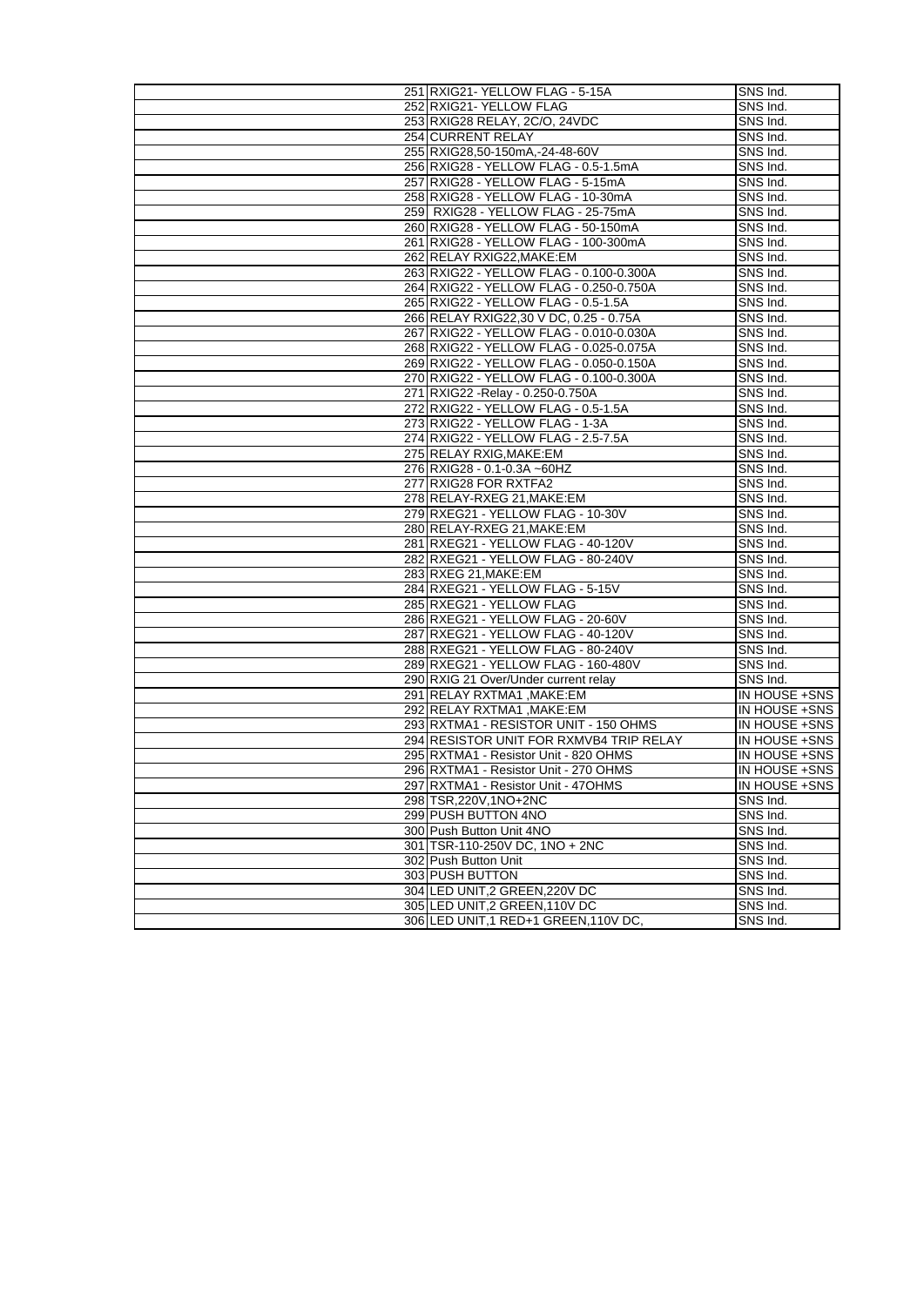| | | | |
|---|---|---|---|
| | 251 | RXIG21- YELLOW FLAG - 5-15A | SNS Ind. |
| | 252 | RXIG21- YELLOW FLAG | SNS Ind. |
| | 253 | RXIG28 RELAY, 2C/O, 24VDC | SNS Ind. |
| | 254 | CURRENT RELAY | SNS Ind. |
| | 255 | RXIG28,50-150mA,-24-48-60V | SNS Ind. |
| | 256 | RXIG28 - YELLOW FLAG - 0.5-1.5mA | SNS Ind. |
| | 257 | RXIG28 - YELLOW FLAG - 5-15mA | SNS Ind. |
| | 258 | RXIG28 - YELLOW FLAG - 10-30mA | SNS Ind. |
| | 259 | RXIG28 - YELLOW FLAG - 25-75mA | SNS Ind. |
| | 260 | RXIG28 - YELLOW FLAG - 50-150mA | SNS Ind. |
| | 261 | RXIG28 - YELLOW FLAG - 100-300mA | SNS Ind. |
| | 262 | RELAY RXIG22,MAKE:EM | SNS Ind. |
| | 263 | RXIG22 - YELLOW FLAG - 0.100-0.300A | SNS Ind. |
| | 264 | RXIG22 - YELLOW FLAG - 0.250-0.750A | SNS Ind. |
| | 265 | RXIG22 - YELLOW FLAG - 0.5-1.5A | SNS Ind. |
| | 266 | RELAY RXIG22,30 V DC, 0.25 - 0.75A | SNS Ind. |
| | 267 | RXIG22 - YELLOW FLAG - 0.010-0.030A | SNS Ind. |
| | 268 | RXIG22 - YELLOW FLAG - 0.025-0.075A | SNS Ind. |
| | 269 | RXIG22 - YELLOW FLAG - 0.050-0.150A | SNS Ind. |
| | 270 | RXIG22 - YELLOW FLAG - 0.100-0.300A | SNS Ind. |
| | 271 | RXIG22 -Relay - 0.250-0.750A | SNS Ind. |
| | 272 | RXIG22 - YELLOW FLAG - 0.5-1.5A | SNS Ind. |
| | 273 | RXIG22 - YELLOW FLAG - 1-3A | SNS Ind. |
| | 274 | RXIG22 - YELLOW FLAG - 2.5-7.5A | SNS Ind. |
| | 275 | RELAY RXIG,MAKE:EM | SNS Ind. |
| | 276 | RXIG28 - 0.1-0.3A ~60HZ | SNS Ind. |
| | 277 | RXIG28 FOR RXTFA2 | SNS Ind. |
| | 278 | RELAY-RXEG 21,MAKE:EM | SNS Ind. |
| | 279 | RXEG21 - YELLOW FLAG - 10-30V | SNS Ind. |
| | 280 | RELAY-RXEG 21,MAKE:EM | SNS Ind. |
| | 281 | RXEG21 - YELLOW FLAG - 40-120V | SNS Ind. |
| | 282 | RXEG21 - YELLOW FLAG - 80-240V | SNS Ind. |
| | 283 | RXEG 21,MAKE:EM | SNS Ind. |
| | 284 | RXEG21 - YELLOW FLAG - 5-15V | SNS Ind. |
| | 285 | RXEG21 - YELLOW FLAG | SNS Ind. |
| | 286 | RXEG21 - YELLOW FLAG - 20-60V | SNS Ind. |
| | 287 | RXEG21 - YELLOW FLAG - 40-120V | SNS Ind. |
| | 288 | RXEG21 - YELLOW FLAG - 80-240V | SNS Ind. |
| | 289 | RXEG21 - YELLOW FLAG - 160-480V | SNS Ind. |
| | 290 | RXIG 21 Over/Under current relay | SNS Ind. |
| | 291 | RELAY RXTMA1 ,MAKE:EM | IN HOUSE +SNS |
| | 292 | RELAY RXTMA1 ,MAKE:EM | IN HOUSE +SNS |
| | 293 | RXTMA1 - RESISTOR UNIT - 150 OHMS | IN HOUSE +SNS |
| | 294 | RESISTOR UNIT FOR RXMVB4 TRIP RELAY | IN HOUSE +SNS |
| | 295 | RXTMA1 - Resistor Unit - 820 OHMS | IN HOUSE +SNS |
| | 296 | RXTMA1 - Resistor Unit - 270 OHMS | IN HOUSE +SNS |
| | 297 | RXTMA1 - Resistor Unit - 47OHMS | IN HOUSE +SNS |
| | 298 | TSR,220V,1NO+2NC | SNS Ind. |
| | 299 | PUSH BUTTON 4NO | SNS Ind. |
| | 300 | Push Button Unit 4NO | SNS Ind. |
| | 301 | TSR-110-250V DC, 1NO + 2NC | SNS Ind. |
| | 302 | Push Button Unit | SNS Ind. |
| | 303 | PUSH BUTTON | SNS Ind. |
| | 304 | LED UNIT,2 GREEN,220V DC | SNS Ind. |
| | 305 | LED UNIT,2 GREEN,110V DC | SNS Ind. |
| | 306 | LED UNIT,1 RED+1 GREEN,110V DC, | SNS Ind. |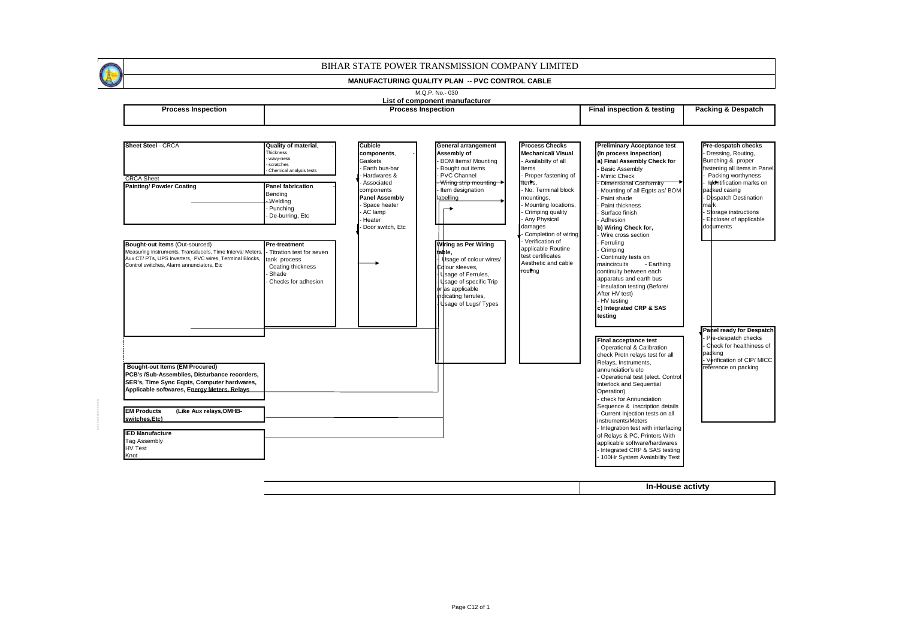# BIHAR STATE POWER TRANSMISSION COMPANY LIMITED

## MANUFACTURING QUALITY PLAN -- PVC CONTROL CABLE

M.Q.P. No.- 030

**List of component manufacturer**

| Process Inspection | Process Inspection | Final inspection & testing | Packing & Despatch |
|---|---|---|---|

**Sheet Steel** - CRCA

CRCA Sheet

**Painting/ Powder Coating**

**Bought-out Items** (Out-sourced)
Measuring Instruments, Transducers, Time Interval Meters, Aux CT/ PTs, UPS Inverters, PVC wires, Terminal Blocks, Control switches, Alarm annunciators, Etc

**Bought-out Items (EM Procured)**
**PCB's /Sub-Assemblies, Disturbance recorders, SER's, Time Sync Eqpts, Computer hardwares, Applicable softwares, Energy Meters, Relays**

**EM Products (Like Aux relays,OMHB-switches,Etc)**

**IED Manufacture**
Tag Assembly
HV Test
Knot

**Quality of material**, -
- Thickness
- wavy-ness
- scratches
- Chemical analysis tests

**Panel fabrication** -
Bending
- Welding
- Punching
- De-burring, Etc

**Pre-treatment**
- Titration test for seven tank process
- Coating thickness
- Shade
- Checks for adhesion

**Cubicle components**, -
Gaskets
- Earth bus-bar
- Hardwares &
- Associated components

**Panel Assembly**
- Space heater
- AC lamp
- Heater
- Door switch, Etc

**General arrangement**
**Assembly of**
- BOM Items/ Mounting
- Bought out items
- PVC Channel
- Wiring strip mounting
- Item designation labelling

**Wiring as Per Wiring table,**
- Usage of colour wires/ Colour sleeves,
- Usage of Ferrules,
- Usage of specific Trip or as applicable indicating ferrules,
- Usage of Lugs/ Types

**Process Checks**
**Mechanical/ Visual**
- Availabilty of all Items
- Proper fastening of Items,
- No. Terminal block mountings,
- Mounting locations,
- Crimping quality
- Any Physical damages
- Completion of wiring
- Verification of applicable Routine test certificates
Aesthetic and cable routing

**Preliminary Acceptance test**
**(In process inspection)**
**a) Final Assembly Check for**
- Basic Assembly
- Mimic Check
- Dimensional Conformity
- Mounting of all Eqpts as/ BOM
- Paint shade
- Paint thickness
- Surface finish
- Adhesion

**b) Wiring Check for,**
- Wire cross section
- Ferruling
- Crimping
- Continuity tests on maincircuits - Earthing continuity between each apparatus and earth bus
- Insulation testing (Before/ After HV test)
- HV testing

**c) Integrated CRP & SAS testing**

**Final acceptance test**
- Operational & Calibration check Protn relays test for all Relays, Instruments, annunciatior's etc
- Operational test (elect. Control Interlock and Sequential Operation)
- check for Annunciation Sequence & inscription details
- Current Injection tests on all instruments/Meters
- Integration test with interfacing of Relays & PC, Printers With applicable software/hardwares
- Integrated CRP & SAS testing
- 100Hr System Avaiability Test

**Pre-despatch checks**
- Dressing, Routing, Bunching & proper fastening all items in Panel
- Packing worthyness
- Identification marks on packed casing
- Despatch Destination mark
- Storage instructions
- Encloser of applicable documents

**Panel ready for Despatch**
- Pre-despatch checks
- Check for healthiness of packing
- Verification of CIP/ MICC reference on packing

**In-House activty**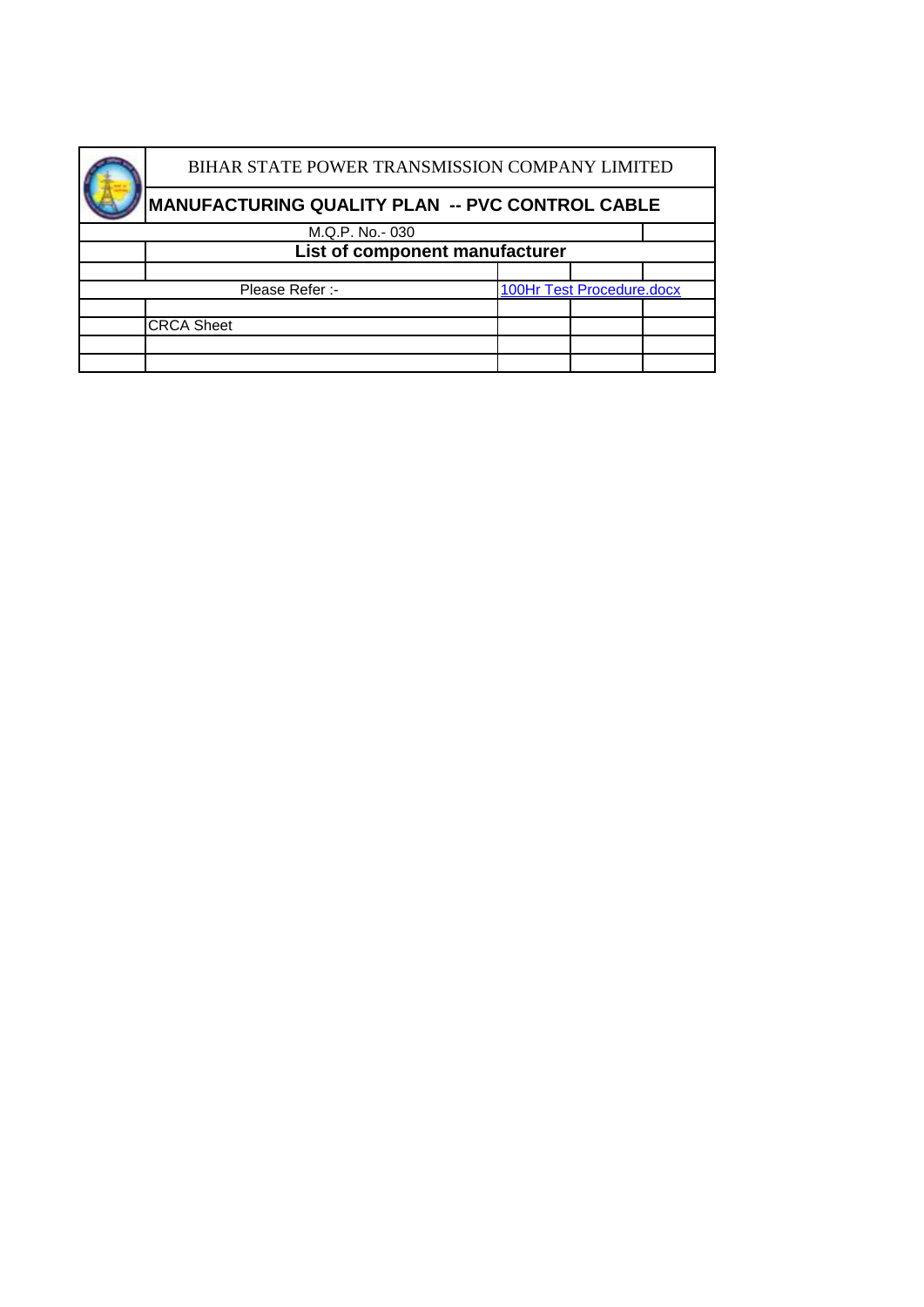| | | | | |
|---|---|---|---|---|
| | BIHAR STATE POWER TRANSMISSION COMPANY LIMITED | | | |
| | **MANUFACTURING QUALITY PLAN -- PVC CONTROL CABLE** | | | |
| M.Q.P. No.- 030 | | | | |
| | **List of component manufacturer** | | | |
| | | | | |
| Please Refer :- | | 100Hr Test Procedure.docx | | |
| | | | | |
| | CRCA Sheet | | | |
| | | | | |
| | | | | |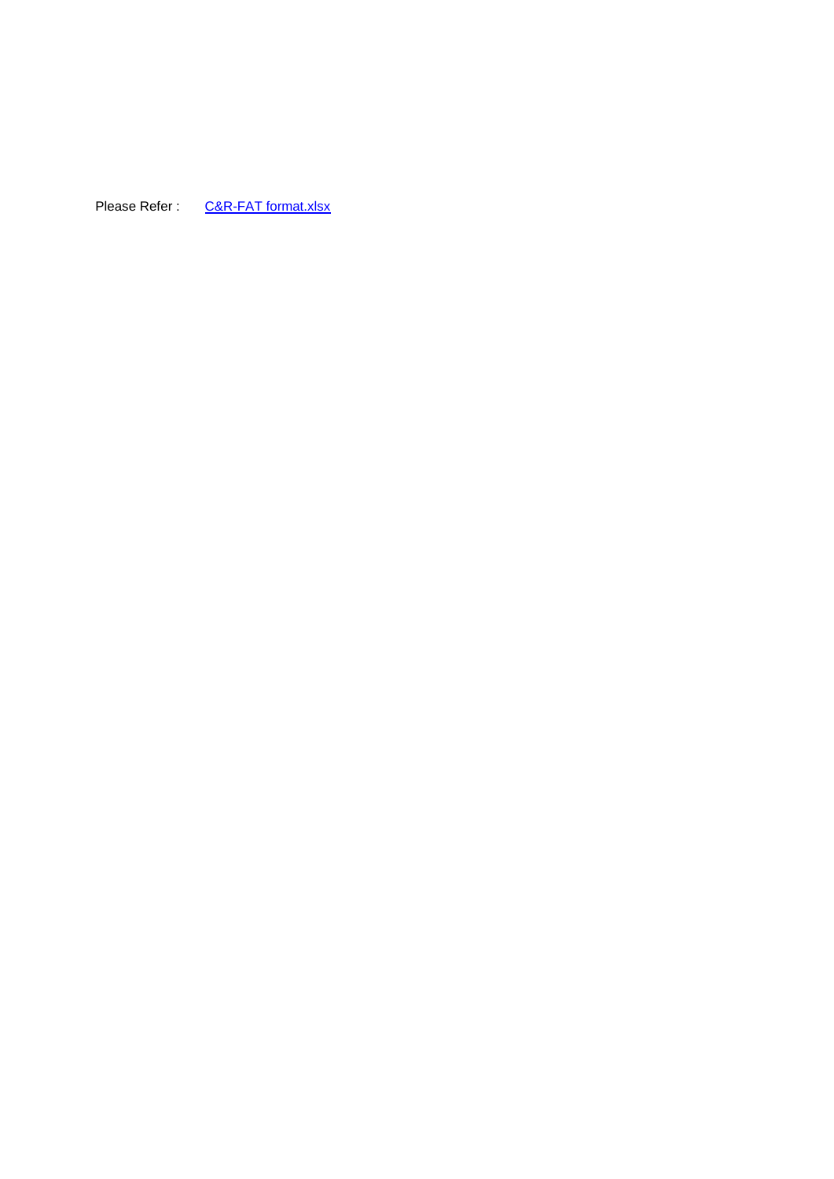Please Refer : C&R-FAT format.xlsx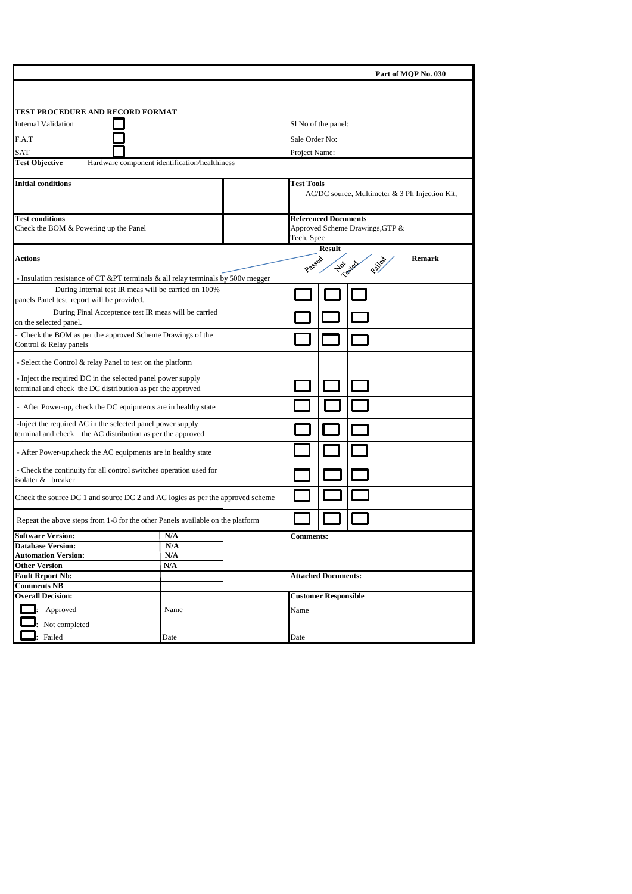Part of MQP No. 030

**TEST PROCEDURE AND RECORD FORMAT**

| | |
|---|---|
| Internal Validation ☐ | Sl No of the panel: |
| F.A.T ☐ | Sale Order No: |
| SAT ☐ | Project Name: |

**Test Objective** Hardware component identification/healthiness

| | |
|---|---|
| **Initial conditions** | **Test Tools**<br>AC/DC source, Multimeter & 3 Ph Injection Kit, |
| **Test conditions**<br>Check the BOM & Powering up the Panel | **Referenced Documents**<br>Approved Scheme Drawings,GTP & Tech. Spec |

| **Actions** | Result: Passed | Result: Not Tested | Result: Failed | **Remark** |
|---|---|---|---|---|
| - Insulation resistance of CT &PT terminals & all relay terminals by 500v megger | | | | |
| During Internal test IR meas will be carried on 100% panels.Panel test report will be provided. | ☐ | ☐ | ☐ | |
| During Final Acceptence test IR meas will be carried on the selected panel. | ☐ | ☐ | ☐ | |
| - Check the BOM as per the approved Scheme Drawings of the Control & Relay panels | ☐ | ☐ | ☐ | |
| - Select the Control & relay Panel to test on the platform | | | | |
| - Inject the required DC in the selected panel power supply terminal and check the DC distribution as per the approved | ☐ | ☐ | ☐ | |
| - After Power-up, check the DC equipments are in healthy state | ☐ | ☐ | ☐ | |
| -Inject the required AC in the selected panel power supply terminal and check the AC distribution as per the approved | ☐ | ☐ | ☐ | |
| - After Power-up,check the AC equipments are in healthy state | ☐ | ☐ | ☐ | |
| - Check the continuity for all control switches operation used for isolater & breaker | ☐ | ☐ | ☐ | |
| Check the source DC 1 and source DC 2 and AC logics as per the approved scheme | ☐ | ☐ | ☐ | |
| Repeat the above steps from 1-8 for the other Panels available on the platform | ☐ | ☐ | ☐ | |

| | | |
|---|---|---|
| **Software Version:** | **N/A** | **Comments:** |
| **Database Version:** | **N/A** | |
| **Automation Version:** | **N/A** | |
| **Other Version** | **N/A** | |
| **Fault Report Nb:** | | **Attached Documents:** |
| **Comments NB** | | |
| **Overall Decision:** | | **Customer Responsible** |
| ☐: Approved | Name | Name |
| ☐: Not completed | | |
| ☐: Failed | Date | Date |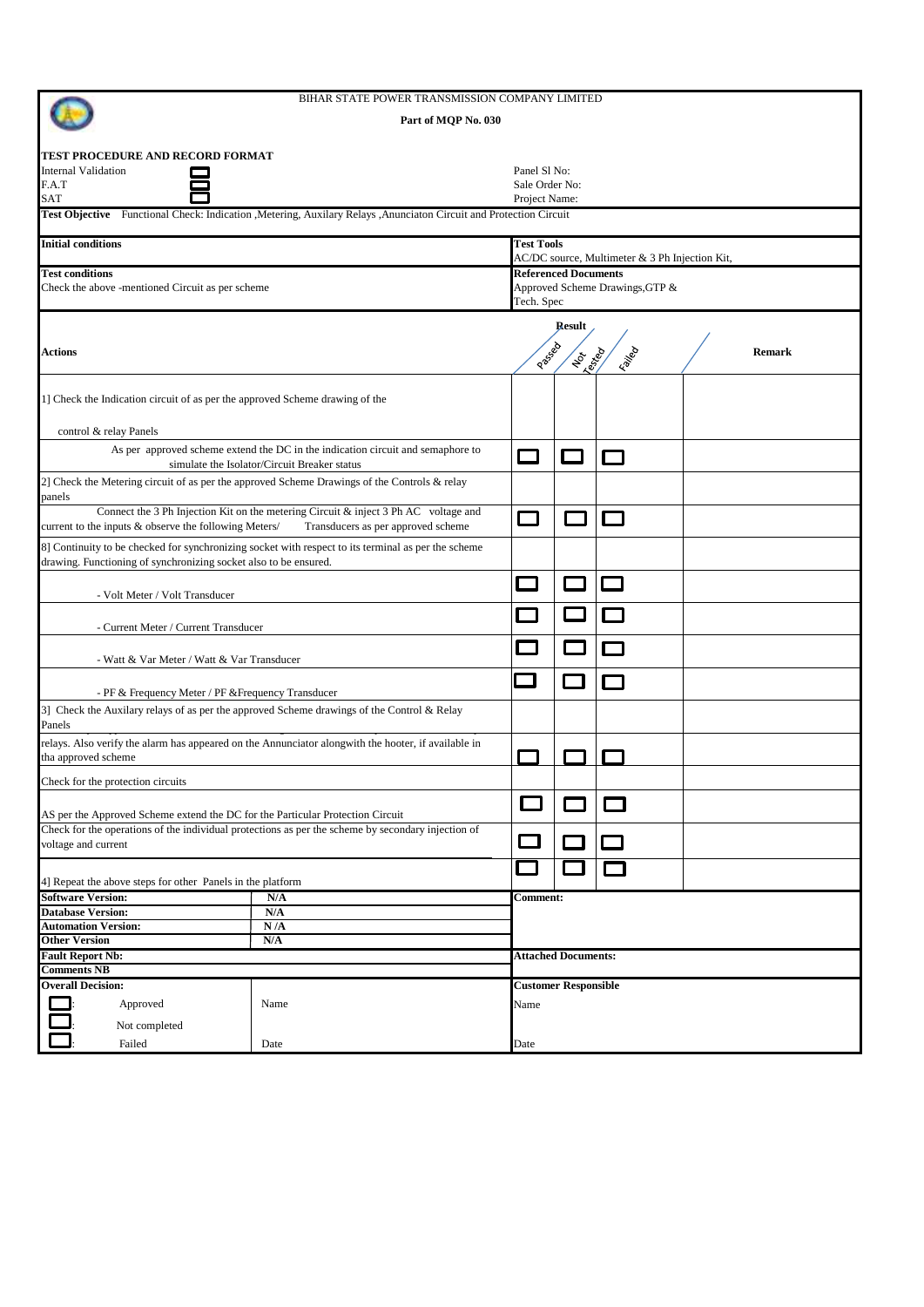BIHAR STATE POWER TRANSMISSION COMPANY LIMITED

**Part of MQP No. 030**

**TEST PROCEDURE AND RECORD FORMAT**

| | |
|---|---|
| Internal Validation ☐ | Panel Sl No: |
| F.A.T ☐ | Sale Order No: |
| SAT ☐ | Project Name: |

**Test Objective** Functional Check: Indication ,Metering, Auxilary Relays ,Anunciaton Circuit and Protection Circuit

| | |
|---|---|
| **Initial conditions** | **Test Tools**<br>AC/DC source, Multimeter & 3 Ph Injection Kit, |
| **Test conditions**<br>Check the above -mentioned Circuit as per scheme | **Referenced Documents**<br>Approved Scheme Drawings,GTP & Tech. Spec |

| **Actions** | **Result** Passed | Not Tested | Failed | **Remark** |
|---|---|---|---|---|
| 1] Check the Indication circuit of as per the approved Scheme drawing of the control & relay Panels | | | | |
| As per approved scheme extend the DC in the indication circuit and semaphore to simulate the Isolator/Circuit Breaker status | ☐ | ☐ | ☐ | |
| 2] Check the Metering circuit of as per the approved Scheme Drawings of the Controls & relay panels | | | | |
| Connect the 3 Ph Injection Kit on the metering Circuit & inject 3 Ph AC voltage and current to the inputs & observe the following Meters/ Transducers as per approved scheme | ☐ | ☐ | ☐ | |
| 8] Continuity to be checked for synchronizing socket with respect to its terminal as per the scheme drawing. Functioning of synchronizing socket also to be ensured. | | | | |
| - Volt Meter / Volt Transducer | ☐ | ☐ | ☐ | |
| - Current Meter / Current Transducer | ☐ | ☐ | ☐ | |
| - Watt & Var Meter / Watt & Var Transducer | ☐ | ☐ | ☐ | |
| - PF & Frequency Meter / PF &Frequency Transducer | ☐ | ☐ | ☐ | |
| 3] Check the Auxilary relays of as per the approved Scheme drawings of the Control & Relay Panels | | | | |
| relays. Also verify the alarm has appeared on the Annunciator alongwith the hooter, if available in tha approved scheme | ☐ | ☐ | ☐ | |
| Check for the protection circuits | | | | |
| AS per the Approved Scheme extend the DC for the Particular Protection Circuit | ☐ | ☐ | ☐ | |
| Check for the operations of the individual protections as per the scheme by secondary injection of voltage and current | ☐ | ☐ | ☐ | |
| 4] Repeat the above steps for other Panels in the platform | ☐ | ☐ | ☐ | |

| | | |
|---|---|---|
| **Software Version:** | **N/A** | **Comment:** |
| **Database Version:** | **N/A** | |
| **Automation Version:** | **N /A** | |
| **Other Version** | **N/A** | |
| **Fault Report Nb:** | | **Attached Documents:** |
| **Comments NB** | | |
| **Overall Decision:** | | **Customer Responsible** |
| ☐: Approved | Name | Name |
| ☐: Not completed | | |
| ☐: Failed | Date | Date |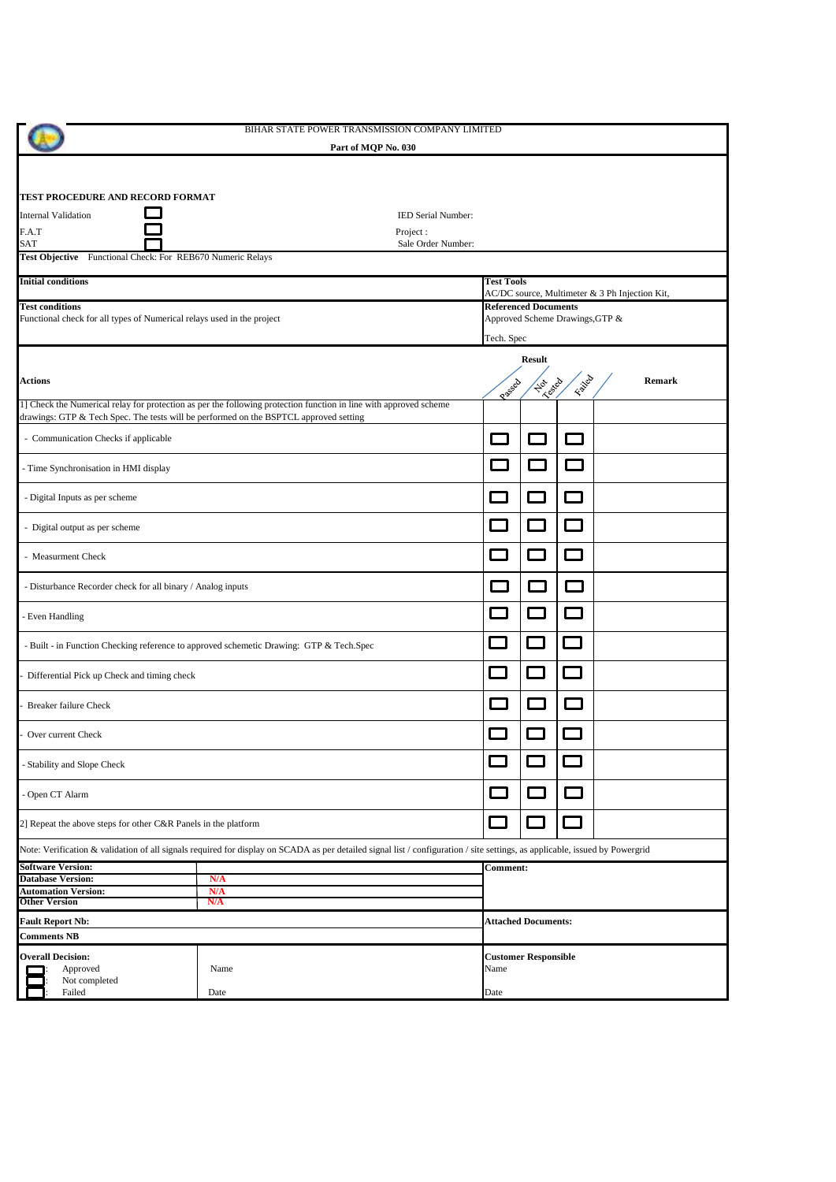BIHAR STATE POWER TRANSMISSION COMPANY LIMITED

**Part of MQP No. 030**

**TEST PROCEDURE AND RECORD FORMAT**

Internal Validation ☐ IED Serial Number:

F.A.T ☐ Project :

SAT ☐ Sale Order Number:

**Test Objective** Functional Check: For REB670 Numeric Relays

| | |
|---|---|
| **Initial conditions** | **Test Tools**<br>AC/DC source, Multimeter & 3 Ph Injection Kit, |
| **Test conditions**<br>Functional check for all types of Numerical relays used in the project | **Referenced Documents**<br>Approved Scheme Drawings,GTP &<br>Tech. Spec |

| **Actions** | **Result** Passed | Not Tested | Failed | **Remark** |
|---|---|---|---|---|
| 1] Check the Numerical relay for protection as per the following protection function in line with approved scheme drawings: GTP & Tech Spec. The tests will be performed on the BSPTCL approved setting | | | | |
| - Communication Checks if applicable | ☐ | ☐ | ☐ | |
| - Time Synchronisation in HMI display | ☐ | ☐ | ☐ | |
| - Digital Inputs as per scheme | ☐ | ☐ | ☐ | |
| - Digital output as per scheme | ☐ | ☐ | ☐ | |
| - Measurment Check | ☐ | ☐ | ☐ | |
| - Disturbance Recorder check for all binary / Analog inputs | ☐ | ☐ | ☐ | |
| - Even Handling | ☐ | ☐ | ☐ | |
| - Built - in Function Checking reference to approved schemetic Drawing: GTP & Tech.Spec | ☐ | ☐ | ☐ | |
| - Differential Pick up Check and timing check | ☐ | ☐ | ☐ | |
| - Breaker failure Check | ☐ | ☐ | ☐ | |
| - Over current Check | ☐ | ☐ | ☐ | |
| - Stability and Slope Check | ☐ | ☐ | ☐ | |
| - Open CT Alarm | ☐ | ☐ | ☐ | |
| 2] Repeat the above steps for other C&R Panels in the platform | ☐ | ☐ | ☐ | |

Note: Verification & validation of all signals required for display on SCADA as per detailed signal list / configuration / site settings, as applicable, issued by Powergrid

| | | |
|---|---|---|
| **Software Version:** | | **Comment:** |
| **Database Version:** | N/A | |
| **Automation Version:** | N/A | |
| **Other Version** | N/A | |
| **Fault Report Nb:** | | **Attached Documents:** |
| **Comments NB** | | |
| **Overall Decision:**<br>☐: Approved<br>☐: Not completed<br>☐: Failed | Name<br><br>Date | **Customer Responsible**<br>Name<br><br>Date |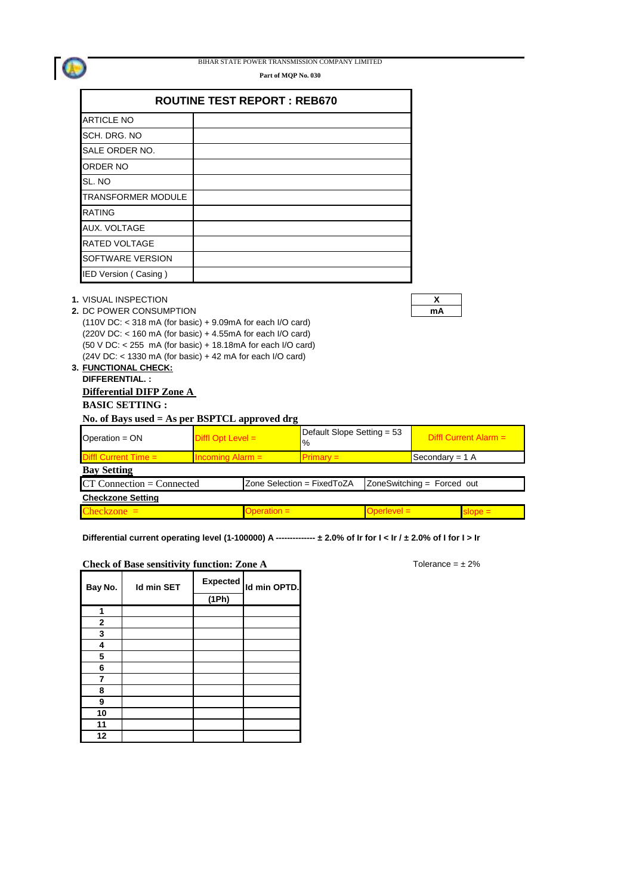BIHAR STATE POWER TRANSMISSION COMPANY LIMITED

**Part of MQP No. 030**

| ROUTINE TEST REPORT : REB670 | |
|---|---|
| ARTICLE NO | |
| SCH. DRG. NO | |
| SALE ORDER NO. | |
| ORDER NO | |
| SL. NO | |
| TRANSFORMER MODULE | |
| RATING | |
| AUX. VOLTAGE | |
| RATED VOLTAGE | |
| SOFTWARE VERSION | |
| IED Version ( Casing ) | |

1. VISUAL INSPECTION
2. DC POWER CONSUMPTION
   (110V DC: < 318 mA (for basic) + 9.09mA for each I/O card)
   (220V DC: < 160 mA (for basic) + 4.55mA for each I/O card)
   (50 V DC: < 255 mA (for basic) + 18.18mA for each I/O card)
   (24V DC: < 1330 mA (for basic) + 42 mA for each I/O card)

| | |
|---|---|
| X | |
| mA | |

3. **FUNCTIONAL CHECK:**

**DIFFERENTIAL. :**

**Differential DIFP Zone A**

**BASIC SETTING :**

**No. of Bays used = As per BSPTCL approved drg**

| | | | |
|---|---|---|---|
| Operation = ON | Diffl Opt Level = | Default Slope Setting = 53 % | Diffl Current Alarm = |
| Diffl Current Time = | Incoming Alarm = | Primary = | Secondary = 1 A |

**Bay Setting**

| | | |
|---|---|---|
| CT Connection = Connected | Zone Selection = FixedToZA | ZoneSwitching = Forced out |

**Checkzone Setting**

| | | | |
|---|---|---|---|
| Checkzone = | Operation = | Operlevel = | slope = |

**Differential current operating level (1-100000) A -------------- ± 2.0% of Ir for I < Ir / ± 2.0% of I for I > Ir**

**Check of Base sensitivity function: Zone A**

Tolerance = ± 2%

| Bay No. | Id min SET | Expected (1Ph) | Id min OPTD. |
|---|---|---|---|
| 1 | | | |
| 2 | | | |
| 3 | | | |
| 4 | | | |
| 5 | | | |
| 6 | | | |
| 7 | | | |
| 8 | | | |
| 9 | | | |
| 10 | | | |
| 11 | | | |
| 12 | | | |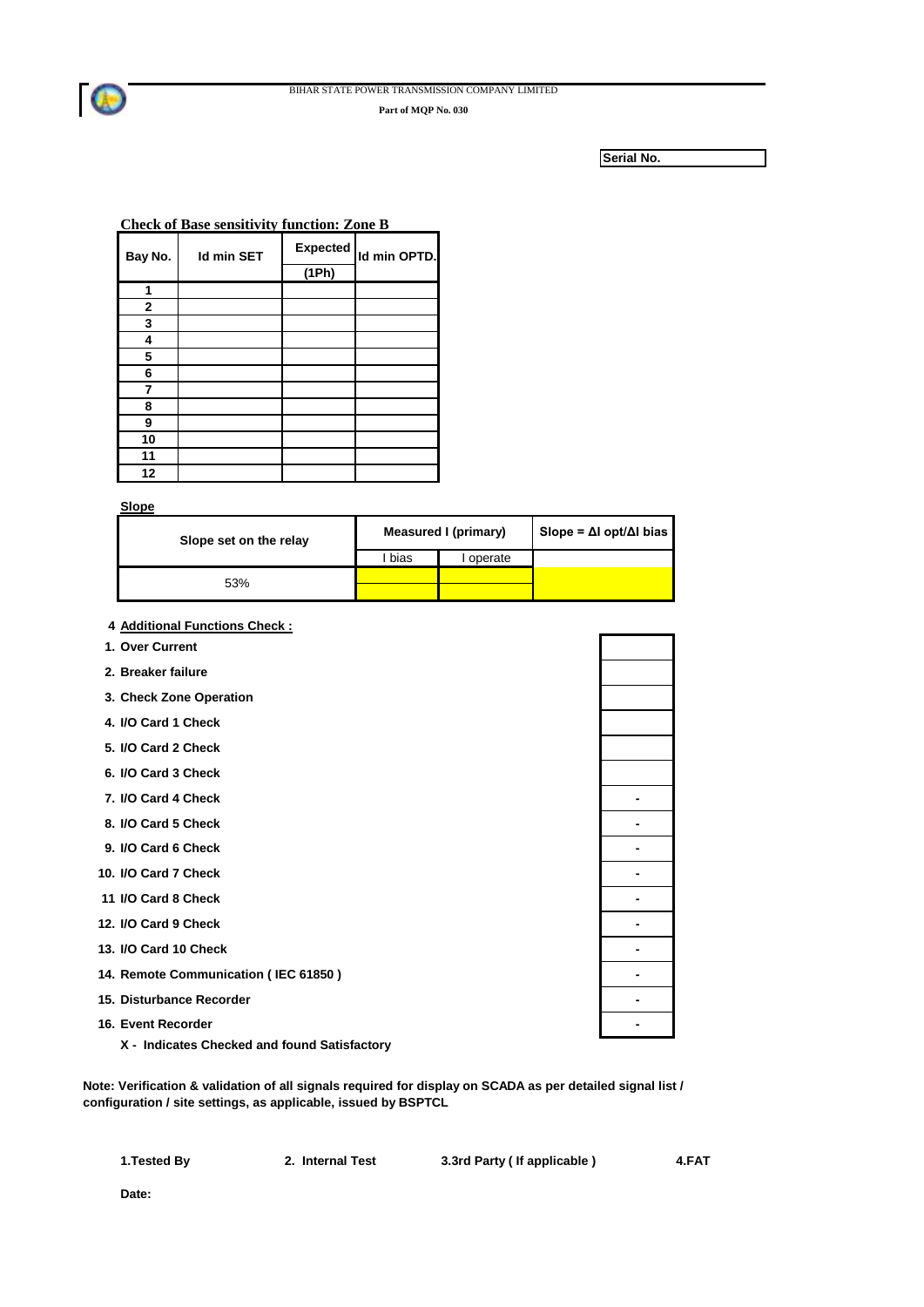BIHAR STATE POWER TRANSMISSION COMPANY LIMITED

**Part of MQP No. 030**

**Serial No.**

**Check of Base sensitivity function: Zone B**

| Bay No. | Id min SET | Expected (1Ph) | Id min OPTD. |
|---|---|---|---|
| 1 | | | |
| 2 | | | |
| 3 | | | |
| 4 | | | |
| 5 | | | |
| 6 | | | |
| 7 | | | |
| 8 | | | |
| 9 | | | |
| 10 | | | |
| 11 | | | |
| 12 | | | |

**Slope**

| Slope set on the relay | Measured I (primary) | | Slope = ΔI opt/ΔI bias |
|---|---|---|---|
| | I bias | I operate | |
| 53% | | | |
| | | | |

**4 Additional Functions Check :**

| | |
|---|---|
| **1. Over Current** | |
| **2. Breaker failure** | |
| **3. Check Zone Operation** | |
| **4. I/O Card 1 Check** | |
| **5. I/O Card 2 Check** | |
| **6. I/O Card 3 Check** | |
| **7. I/O Card 4 Check** | - |
| **8. I/O Card 5 Check** | - |
| **9. I/O Card 6 Check** | - |
| **10. I/O Card 7 Check** | - |
| **11 I/O Card 8 Check** | - |
| **12. I/O Card 9 Check** | - |
| **13. I/O Card 10 Check** | - |
| **14. Remote Communication ( IEC 61850 )** | - |
| **15. Disturbance Recorder** | - |
| **16. Event Recorder** | - |

**X - Indicates Checked and found Satisfactory**

**Note: Verification & validation of all signals required for display on SCADA as per detailed signal list / configuration / site settings, as applicable, issued by BSPTCL**

**1.Tested By** **2. Internal Test** **3.3rd Party ( If applicable )** **4.FAT**

**Date:**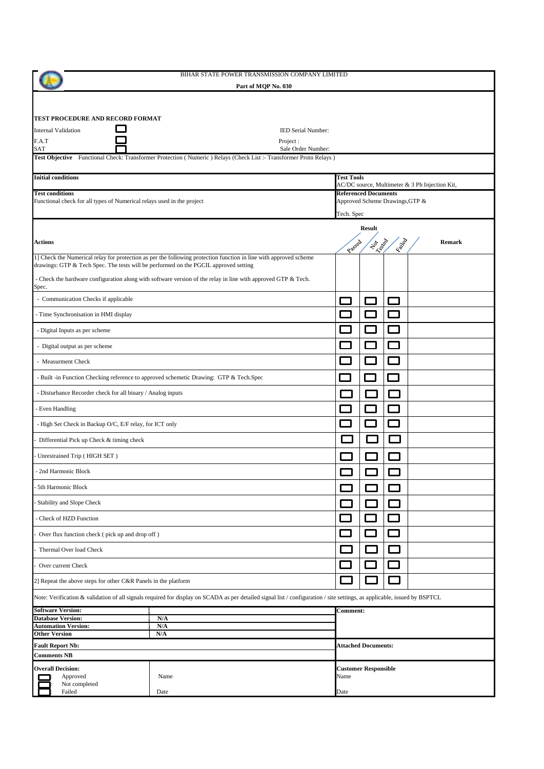BIHAR STATE POWER TRANSMISSION COMPANY LIMITED

**Part of MQP No. 030**

**TEST PROCEDURE AND RECORD FORMAT**

| | | | |
|---|---|---|---|
| Internal Validation | ☐ | IED Serial Number: | |
| F.A.T | ☐ | Project : | |
| SAT | ☐ | Sale Order Number: | |

**Test Objective** Functional Check: Transformer Protection ( Numeric ) Relays (Check List :- Transformer Protn Relays )

| | |
|---|---|
| **Initial conditions** | **Test Tools**<br>AC/DC source, Multimeter & 3 Ph Injection Kit, |
| **Test conditions**<br>Functional check for all types of Numerical relays used in the project | **Referenced Documents**<br>Approved Scheme Drawings,GTP &<br>Tech. Spec |

| **Actions** | **Result** Passed | Not Tested | Failed | **Remark** |
|---|---|---|---|---|
| 1] Check the Numerical relay for protection as per the following protection function in line with approved scheme drawings: GTP & Tech Spec. The tests will be performed on the PGCIL approved setting<br>- Check the hardware configuration along with software version of the relay in line with approved GTP & Tech. Spec. | | | | |
| - Communication Checks if applicable | ☐ | ☐ | ☐ | |
| - Time Synchronisation in HMI display | ☐ | ☐ | ☐ | |
| - Digital Inputs as per scheme | ☐ | ☐ | ☐ | |
| - Digital output as per scheme | ☐ | ☐ | ☐ | |
| - Measurment Check | ☐ | ☐ | ☐ | |
| - Built -in Function Checking reference to approved schemetic Drawing: GTP & Tech.Spec | ☐ | ☐ | ☐ | |
| - Disturbance Recorder check for all binary / Analog inputs | ☐ | ☐ | ☐ | |
| - Even Handling | ☐ | ☐ | ☐ | |
| - High Set Check in Backup O/C, E/F relay, for ICT only | ☐ | ☐ | ☐ | |
| - Differential Pick up Check & timing check | ☐ | ☐ | ☐ | |
| - Unrestrained Trip ( HIGH SET ) | ☐ | ☐ | ☐ | |
| - 2nd Harmonic Block | ☐ | ☐ | ☐ | |
| - 5th Harmonic Block | ☐ | ☐ | ☐ | |
| - Stability and Slope Check | ☐ | ☐ | ☐ | |
| - Check of HZD Function | ☐ | ☐ | ☐ | |
| - Over flux function check ( pick up and drop off ) | ☐ | ☐ | ☐ | |
| - Thermal Over load Check | ☐ | ☐ | ☐ | |
| - Over current Check | ☐ | ☐ | ☐ | |
| 2] Repeat the above steps for other C&R Panels in the platform | ☐ | ☐ | ☐ | |

Note: Verification & validation of all signals required for display on SCADA as per detailed signal list / configuration / site settings, as applicable, issued by BSPTCL

| | | |
|---|---|---|
| **Software Version:** | | **Comment:** |
| **Database Version:** | **N/A** | |
| **Automation Version:** | **N/A** | |
| **Other Version** | **N/A** | |
| **Fault Report Nb:** | | **Attached Documents:** |
| **Comments NB** | | |
| **Overall Decision:**<br>☐ : Approved<br>☐ : Not completed<br>☐ : Failed | Name<br><br>Date | **Customer Responsible**<br>Name<br><br>Date |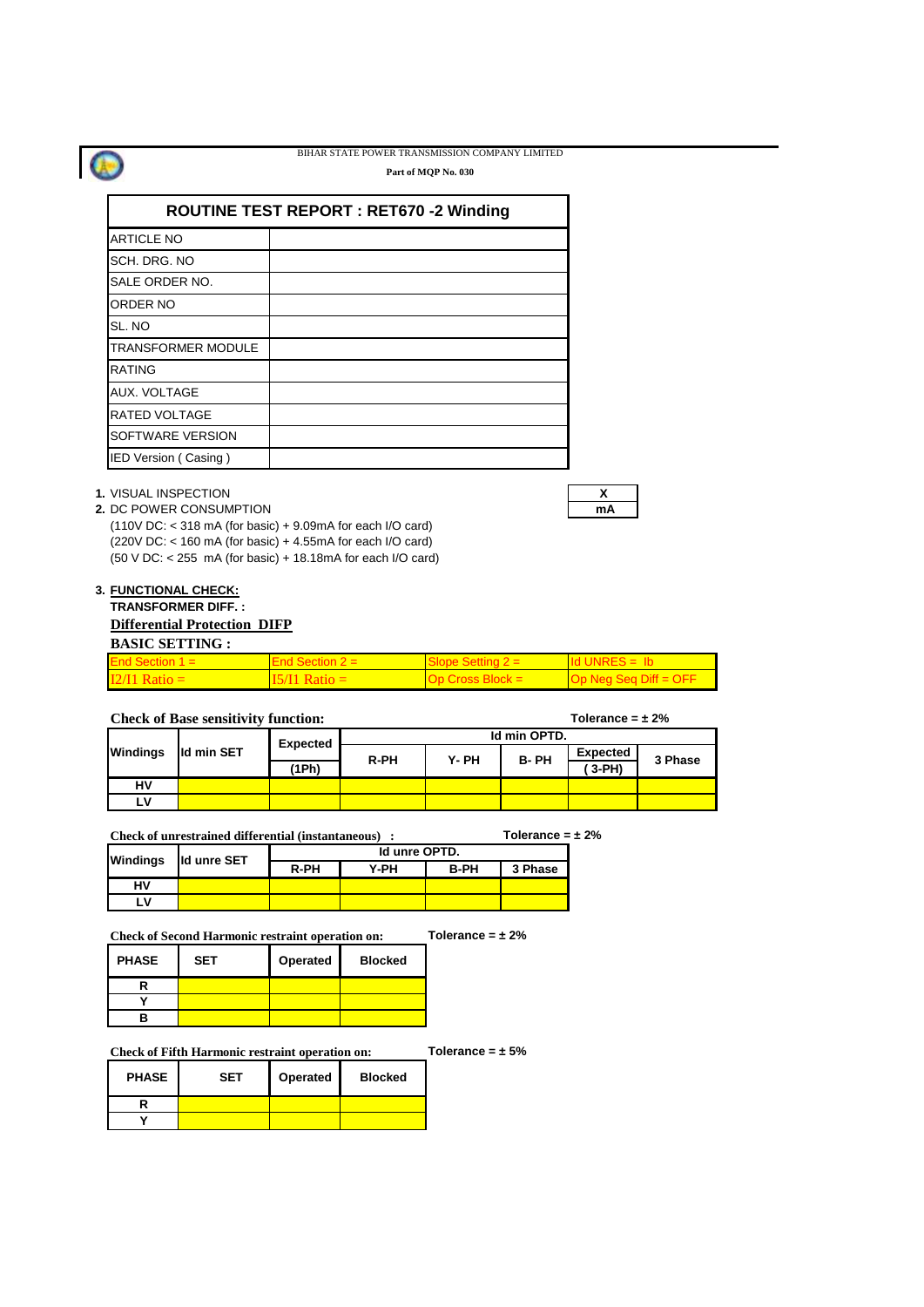BIHAR STATE POWER TRANSMISSION COMPANY LIMITED

**Part of MQP No. 030**

## ROUTINE TEST REPORT : RET670 -2 Winding

| | |
|---|---|
| ARTICLE NO | |
| SCH. DRG. NO | |
| SALE ORDER NO. | |
| ORDER NO | |
| SL. NO | |
| TRANSFORMER MODULE | |
| RATING | |
| AUX. VOLTAGE | |
| RATED VOLTAGE | |
| SOFTWARE VERSION | |
| IED Version ( Casing ) | |

**1.** VISUAL INSPECTION — X

**2.** DC POWER CONSUMPTION — mA

(110V DC: < 318 mA (for basic) + 9.09mA for each I/O card)
(220V DC: < 160 mA (for basic) + 4.55mA for each I/O card)
(50 V DC: < 255 mA (for basic) + 18.18mA for each I/O card)

**3.** **FUNCTIONAL CHECK:**

**TRANSFORMER DIFF. :**

**Differential Protection DIFP**

**BASIC SETTING :**

| | | | |
|---|---|---|---|
| End Section 1 = | End Section 2 = | Slope Setting 2 = | Id UNRES = Ib |
| I2/I1 Ratio = | I5/I1 Ratio = | Op Cross Block = | Op Neg Seq Diff = OFF |

**Check of Base sensitivity function:** Tolerance = ± 2%

| Windings | Id min SET | Expected (1Ph) | Id min OPTD. R-PH | Y- PH | B- PH | Expected ( 3-PH) | 3 Phase |
|---|---|---|---|---|---|---|---|
| HV | | | | | | | |
| LV | | | | | | | |

**Check of unrestrained differential (instantaneous) :** Tolerance = ± 2%

| Windings | Id unre SET | Id unre OPTD. R-PH | Y-PH | B-PH | 3 Phase |
|---|---|---|---|---|---|
| HV | | | | | |
| LV | | | | | |

**Check of Second Harmonic restraint operation on:** Tolerance = ± 2%

| PHASE | SET | Operated | Blocked |
|---|---|---|---|
| R | | | |
| Y | | | |
| B | | | |

**Check of Fifth Harmonic restraint operation on:** Tolerance = ± 5%

| PHASE | SET | Operated | Blocked |
|---|---|---|---|
| R | | | |
| Y | | | |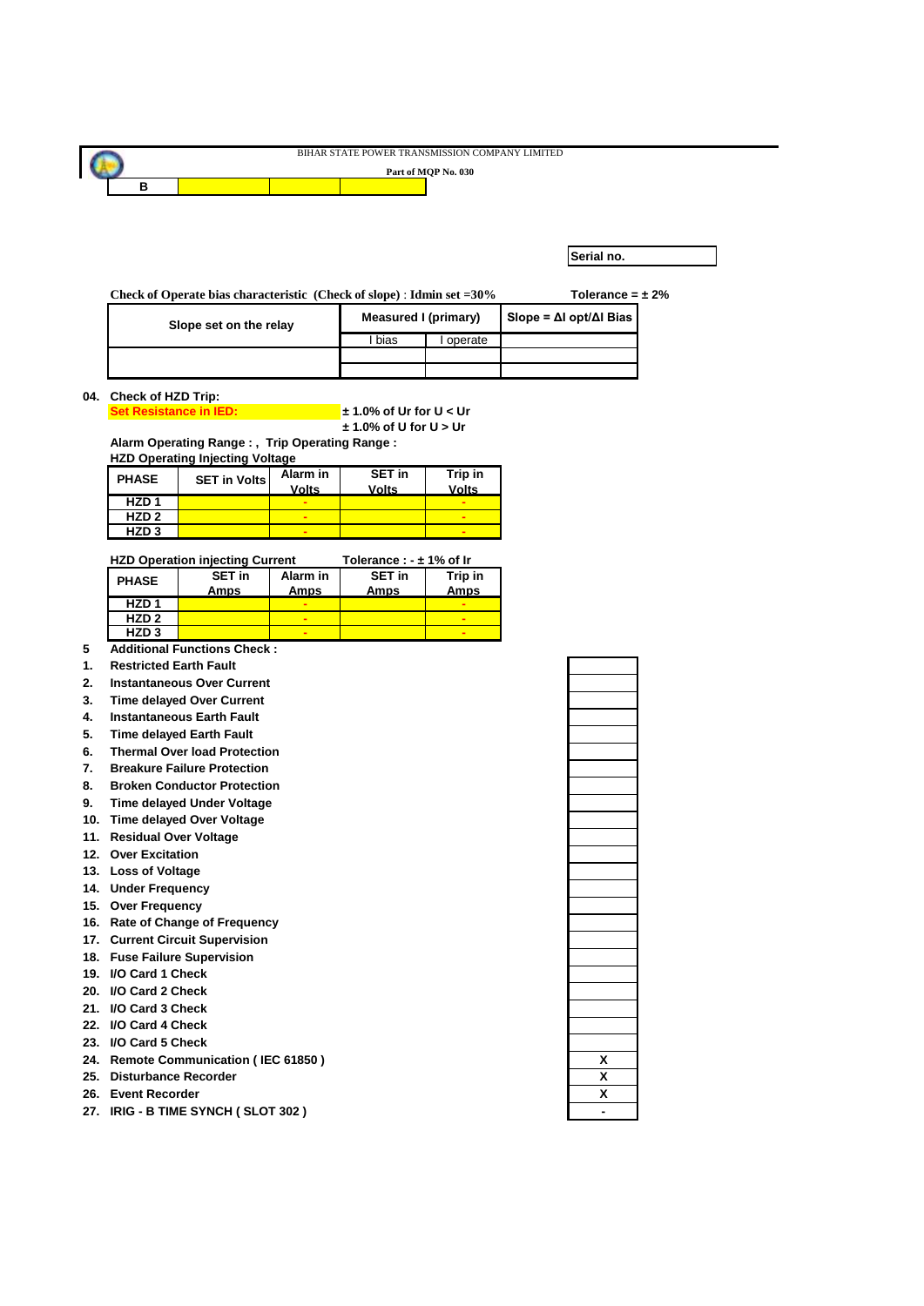BIHAR STATE POWER TRANSMISSION COMPANY LIMITED

**Part of MQP No. 030**

| B | | | |
|---|---|---|---|

**Serial no.**

**Check of Operate bias characteristic (Check of slope) : Idmin set =30%** **Tolerance = ± 2%**

| Slope set on the relay | Measured I (primary) | | Slope = ΔI opt/ΔI Bias |
|---|---|---|---|
| | I bias | I operate | |
| | | | |
| | | | |

**04. Check of HZD Trip:**

**Set Resistance in IED:** **± 1.0% of Ur for U < Ur**

**± 1.0% of U for U > Ur**

**Alarm Operating Range : , Trip Operating Range :**

**HZD Operating Injecting Voltage**

| PHASE | SET in Volts | Alarm in Volts | SET in Volts | Trip in Volts |
|---|---|---|---|---|
| HZD 1 | | - | | - |
| HZD 2 | | - | | - |
| HZD 3 | | - | | - |

**HZD Operation injecting Current** **Tolerance : - ± 1% of Ir**

| PHASE | SET in Amps | Alarm in Amps | SET in Amps | Trip in Amps |
|---|---|---|---|---|
| HZD 1 | | - | | - |
| HZD 2 | | - | | - |
| HZD 3 | | - | | - |

**5 Additional Functions Check :**

| | | |
|---|---|---|
| 1. | Restricted Earth Fault | |
| 2. | Instantaneous Over Current | |
| 3. | Time delayed Over Current | |
| 4. | Instantaneous Earth Fault | |
| 5. | Time delayed Earth Fault | |
| 6. | Thermal Over load Protection | |
| 7. | Breakure Failure Protection | |
| 8. | Broken Conductor Protection | |
| 9. | Time delayed Under Voltage | |
| 10. | Time delayed Over Voltage | |
| 11. | Residual Over Voltage | |
| 12. | Over Excitation | |
| 13. | Loss of Voltage | |
| 14. | Under Frequency | |
| 15. | Over Frequency | |
| 16. | Rate of Change of Frequency | |
| 17. | Current Circuit Supervision | |
| 18. | Fuse Failure Supervision | |
| 19. | I/O Card 1 Check | |
| 20. | I/O Card 2 Check | |
| 21. | I/O Card 3 Check | |
| 22. | I/O Card 4 Check | |
| 23. | I/O Card 5 Check | |
| 24. | Remote Communication ( IEC 61850 ) | X |
| 25. | Disturbance Recorder | X |
| 26. | Event Recorder | X |
| 27. | IRIG - B TIME SYNCH ( SLOT 302 ) | - |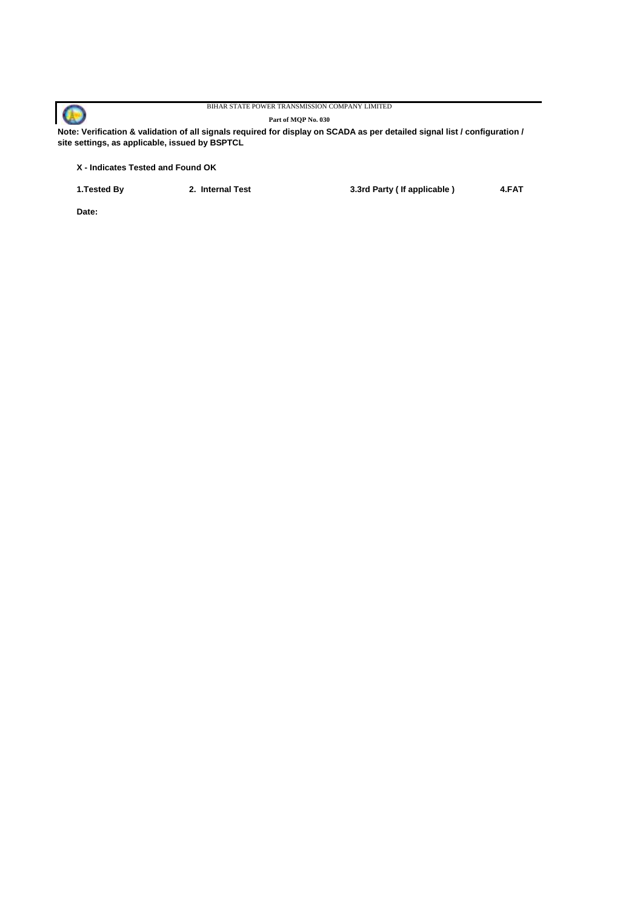BIHAR STATE POWER TRANSMISSION COMPANY LIMITED

**Part of MQP No. 030**

**Note: Verification & validation of all signals required for display on SCADA as per detailed signal list / configuration / site settings, as applicable, issued by BSPTCL**

**X - Indicates Tested and Found OK**

| | | | |
|---|---|---|---|
| **1.Tested By** | **2. Internal Test** | **3.3rd Party ( If applicable )** | **4.FAT** |

**Date:**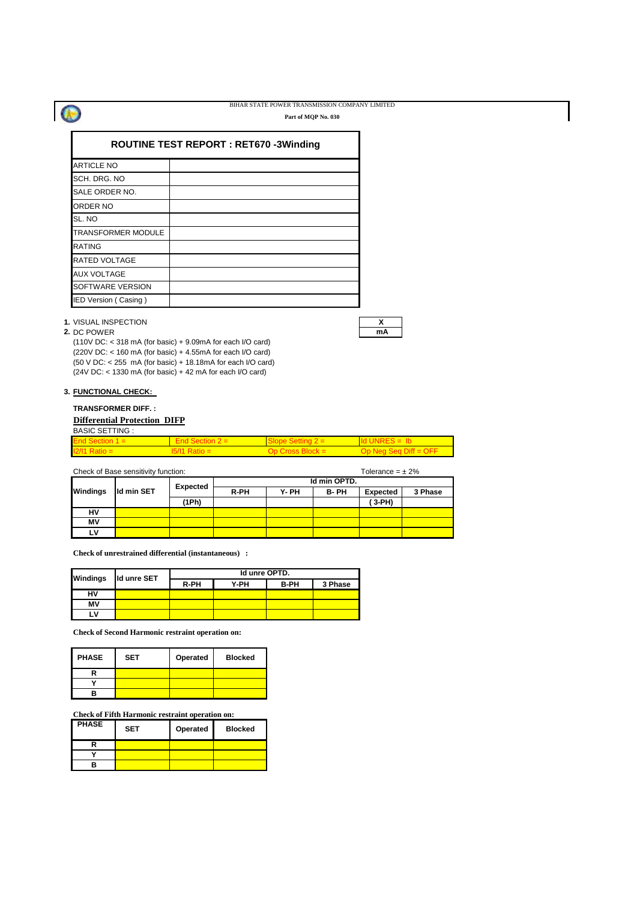BIHAR STATE POWER TRANSMISSION COMPANY LIMITED

**Part of MQP No. 030**

## ROUTINE TEST REPORT : RET670 -3Winding

| | |
|---|---|
| ARTICLE NO | |
| SCH. DRG. NO | |
| SALE ORDER NO. | |
| ORDER NO | |
| SL. NO | |
| TRANSFORMER MODULE | |
| RATING | |
| RATED VOLTAGE | |
| AUX VOLTAGE | |
| SOFTWARE VERSION | |
| IED Version ( Casing ) | |

1. VISUAL INSPECTION — X
2. DC POWER — mA

(110V DC: < 318 mA (for basic) + 9.09mA for each I/O card)
(220V DC: < 160 mA (for basic) + 4.55mA for each I/O card)
(50 V DC: < 255 mA (for basic) + 18.18mA for each I/O card)
(24V DC: < 1330 mA (for basic) + 42 mA for each I/O card)

3. **FUNCTIONAL CHECK:**

**TRANSFORMER DIFF. :**

**Differential Protection DIFP**

BASIC SETTING :

| | | | |
|---|---|---|---|
| End Section 1 = | End Section 2 = | Slope Setting 2 = | Id UNRES = Ib |
| I2/I1 Ratio = | I5/I1 Ratio = | Op Cross Block = | Op Neg Seq Diff = OFF |

Check of Base sensitivity function: Tolerance = ± 2%

| Windings | Id min SET | Expected | Id min OPTD. | | | | |
|---|---|---|---|---|---|---|---|
| | | (1Ph) | R-PH | Y- PH | B- PH | Expected ( 3-PH) | 3 Phase |
| HV | | | | | | | |
| MV | | | | | | | |
| LV | | | | | | | |

**Check of unrestrained differential (instantaneous) :**

| Windings | Id unre SET | Id unre OPTD. | | | |
|---|---|---|---|---|---|
| | | R-PH | Y-PH | B-PH | 3 Phase |
| HV | | | | | |
| MV | | | | | |
| LV | | | | | |

**Check of Second Harmonic restraint operation on:**

| PHASE | SET | Operated | Blocked |
|---|---|---|---|
| R | | | |
| Y | | | |
| B | | | |

**Check of Fifth Harmonic restraint operation on:**

| PHASE | SET | Operated | Blocked |
|---|---|---|---|
| R | | | |
| Y | | | |
| B | | | |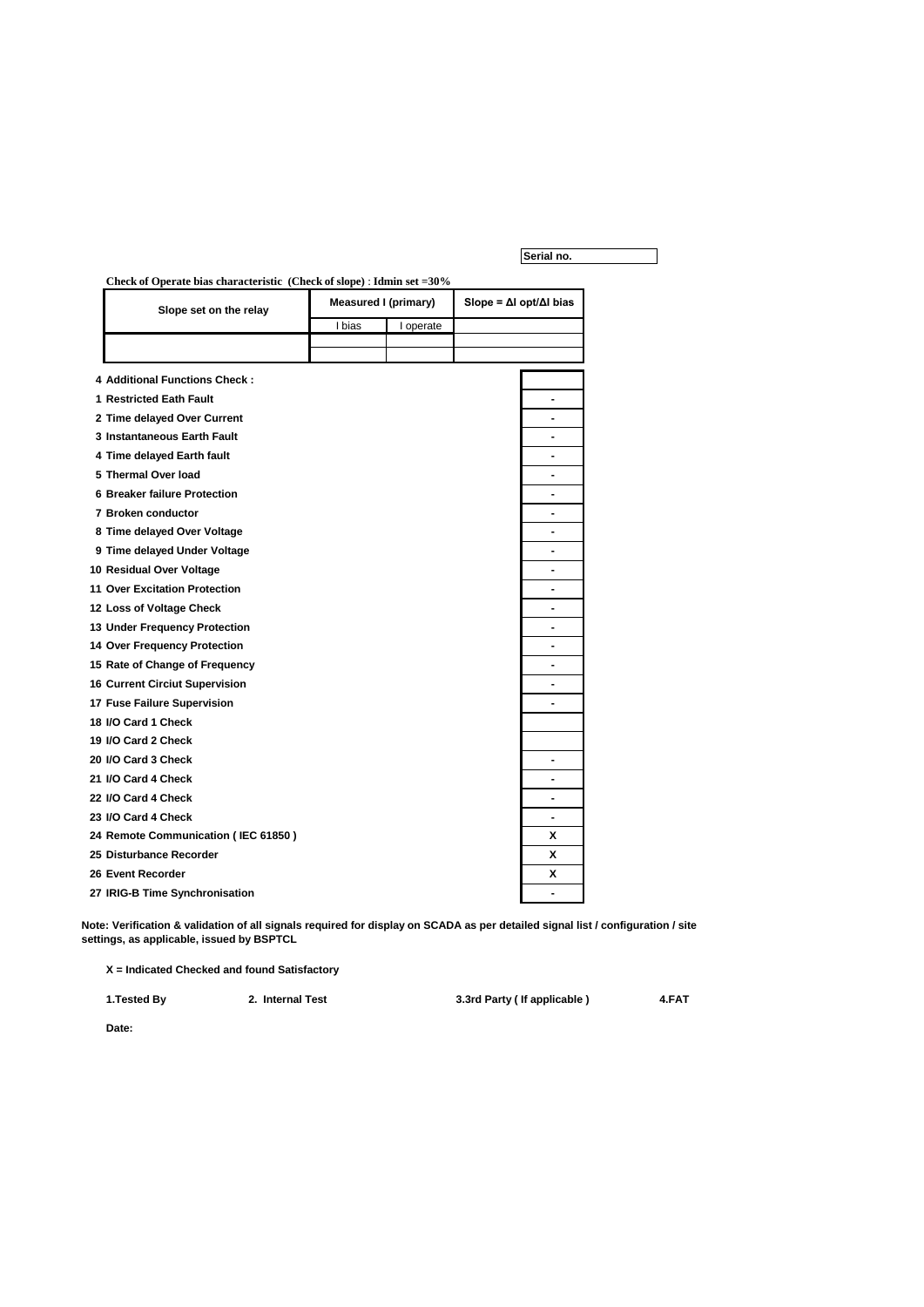**Serial no.**

**Check of Operate bias characteristic (Check of slope) : Idmin set =30%**

| Slope set on the relay | Measured I (primary) | | Slope = ΔI opt/ΔI bias |
|---|---|---|---|
| | I bias | I operate | |
| | | | |
| | | | |

| | |
|---|---|
| **4 Additional Functions Check :** | |
| **1 Restricted Eath Fault** | - |
| **2 Time delayed Over Current** | - |
| **3 Instantaneous Earth Fault** | - |
| **4 Time delayed Earth fault** | - |
| **5 Thermal Over load** | - |
| **6 Breaker failure Protection** | - |
| **7 Broken conductor** | - |
| **8 Time delayed Over Voltage** | - |
| **9 Time delayed Under Voltage** | - |
| **10 Residual Over Voltage** | - |
| **11 Over Excitation Protection** | - |
| **12 Loss of Voltage Check** | - |
| **13 Under Frequency Protection** | - |
| **14 Over Frequency Protection** | - |
| **15 Rate of Change of Frequency** | - |
| **16 Current Circiut Supervision** | - |
| **17 Fuse Failure Supervision** | - |
| **18 I/O Card 1 Check** | |
| **19 I/O Card 2 Check** | |
| **20 I/O Card 3 Check** | - |
| **21 I/O Card 4 Check** | - |
| **22 I/O Card 4 Check** | - |
| **23 I/O Card 4 Check** | - |
| **24 Remote Communication ( IEC 61850 )** | X |
| **25 Disturbance Recorder** | X |
| **26 Event Recorder** | X |
| **27 IRIG-B Time Synchronisation** | - |

**Note: Verification & validation of all signals required for display on SCADA as per detailed signal list / configuration / site settings, as applicable, issued by BSPTCL**

**X = Indicated Checked and found Satisfactory**

**1.Tested By** **2. Internal Test** **3.3rd Party ( If applicable )** **4.FAT**

**Date:**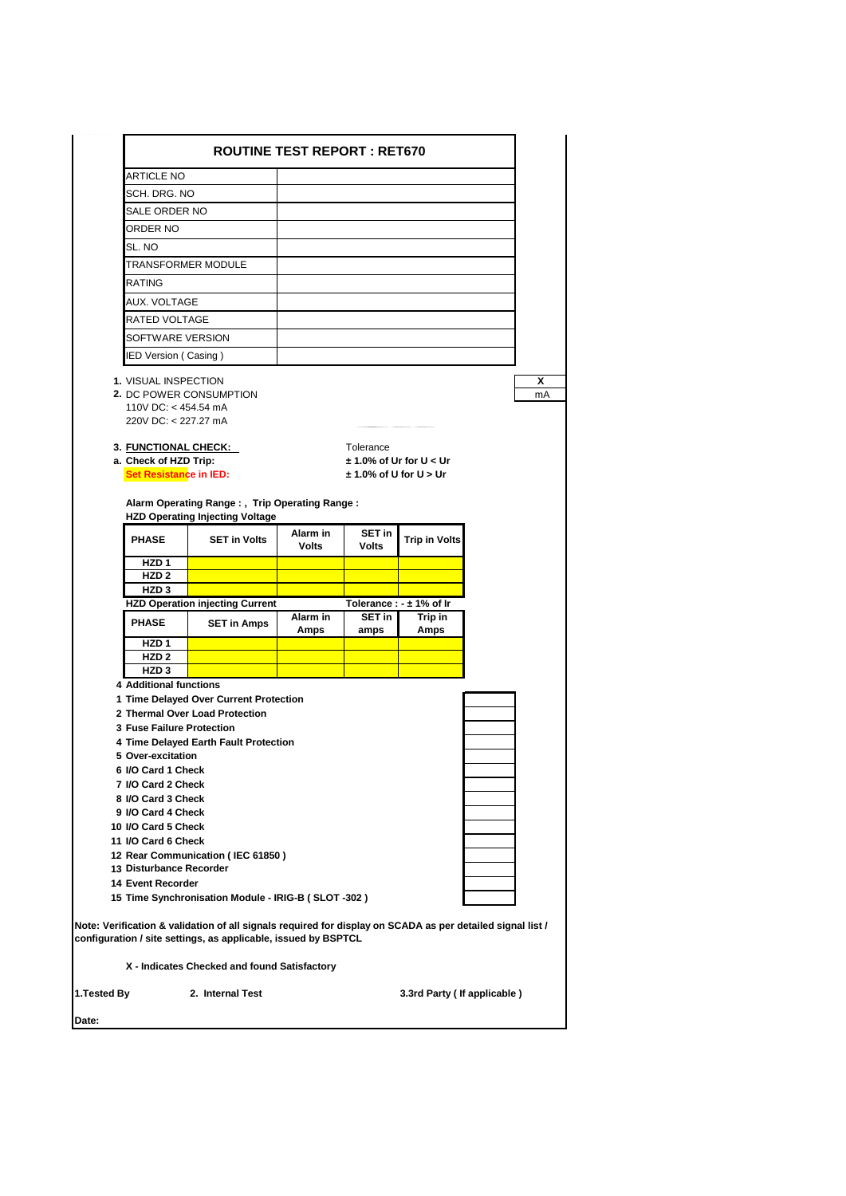# ROUTINE TEST REPORT : RET670

| | |
|---|---|
| ARTICLE NO | |
| SCH. DRG. NO | |
| SALE ORDER NO | |
| ORDER NO | |
| SL. NO | |
| TRANSFORMER MODULE | |
| RATING | |
| AUX. VOLTAGE | |
| RATED VOLTAGE | |
| SOFTWARE VERSION | |
| IED Version ( Casing ) | |

1. VISUAL INSPECTION — X
2. DC POWER CONSUMPTION — mA

110V DC: < 454.54 mA

220V DC: < 227.27 mA

3. **FUNCTIONAL CHECK:**

Tolerance

**a. Check of HZD Trip:** **± 1.0% of Ur for U < Ur**

**Set Resistance in IED:** **± 1.0% of U for U > Ur**

**Alarm Operating Range : , Trip Operating Range :**

**HZD Operating Injecting Voltage**

| PHASE | SET in Volts | Alarm in Volts | SET in Volts | Trip in Volts |
|---|---|---|---|---|
| HZD 1 | | | | |
| HZD 2 | | | | |
| HZD 3 | | | | |

**HZD Operation injecting Current** **Tolerance : - ± 1% of Ir**

| PHASE | SET in Amps | Alarm in Amps | SET in amps | Trip in Amps |
|---|---|---|---|---|
| HZD 1 | | | | |
| HZD 2 | | | | |
| HZD 3 | | | | |

**4 Additional functions**

| | |
|---|---|
| **1 Time Delayed Over Current Protection** | |
| **2 Thermal Over Load Protection** | |
| **3 Fuse Failure Protection** | |
| **4 Time Delayed Earth Fault Protection** | |
| **5 Over-excitation** | |
| **6 I/O Card 1 Check** | |
| **7 I/O Card 2 Check** | |
| **8 I/O Card 3 Check** | |
| **9 I/O Card 4 Check** | |
| **10 I/O Card 5 Check** | |
| **11 I/O Card 6 Check** | |
| **12 Rear Communication ( IEC 61850 )** | |
| **13 Disturbance Recorder** | |
| **14 Event Recorder** | |
| **15 Time Synchronisation Module - IRIG-B ( SLOT -302 )** | |

**Note: Verification & validation of all signals required for display on SCADA as per detailed signal list / configuration / site settings, as applicable, issued by BSPTCL**

**X - Indicates Checked and found Satisfactory**

**1.Tested By** **2. Internal Test** **3.3rd Party ( If applicable )**

**Date:**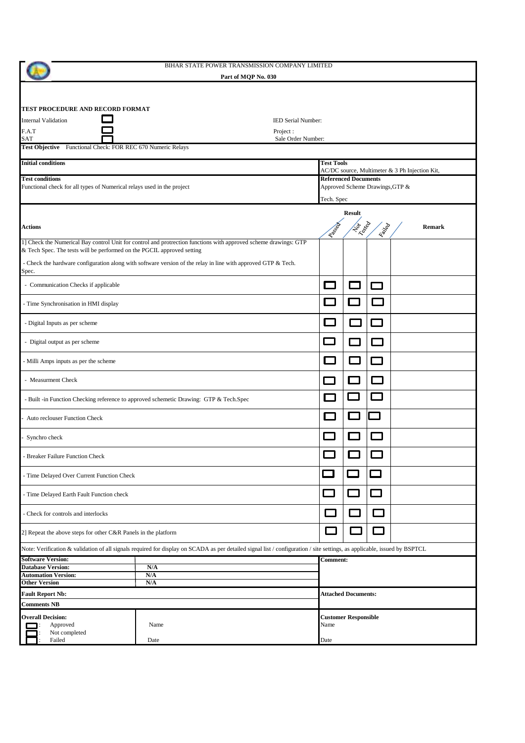BIHAR STATE POWER TRANSMISSION COMPANY LIMITED

**Part of MQP No. 030**

**TEST PROCEDURE AND RECORD FORMAT**

| | | |
|---|---|---|
| Internal Validation | ☐ | IED Serial Number: |
| F.A.T | ☐ | Project : |
| SAT | ☐ | Sale Order Number: |

**Test Objective** Functional Check: FOR REC 670 Numeric Relays

| | |
|---|---|
| **Initial conditions** | **Test Tools**<br>AC/DC source, Multimeter & 3 Ph Injection Kit, |
| **Test conditions**<br>Functional check for all types of Numerical relays used in the project | **Referenced Documents**<br>Approved Scheme Drawings,GTP &<br>Tech. Spec |

| **Actions** | Result: Passed | Result: Not Tested | Result: Failed | **Remark** |
|---|---|---|---|---|
| 1] Check the Numerical Bay control Unit for control and protrection functions with approved scheme drawings: GTP & Tech Spec. The tests will be performed on the PGCIL approved setting<br>- Check the hardware configuration along with software version of the relay in line with approved GTP & Tech. Spec. | | | | |
| - Communication Checks if applicable | ☐ | ☐ | ☐ | |
| - Time Synchronisation in HMI display | ☐ | ☐ | ☐ | |
| - Digital Inputs as per scheme | ☐ | ☐ | ☐ | |
| - Digital output as per scheme | ☐ | ☐ | ☐ | |
| - Milli Amps inputs as per the scheme | ☐ | ☐ | ☐ | |
| - Measurment Check | ☐ | ☐ | ☐ | |
| - Built -in Function Checking reference to approved schemetic Drawing: GTP & Tech.Spec | ☐ | ☐ | ☐ | |
| - Auto reclouser Function Check | ☐ | ☐ | ☐ | |
| - Synchro check | ☐ | ☐ | ☐ | |
| - Breaker Failure Function Check | ☐ | ☐ | ☐ | |
| - Time Delayed Over Current Function Check | ☐ | ☐ | ☐ | |
| - Time Delayed Earth Fault Function check | ☐ | ☐ | ☐ | |
| - Check for controls and interlocks | ☐ | ☐ | ☐ | |
| 2] Repeat the above steps for other C&R Panels in the platform | ☐ | ☐ | ☐ | |

Note: Verification & validation of all signals required for display on SCADA as per detailed signal list / configuration / site settings, as applicable, issued by BSPTCL

| | | |
|---|---|---|
| **Software Version:** | | **Comment:** |
| **Database Version:** | N/A | |
| **Automation Version:** | N/A | |
| **Other Version** | N/A | |
| **Fault Report Nb:** | | **Attached Documents:** |
| **Comments NB** | | |
| **Overall Decision:**<br>☐ : Approved<br>☐ : Not completed<br>☐ : Failed | Name<br><br>Date | **Customer Responsible**<br>Name<br><br>Date |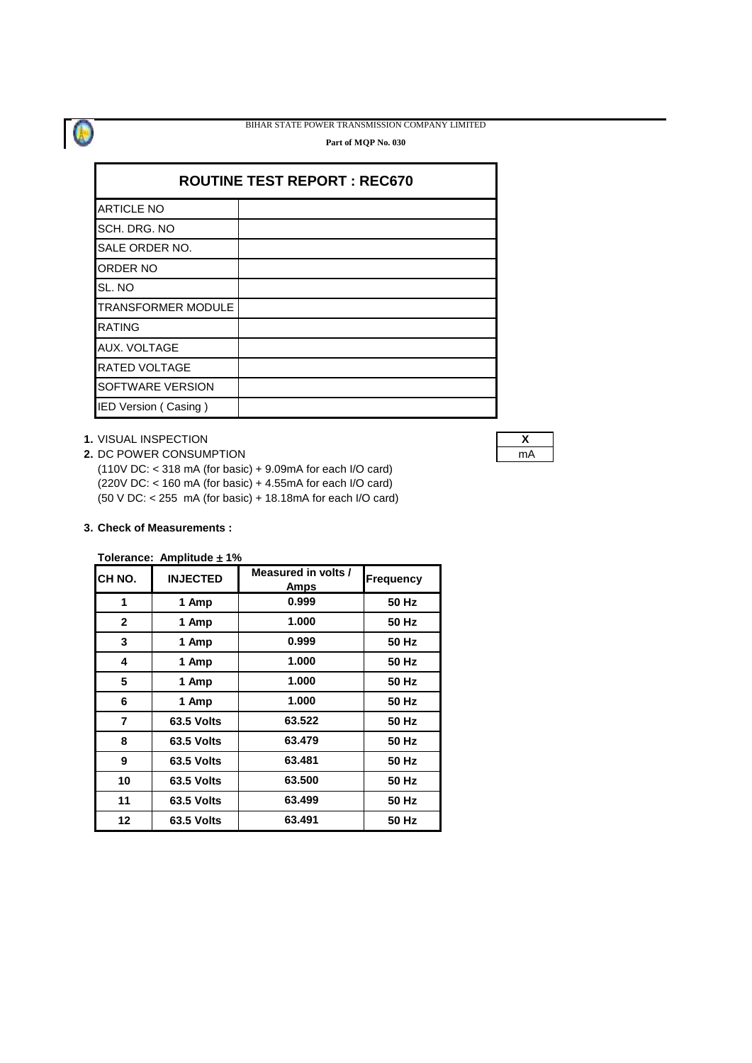BIHAR STATE POWER TRANSMISSION COMPANY LIMITED

**Part of MQP No. 030**

# ROUTINE TEST REPORT : REC670

| | |
|---|---|
| ARTICLE NO | |
| SCH. DRG. NO | |
| SALE ORDER NO. | |
| ORDER NO | |
| SL. NO | |
| TRANSFORMER MODULE | |
| RATING | |
| AUX. VOLTAGE | |
| RATED VOLTAGE | |
| SOFTWARE VERSION | |
| IED Version ( Casing ) | |

**1.** VISUAL INSPECTION — **X**

**2.** DC POWER CONSUMPTION — mA

(110V DC: < 318 mA (for basic) + 9.09mA for each I/O card)
(220V DC: < 160 mA (for basic) + 4.55mA for each I/O card)
(50 V DC: < 255 mA (for basic) + 18.18mA for each I/O card)

**3. Check of Measurements :**

**Tolerance: Amplitude ± 1%**

| CH NO. | INJECTED | Measured in volts / Amps | Frequency |
|---|---|---|---|
| 1 | 1 Amp | 0.999 | 50 Hz |
| 2 | 1 Amp | 1.000 | 50 Hz |
| 3 | 1 Amp | 0.999 | 50 Hz |
| 4 | 1 Amp | 1.000 | 50 Hz |
| 5 | 1 Amp | 1.000 | 50 Hz |
| 6 | 1 Amp | 1.000 | 50 Hz |
| 7 | 63.5 Volts | 63.522 | 50 Hz |
| 8 | 63.5 Volts | 63.479 | 50 Hz |
| 9 | 63.5 Volts | 63.481 | 50 Hz |
| 10 | 63.5 Volts | 63.500 | 50 Hz |
| 11 | 63.5 Volts | 63.499 | 50 Hz |
| 12 | 63.5 Volts | 63.491 | 50 Hz |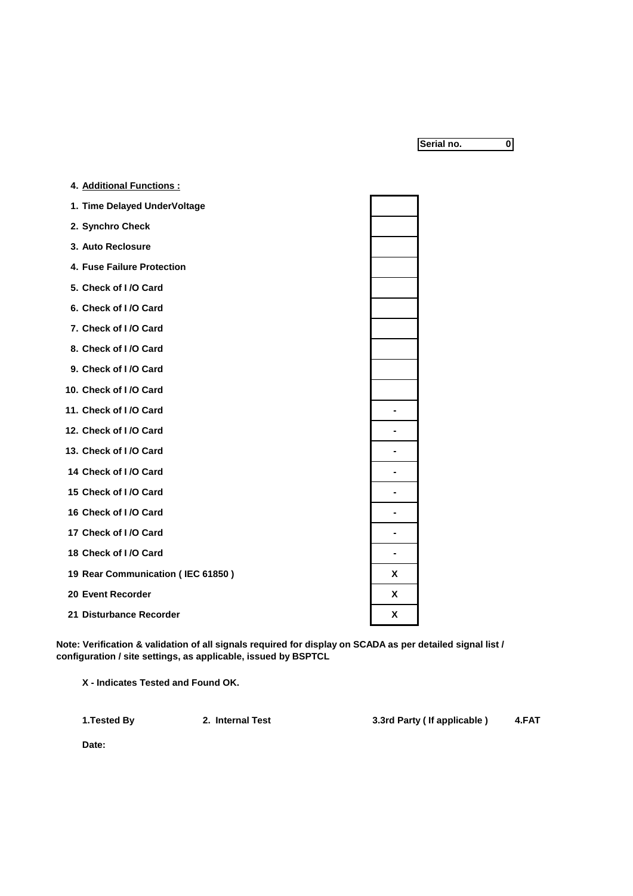| Serial no. | 0 |
|---|---|

**4. Additional Functions :**

| | |
|---|---|
| **1. Time Delayed UnderVoltage** | |
| **2. Synchro Check** | |
| **3. Auto Reclosure** | |
| **4. Fuse Failure Protection** | |
| **5. Check of I /O Card** | |
| **6. Check of I /O Card** | |
| **7. Check of I /O Card** | |
| **8. Check of I /O Card** | |
| **9. Check of I /O Card** | |
| **10. Check of I /O Card** | |
| **11. Check of I /O Card** | - |
| **12. Check of I /O Card** | - |
| **13. Check of I /O Card** | - |
| **14 Check of I /O Card** | - |
| **15 Check of I /O Card** | - |
| **16 Check of I /O Card** | - |
| **17 Check of I /O Card** | - |
| **18 Check of I /O Card** | - |
| **19 Rear Communication ( IEC 61850 )** | X |
| **20 Event Recorder** | X |
| **21 Disturbance Recorder** | X |

**Note: Verification & validation of all signals required for display on SCADA as per detailed signal list / configuration / site settings, as applicable, issued by BSPTCL**

**X - Indicates Tested and Found OK.**

**1.Tested By** **2. Internal Test** **3.3rd Party ( If applicable )** **4.FAT**

**Date:**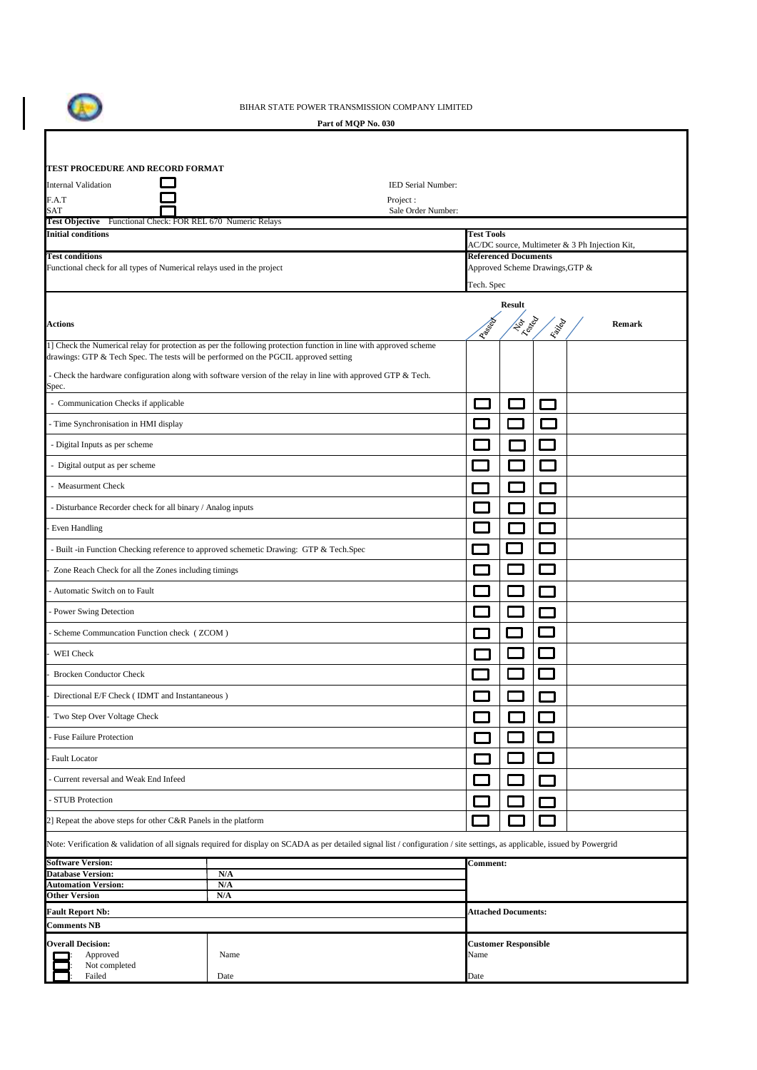BIHAR STATE POWER TRANSMISSION COMPANY LIMITED

**Part of MQP No. 030**

**TEST PROCEDURE AND RECORD FORMAT**

| | | | |
|---|---|---|---|
| Internal Validation | ☐ | IED Serial Number: | |
| F.A.T | ☐ | Project : | |
| SAT | ☐ | Sale Order Number: | |

**Test Objective** Functional Check: FOR REL 670 Numeric Relays

| | |
|---|---|
| **Initial conditions** | **Test Tools** AC/DC source, Multimeter & 3 Ph Injection Kit, |
| **Test conditions** Functional check for all types of Numerical relays used in the project | **Referenced Documents** Approved Scheme Drawings,GTP & Tech. Spec |

| **Actions** | **Result** Passed | Not Tested | Failed | **Remark** |
|---|---|---|---|---|
| 1] Check the Numerical relay for protection as per the following protection function in line with approved scheme drawings: GTP & Tech Spec. The tests will be performed on the PGCIL approved setting<br>- Check the hardware configuration along with software version of the relay in line with approved GTP & Tech. Spec. | | | | |
| - Communication Checks if applicable | ☐ | ☐ | ☐ | |
| - Time Synchronisation in HMI display | ☐ | ☐ | ☐ | |
| - Digital Inputs as per scheme | ☐ | ☐ | ☐ | |
| - Digital output as per scheme | ☐ | ☐ | ☐ | |
| - Measurment Check | ☐ | ☐ | ☐ | |
| - Disturbance Recorder check for all binary / Analog inputs | ☐ | ☐ | ☐ | |
| - Even Handling | ☐ | ☐ | ☐ | |
| - Built -in Function Checking reference to approved schemetic Drawing: GTP & Tech.Spec | ☐ | ☐ | ☐ | |
| - Zone Reach Check for all the Zones including timings | ☐ | ☐ | ☐ | |
| - Automatic Switch on to Fault | ☐ | ☐ | ☐ | |
| - Power Swing Detection | ☐ | ☐ | ☐ | |
| - Scheme Communcation Function check ( ZCOM ) | ☐ | ☐ | ☐ | |
| - WEI Check | ☐ | ☐ | ☐ | |
| - Brocken Conductor Check | ☐ | ☐ | ☐ | |
| - Directional E/F Check ( IDMT and Instantaneous ) | ☐ | ☐ | ☐ | |
| - Two Step Over Voltage Check | ☐ | ☐ | ☐ | |
| - Fuse Failure Protection | ☐ | ☐ | ☐ | |
| - Fault Locator | ☐ | ☐ | ☐ | |
| - Current reversal and Weak End Infeed | ☐ | ☐ | ☐ | |
| - STUB Protection | ☐ | ☐ | ☐ | |
| 2] Repeat the above steps for other C&R Panels in the platform | ☐ | ☐ | ☐ | |

Note: Verification & validation of all signals required for display on SCADA as per detailed signal list / configuration / site settings, as applicable, issued by Powergrid

| | | |
|---|---|---|
| **Software Version:** | | **Comment:** |
| **Database Version:** | N/A | |
| **Automation Version:** | N/A | |
| **Other Version** | N/A | |
| **Fault Report Nb:** | | **Attached Documents:** |
| **Comments NB** | | |
| **Overall Decision:**<br>☐: Approved<br>☐: Not completed<br>☐: Failed | Name<br><br>Date | **Customer Responsible**<br>Name<br><br>Date |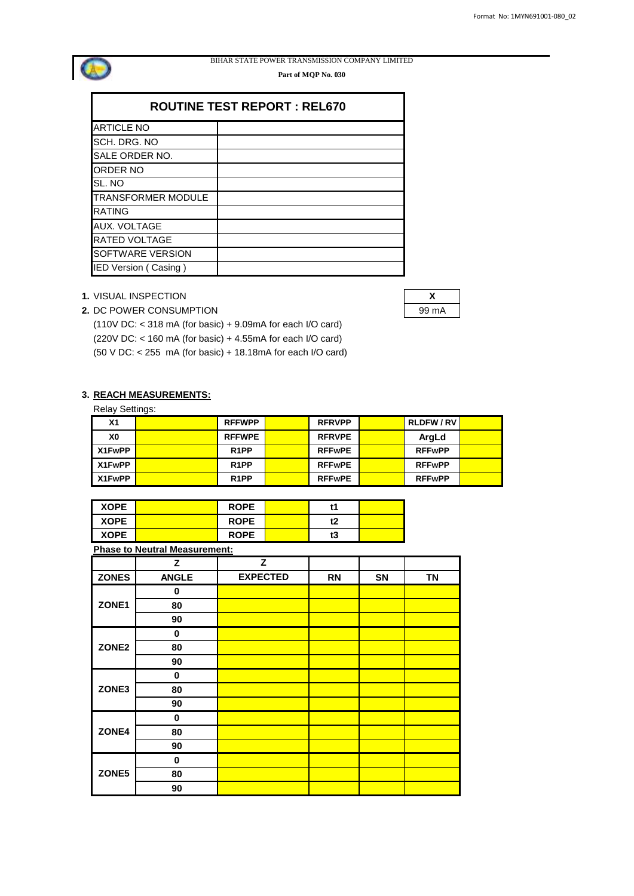Format No: 1MYN691001-080_02

BIHAR STATE POWER TRANSMISSION COMPANY LIMITED

**Part of MQP No. 030**

## ROUTINE TEST REPORT : REL670

| | |
|---|---|
| ARTICLE NO | |
| SCH. DRG. NO | |
| SALE ORDER NO. | |
| ORDER NO | |
| SL. NO | |
| TRANSFORMER MODULE | |
| RATING | |
| AUX. VOLTAGE | |
| RATED VOLTAGE | |
| SOFTWARE VERSION | |
| IED Version ( Casing ) | |

1. VISUAL INSPECTION — X
2. DC POWER CONSUMPTION — 99 mA

   (110V DC: < 318 mA (for basic) + 9.09mA for each I/O card)

   (220V DC: < 160 mA (for basic) + 4.55mA for each I/O card)

   (50 V DC: < 255 mA (for basic) + 18.18mA for each I/O card)

3. **REACH MEASUREMENTS:**

Relay Settings:

| | | | | | | | |
|---|---|---|---|---|---|---|---|
| X1 | | RFFWPP | | RFRVPP | | RLDFW / RV | |
| X0 | | RFFWPE | | RFRVPE | | ArgLd | |
| X1FwPP | | R1PP | | RFFwPE | | RFFwPP | |
| X1FwPP | | R1PP | | RFFwPE | | RFFwPP | |
| X1FwPP | | R1PP | | RFFwPE | | RFFwPP | |

| | | | | | |
|---|---|---|---|---|---|
| XOPE | | ROPE | | t1 | |
| XOPE | | ROPE | | t2 | |
| XOPE | | ROPE | | t3 | |

**Phase to Neutral Measurement:**

| | Z | Z | | | |
|---|---|---|---|---|---|
| ZONES | ANGLE | EXPECTED | RN | SN | TN |
| ZONE1 | 0 | | | | |
| | 80 | | | | |
| | 90 | | | | |
| ZONE2 | 0 | | | | |
| | 80 | | | | |
| | 90 | | | | |
| ZONE3 | 0 | | | | |
| | 80 | | | | |
| | 90 | | | | |
| ZONE4 | 0 | | | | |
| | 80 | | | | |
| | 90 | | | | |
| ZONE5 | 0 | | | | |
| | 80 | | | | |
| | 90 | | | | |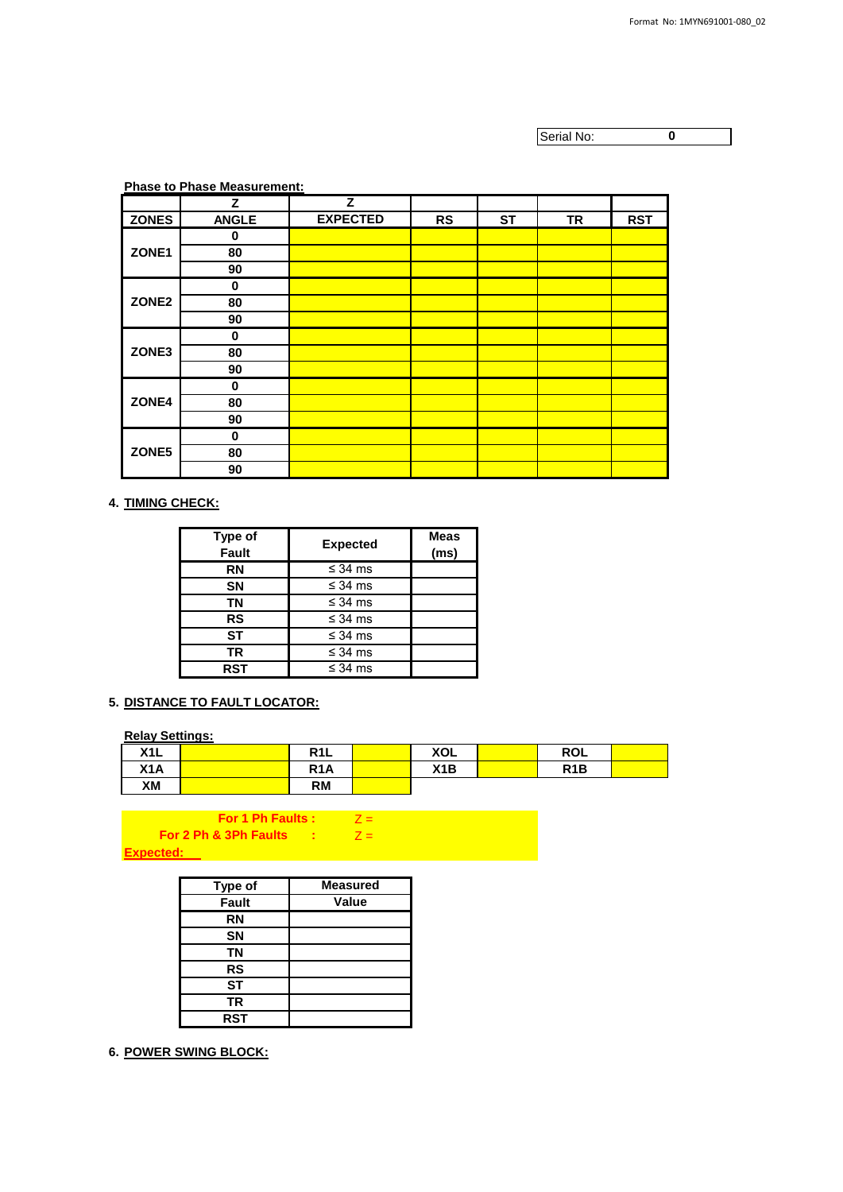Serial No: **0**

**Phase to Phase Measurement:**

| ZONES | Z ANGLE | Z EXPECTED | RS | ST | TR | RST |
|---|---|---|---|---|---|---|
| ZONE1 | 0 | | | | | |
| | 80 | | | | | |
| | 90 | | | | | |
| ZONE2 | 0 | | | | | |
| | 80 | | | | | |
| | 90 | | | | | |
| ZONE3 | 0 | | | | | |
| | 80 | | | | | |
| | 90 | | | | | |
| ZONE4 | 0 | | | | | |
| | 80 | | | | | |
| | 90 | | | | | |
| ZONE5 | 0 | | | | | |
| | 80 | | | | | |
| | 90 | | | | | |

## 4. TIMING CHECK:

| Type of Fault | Expected | Meas (ms) |
|---|---|---|
| RN | ≤ 34 ms | |
| SN | ≤ 34 ms | |
| TN | ≤ 34 ms | |
| RS | ≤ 34 ms | |
| ST | ≤ 34 ms | |
| TR | ≤ 34 ms | |
| RST | ≤ 34 ms | |

## 5. DISTANCE TO FAULT LOCATOR:

**Relay Settings:**

| | | | | | | | |
|---|---|---|---|---|---|---|---|
| X1L | | R1L | | XOL | | ROL | |
| X1A | | R1A | | X1B | | R1B | |
| XM | | RM | | | | | |

**For 1 Ph Faults :** Z =

**For 2 Ph & 3Ph Faults :** Z =

**Expected:**

| Type of Fault | Measured Value |
|---|---|
| RN | |
| SN | |
| TN | |
| RS | |
| ST | |
| TR | |
| RST | |

## 6. POWER SWING BLOCK: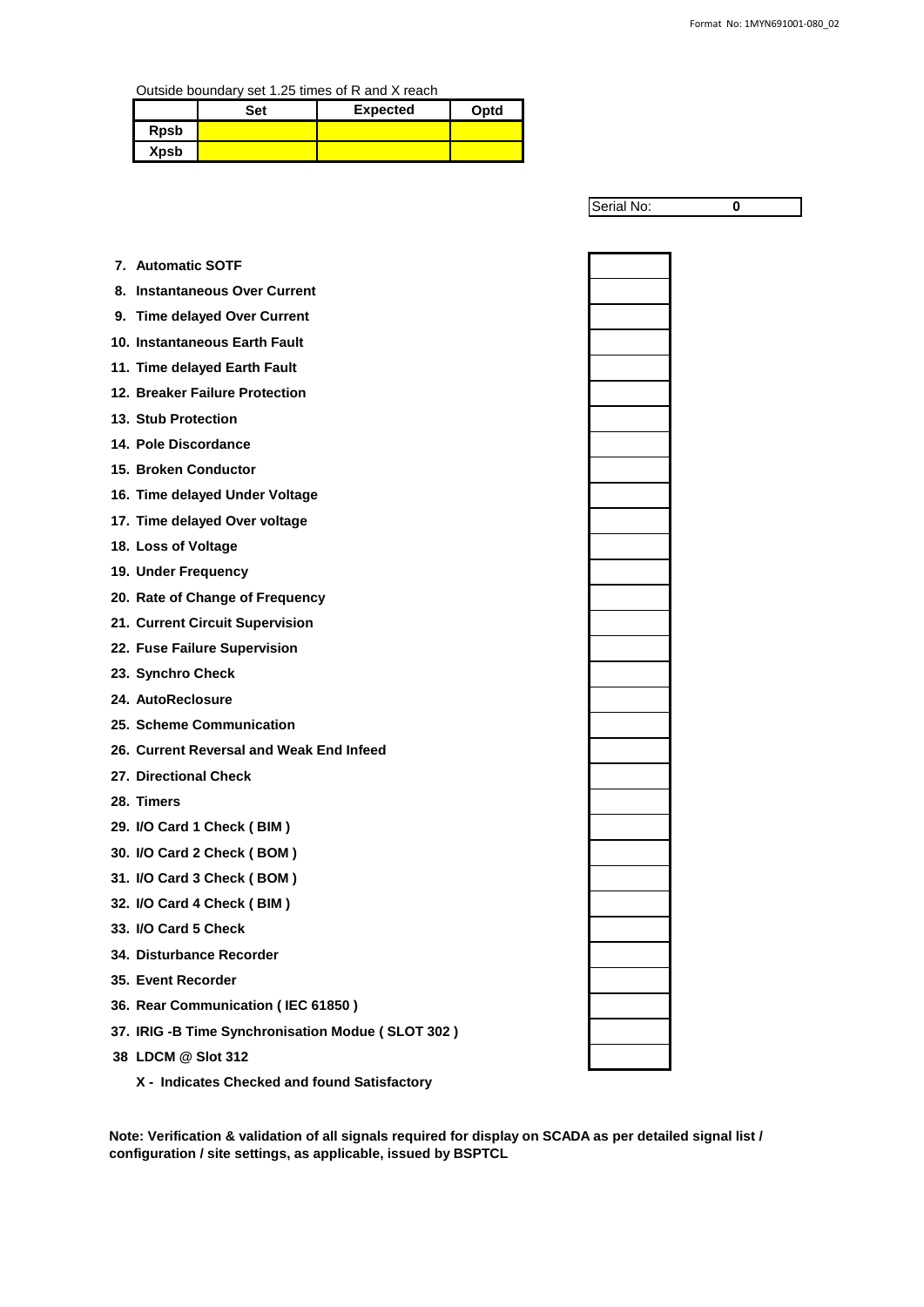Outside boundary set 1.25 times of R and X reach

| | Set | Expected | Optd |
|---|---|---|---|
| Rpsb | | | |
| Xpsb | | | |

Serial No: **0**

| | |
|---|---|
| **7. Automatic SOTF** | |
| **8. Instantaneous Over Current** | |
| **9. Time delayed Over Current** | |
| **10. Instantaneous Earth Fault** | |
| **11. Time delayed Earth Fault** | |
| **12. Breaker Failure Protection** | |
| **13. Stub Protection** | |
| **14. Pole Discordance** | |
| **15. Broken Conductor** | |
| **16. Time delayed Under Voltage** | |
| **17. Time delayed Over voltage** | |
| **18. Loss of Voltage** | |
| **19. Under Frequency** | |
| **20. Rate of Change of Frequency** | |
| **21. Current Circuit Supervision** | |
| **22. Fuse Failure Supervision** | |
| **23. Synchro Check** | |
| **24. AutoReclosure** | |
| **25. Scheme Communication** | |
| **26. Current Reversal and Weak End Infeed** | |
| **27. Directional Check** | |
| **28. Timers** | |
| **29. I/O Card 1 Check ( BIM )** | |
| **30. I/O Card 2 Check ( BOM )** | |
| **31. I/O Card 3 Check ( BOM )** | |
| **32. I/O Card 4 Check ( BIM )** | |
| **33. I/O Card 5 Check** | |
| **34. Disturbance Recorder** | |
| **35. Event Recorder** | |
| **36. Rear Communication ( IEC 61850 )** | |
| **37. IRIG -B Time Synchronisation Modue ( SLOT 302 )** | |
| **38 LDCM @ Slot 312** | |

**X - Indicates Checked and found Satisfactory**

**Note: Verification & validation of all signals required for display on SCADA as per detailed signal list / configuration / site settings, as applicable, issued by BSPTCL**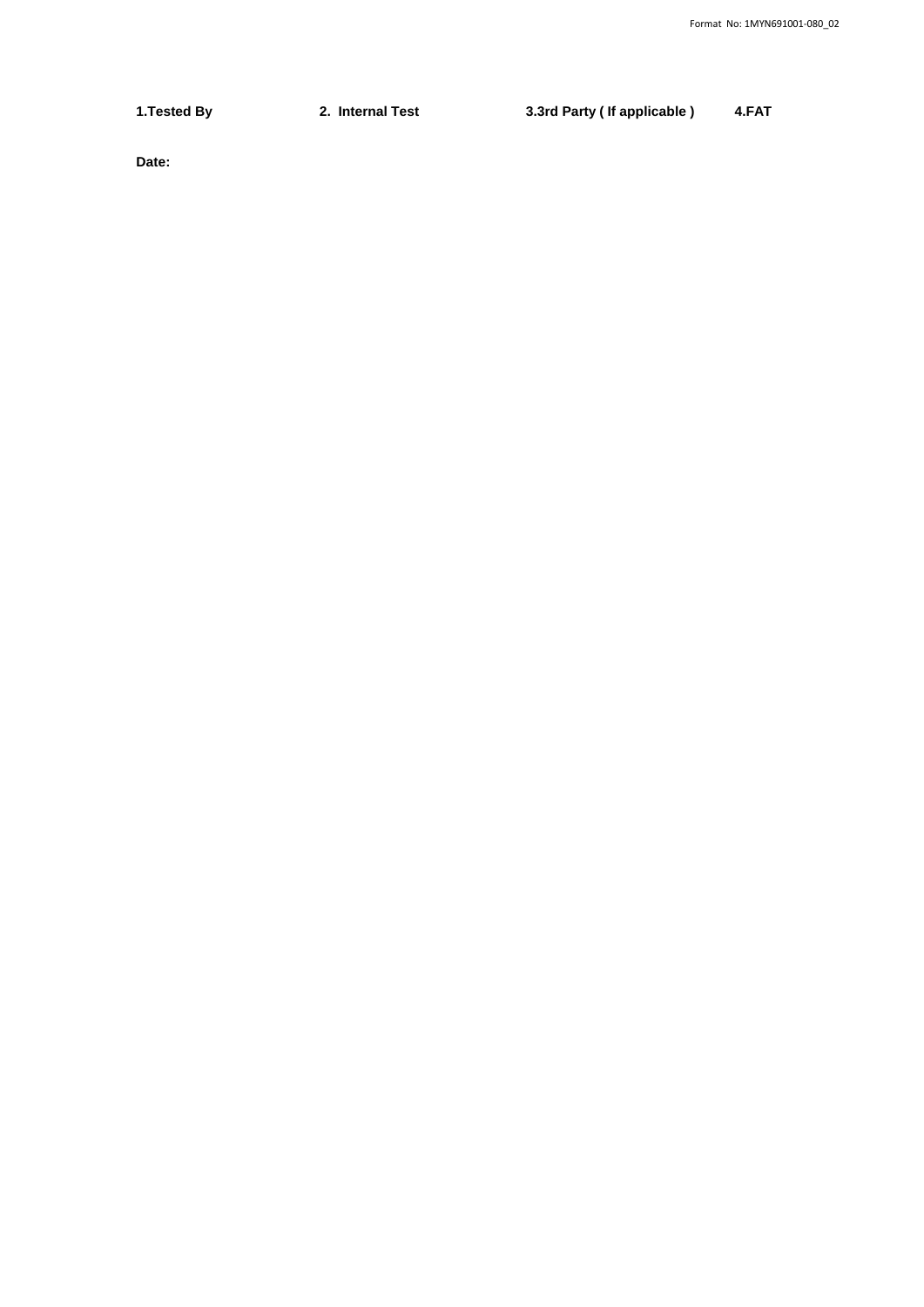**1.Tested By** **2. Internal Test** **3.3rd Party ( If applicable )** **4.FAT**

**Date:**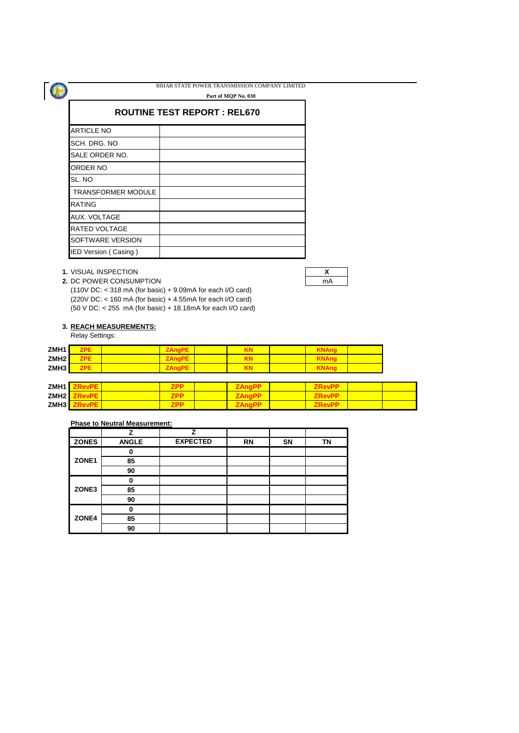BIHAR STATE POWER TRANSMISSION COMPANY LIMITED

**Part of MQP No. 030**

## ROUTINE TEST REPORT : REL670

| | |
|---|---|
| ARTICLE NO | |
| SCH. DRG. NO | |
| SALE ORDER NO. | |
| ORDER NO | |
| SL. NO | |
| TRANSFORMER MODULE | |
| RATING | |
| AUX. VOLTAGE | |
| RATED VOLTAGE | |
| SOFTWARE VERSION | |
| IED Version ( Casing ) | |

**1.** VISUAL INSPECTION — X

**2.** DC POWER CONSUMPTION — mA

(110V DC: < 318 mA (for basic) + 9.09mA for each I/O card)
(220V DC: < 160 mA (for basic) + 4.55mA for each I/O card)
(50 V DC: < 255 mA (for basic) + 18.18mA for each I/O card)

**3.** **REACH MEASUREMENTS:**

Relay Settings:

| | | | | | | | | |
|---|---|---|---|---|---|---|---|---|
| ZMH1 | ZPE | | ZAngPE | | KN | | KNAng | |
| ZMH2 | ZPE | | ZAngPE | | KN | | KNAng | |
| ZMH3 | ZPE | | ZAngPE | | KN | | KNAng | |

| | | | | | | | | | |
|---|---|---|---|---|---|---|---|---|---|
| ZMH1 | ZRevPE | | ZPP | | ZAngPP | | ZRevPP | | |
| ZMH2 | ZRevPE | | ZPP | | ZAngPP | | ZRevPP | | |
| ZMH3 | ZRevPE | | ZPP | | ZAngPP | | ZRevPP | | |

**Phase to Neutral Measurement:**

| | Z | Z | | | |
|---|---|---|---|---|---|
| **ZONES** | **ANGLE** | **EXPECTED** | **RN** | **SN** | **TN** |
| ZONE1 | 0 | | | | |
| | 85 | | | | |
| | 90 | | | | |
| ZONE3 | 0 | | | | |
| | 85 | | | | |
| | 90 | | | | |
| ZONE4 | 0 | | | | |
| | 85 | | | | |
| | 90 | | | | |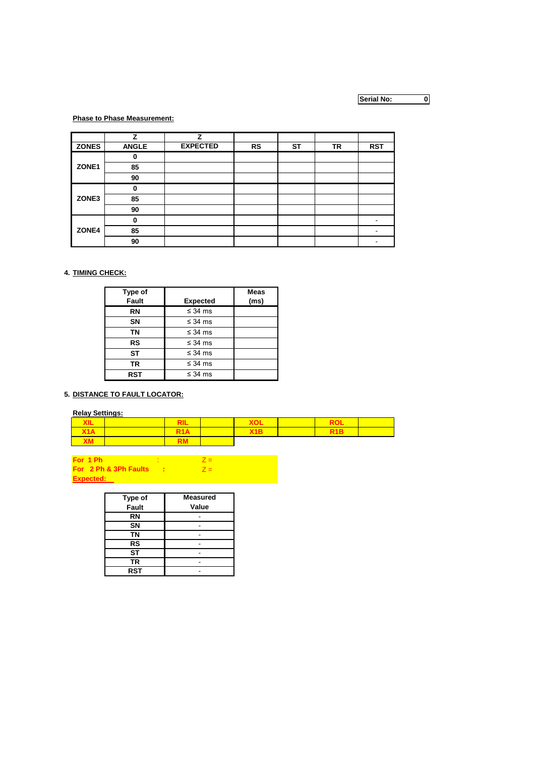Serial No: 0

**Phase to Phase Measurement:**

| ZONES | Z ANGLE | Z EXPECTED | RS | ST | TR | RST |
|---|---|---|---|---|---|---|
| ZONE1 | 0 | | | | | |
| | 85 | | | | | |
| | 90 | | | | | |
| ZONE3 | 0 | | | | | |
| | 85 | | | | | |
| | 90 | | | | | |
| ZONE4 | 0 | | | | | - |
| | 85 | | | | | - |
| | 90 | | | | | - |

4. **TIMING CHECK:**

| Type of Fault | Expected | Meas (ms) |
|---|---|---|
| RN | ≤ 34 ms | |
| SN | ≤ 34 ms | |
| TN | ≤ 34 ms | |
| RS | ≤ 34 ms | |
| ST | ≤ 34 ms | |
| TR | ≤ 34 ms | |
| RST | ≤ 34 ms | |

5. **DISTANCE TO FAULT LOCATOR:**

**Relay Settings:**

| | | | | | | | |
|---|---|---|---|---|---|---|---|
| XIL | | RIL | | XOL | | ROL | |
| X1A | | R1A | | X1B | | R1B | |
| XM | | RM | | | | | |

For 1 Ph : Z =
For 2 Ph & 3Ph Faults : Z =
Expected:

| Type of Fault | Measured Value |
|---|---|
| RN | - |
| SN | - |
| TN | - |
| RS | - |
| ST | - |
| TR | - |
| RST | - |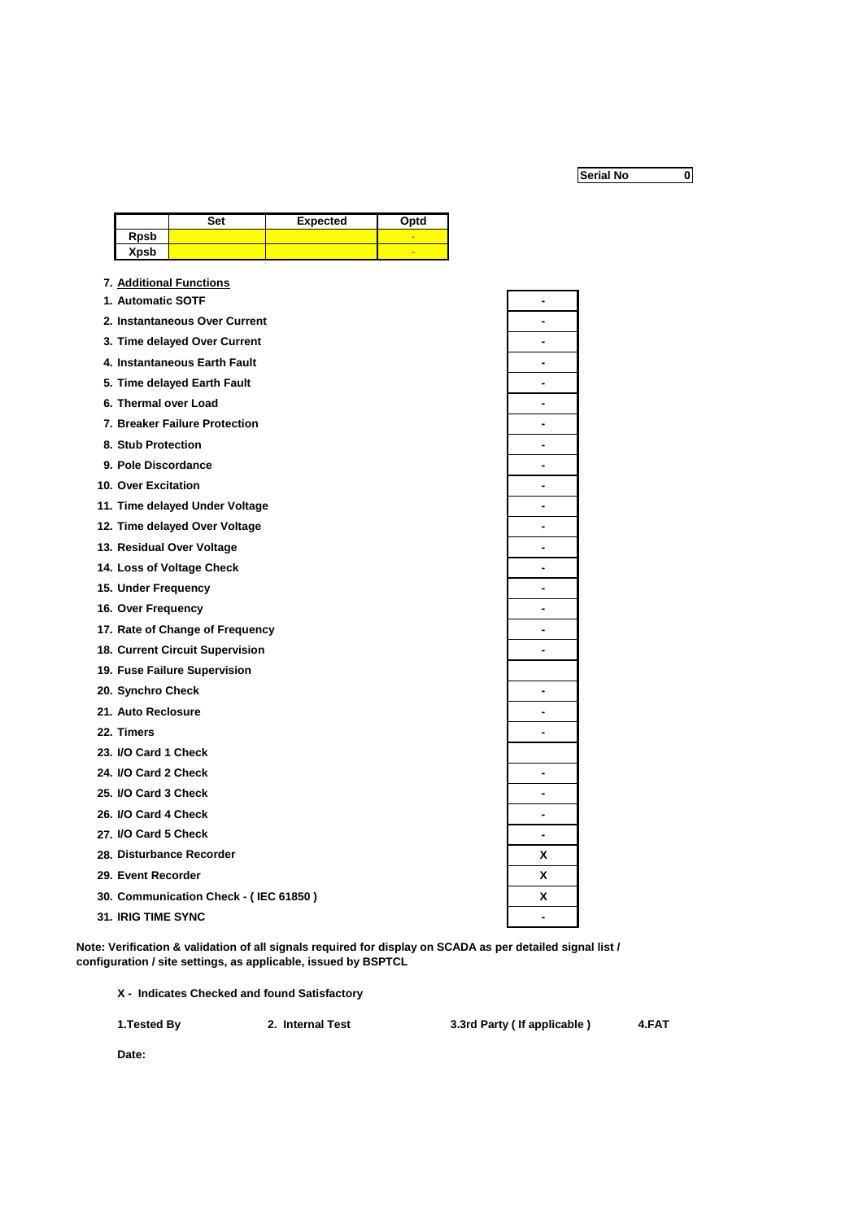| Serial No | 0 |
|---|---|

| | Set | Expected | Optd |
|---|---|---|---|
| Rpsb | | | - |
| Xpsb | | | - |

7. **Additional Functions**

| | |
|---|---|
| 1. Automatic SOTF | - |
| 2. Instantaneous Over Current | - |
| 3. Time delayed Over Current | - |
| 4. Instantaneous Earth Fault | - |
| 5. Time delayed Earth Fault | - |
| 6. Thermal over Load | - |
| 7. Breaker Failure Protection | - |
| 8. Stub Protection | - |
| 9. Pole Discordance | - |
| 10. Over Excitation | - |
| 11. Time delayed Under Voltage | - |
| 12. Time delayed Over Voltage | - |
| 13. Residual Over Voltage | - |
| 14. Loss of Voltage Check | - |
| 15. Under Frequency | - |
| 16. Over Frequency | - |
| 17. Rate of Change of Frequency | - |
| 18. Current Circuit Supervision | - |
| 19. Fuse Failure Supervision | |
| 20. Synchro Check | - |
| 21. Auto Reclosure | - |
| 22. Timers | - |
| 23. I/O Card 1 Check | |
| 24. I/O Card 2 Check | - |
| 25. I/O Card 3 Check | - |
| 26. I/O Card 4 Check | - |
| 27. I/O Card 5 Check | - |
| 28. Disturbance Recorder | X |
| 29. Event Recorder | X |
| 30. Communication Check - ( IEC 61850 ) | X |
| 31. IRIG TIME SYNC | - |

**Note: Verification & validation of all signals required for display on SCADA as per detailed signal list / configuration / site settings, as applicable, issued by BSPTCL**

**X - Indicates Checked and found Satisfactory**

**1.Tested By** **2. Internal Test** **3.3rd Party ( If applicable )** **4.FAT**

**Date:**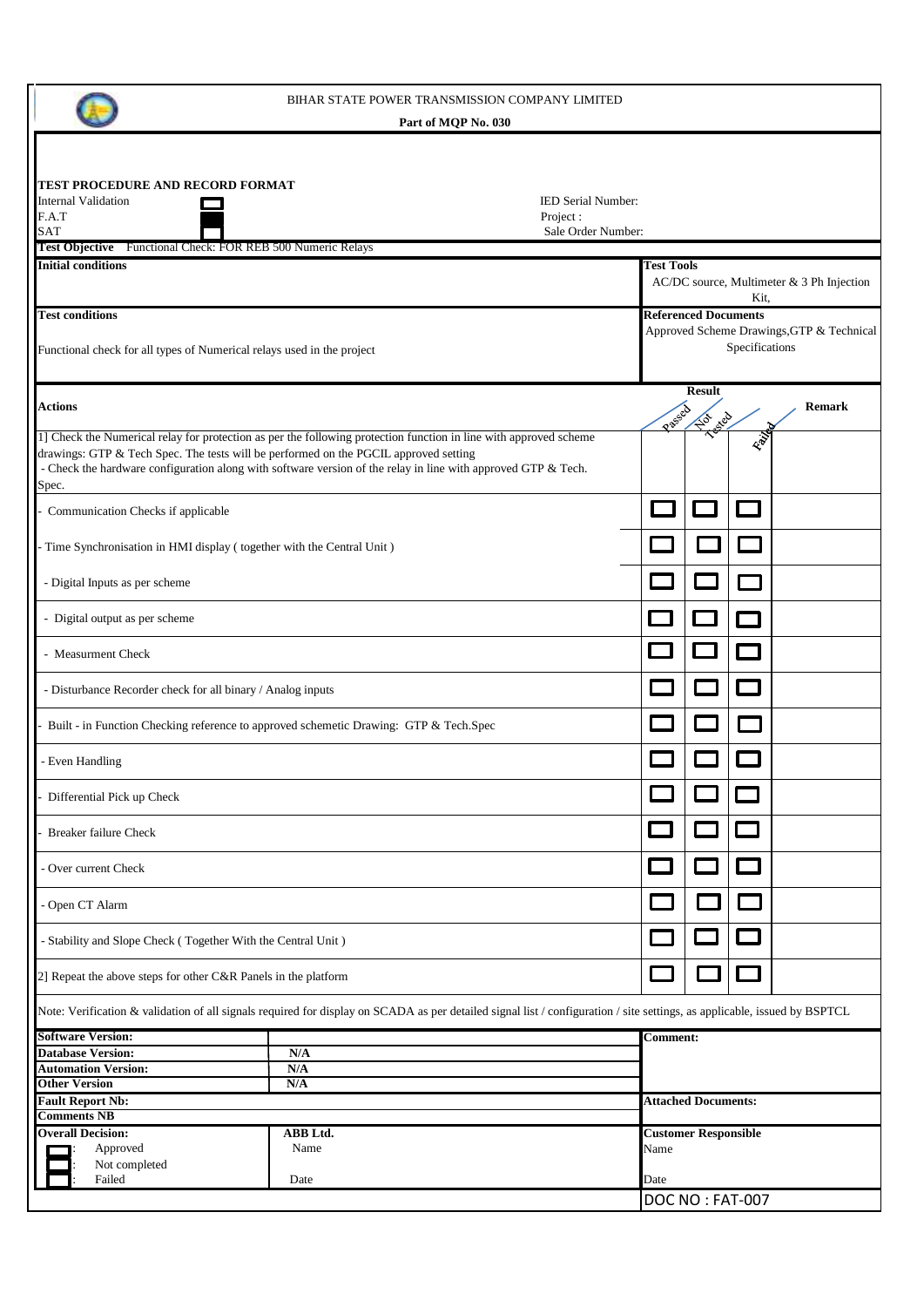BIHAR STATE POWER TRANSMISSION COMPANY LIMITED

**Part of MQP No. 030**

**TEST PROCEDURE AND RECORD FORMAT**

Internal Validation ☐  
F.A.T ☐  
SAT ☐

IED Serial Number:  
Project :  
Sale Order Number:

**Test Objective** Functional Check: FOR REB 500 Numeric Relays

| | |
|---|---|
| **Initial conditions** | **Test Tools**<br>AC/DC source, Multimeter & 3 Ph Injection Kit, |
| **Test conditions**<br>Functional check for all types of Numerical relays used in the project | **Referenced Documents**<br>Approved Scheme Drawings,GTP & Technical Specifications |

| Actions | Result: Passed | Result: Not Tested | Result: Failed | Remark |
|---|---|---|---|---|
| 1] Check the Numerical relay for protection as per the following protection function in line with approved scheme drawings: GTP & Tech Spec. The tests will be performed on the PGCIL approved setting<br>- Check the hardware configuration along with software version of the relay in line with approved GTP & Tech. Spec. | | | | |
| - Communication Checks if applicable | ☐ | ☐ | ☐ | |
| - Time Synchronisation in HMI display ( together with the Central Unit ) | ☐ | ☐ | ☐ | |
| - Digital Inputs as per scheme | ☐ | ☐ | ☐ | |
| - Digital output as per scheme | ☐ | ☐ | ☐ | |
| - Measurment Check | ☐ | ☐ | ☐ | |
| - Disturbance Recorder check for all binary / Analog inputs | ☐ | ☐ | ☐ | |
| - Built - in Function Checking reference to approved schemetic Drawing: GTP & Tech.Spec | ☐ | ☐ | ☐ | |
| - Even Handling | ☐ | ☐ | ☐ | |
| - Differential Pick up Check | ☐ | ☐ | ☐ | |
| - Breaker failure Check | ☐ | ☐ | ☐ | |
| - Over current Check | ☐ | ☐ | ☐ | |
| - Open CT Alarm | ☐ | ☐ | ☐ | |
| - Stability and Slope Check ( Together With the Central Unit ) | ☐ | ☐ | ☐ | |
| 2] Repeat the above steps for other C&R Panels in the platform | ☐ | ☐ | ☐ | |

Note: Verification & validation of all signals required for display on SCADA as per detailed signal list / configuration / site settings, as applicable, issued by BSPTCL

| | | |
|---|---|---|
| **Software Version:** | | **Comment:** |
| **Database Version:** | N/A | |
| **Automation Version:** | N/A | |
| **Other Version** | N/A | |
| **Fault Report Nb:** | | **Attached Documents:** |
| **Comments NB** | | |
| **Overall Decision:** | **ABB Ltd.** | **Customer Responsible** |
| ☐: Approved | Name | Name |
| ☐: Not completed | | |
| ☐: Failed | Date | Date |

DOC NO : FAT-007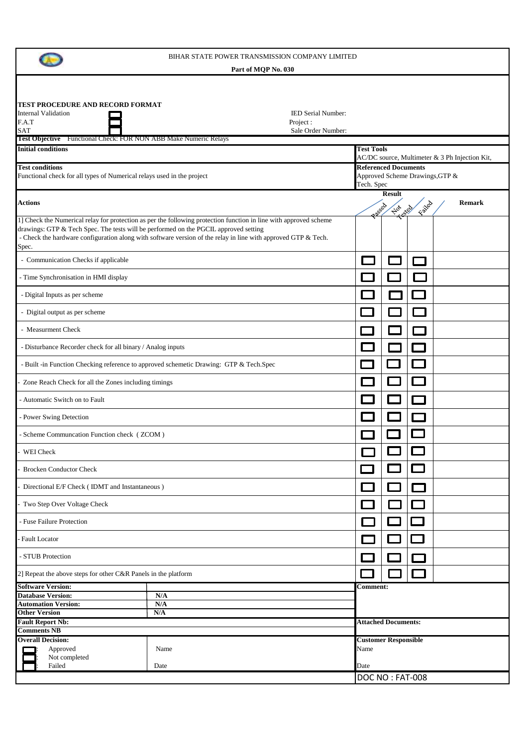BIHAR STATE POWER TRANSMISSION COMPANY LIMITED

**Part of MQP No. 030**

**TEST PROCEDURE AND RECORD FORMAT**

Internal Validation ☐  
F.A.T ☐  
SAT ☐

IED Serial Number:  
Project :  
Sale Order Number:

**Test Objective** Functional Check: FOR NON ABB Make Numeric Relays

| **Initial conditions** | **Test Tools** AC/DC source, Multimeter & 3 Ph Injection Kit, |
|---|---|
| **Test conditions** Functional check for all types of Numerical relays used in the project | **Referenced Documents** Approved Scheme Drawings,GTP & Tech. Spec |

| **Actions** | **Result** Passed | Not Tested | Failed | **Remark** |
|---|---|---|---|---|
| 1] Check the Numerical relay for protection as per the following protection function in line with approved scheme drawings: GTP & Tech Spec. The tests will be performed on the PGCIL approved setting<br>- Check the hardware configuration along with software version of the relay in line with approved GTP & Tech. Spec. | | | | |
| - Communication Checks if applicable | ☐ | ☐ | ☐ | |
| - Time Synchronisation in HMI display | ☐ | ☐ | ☐ | |
| - Digital Inputs as per scheme | ☐ | ☐ | ☐ | |
| - Digital output as per scheme | ☐ | ☐ | ☐ | |
| - Measurment Check | ☐ | ☐ | ☐ | |
| - Disturbance Recorder check for all binary / Analog inputs | ☐ | ☐ | ☐ | |
| - Built -in Function Checking reference to approved schemetic Drawing: GTP & Tech.Spec | ☐ | ☐ | ☐ | |
| - Zone Reach Check for all the Zones including timings | ☐ | ☐ | ☐ | |
| - Automatic Switch on to Fault | ☐ | ☐ | ☐ | |
| - Power Swing Detection | ☐ | ☐ | ☐ | |
| - Scheme Communcation Function check ( ZCOM ) | ☐ | ☐ | ☐ | |
| - WEI Check | ☐ | ☐ | ☐ | |
| - Brocken Conductor Check | ☐ | ☐ | ☐ | |
| - Directional E/F Check ( IDMT and Instantaneous ) | ☐ | ☐ | ☐ | |
| - Two Step Over Voltage Check | ☐ | ☐ | ☐ | |
| - Fuse Failure Protection | ☐ | ☐ | ☐ | |
| - Fault Locator | ☐ | ☐ | ☐ | |
| - STUB Protection | ☐ | ☐ | ☐ | |
| 2] Repeat the above steps for other C&R Panels in the platform | ☐ | ☐ | ☐ | |

| | | |
|---|---|---|
| **Software Version:** | | **Comment:** |
| **Database Version:** | **N/A** | |
| **Automation Version:** | **N/A** | |
| **Other Version** | **N/A** | |
| **Fault Report Nb:** | | **Attached Documents:** |
| **Comments NB** | | |
| **Overall Decision:** | | **Customer Responsible** |
| ☐: Approved | Name | Name |
| ☐: Not completed | | |
| ☐: Failed | Date | Date |

DOC NO : FAT-008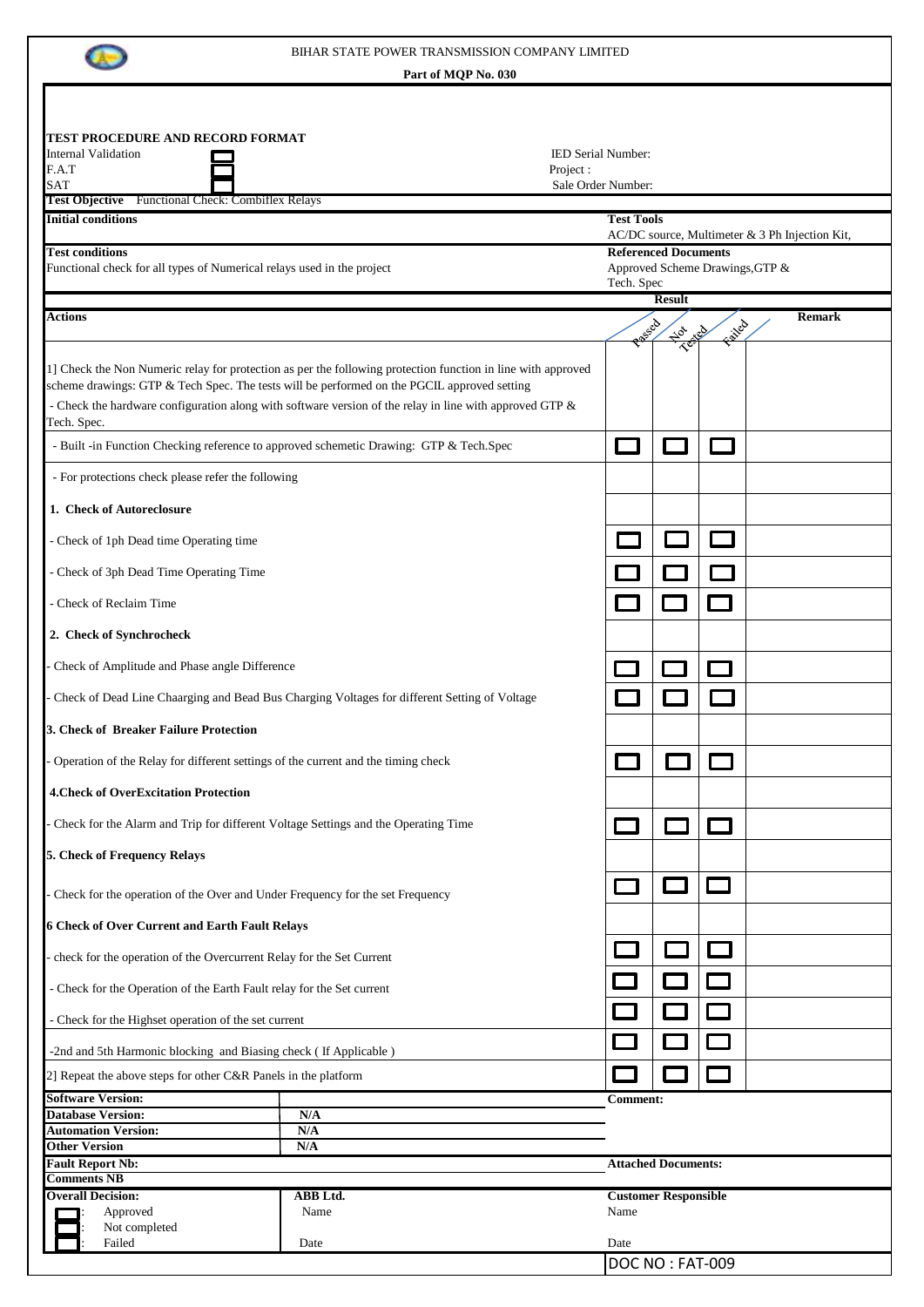BIHAR STATE POWER TRANSMISSION COMPANY LIMITED

**Part of MQP No. 030**

**TEST PROCEDURE AND RECORD FORMAT**

| | |
|---|---|
| Internal Validation ☐ | IED Serial Number: |
| F.A.T ☐ | Project : |
| SAT ☐ | Sale Order Number: |

**Test Objective** Functional Check: Combiflex Relays

| | |
|---|---|
| **Initial conditions** | **Test Tools**<br>AC/DC source, Multimeter & 3 Ph Injection Kit, |
| **Test conditions**<br>Functional check for all types of Numerical relays used in the project | **Referenced Documents**<br>Approved Scheme Drawings,GTP & Tech. Spec |

| **Actions** | **Result** Passed | Not Tested | Failed | **Remark** |
|---|---|---|---|---|
| 1] Check the Non Numeric relay for protection as per the following protection function in line with approved scheme drawings: GTP & Tech Spec. The tests will be performed on the PGCIL approved setting<br>- Check the hardware configuration along with software version of the relay in line with approved GTP & Tech. Spec. | | | | |
| - Built -in Function Checking reference to approved schematic Drawing: GTP & Tech.Spec | ☐ | ☐ | ☐ | |
| - For protections check please refer the following | | | | |
| **1. Check of Autoreclosure** | | | | |
| - Check of 1ph Dead time Operating time | ☐ | ☐ | ☐ | |
| - Check of 3ph Dead Time Operating Time | ☐ | ☐ | ☐ | |
| - Check of Reclaim Time | ☐ | ☐ | ☐ | |
| **2. Check of Synchrocheck** | | | | |
| - Check of Amplitude and Phase angle Difference | ☐ | ☐ | ☐ | |
| - Check of Dead Line Chaarging and Bead Bus Charging Voltages for different Setting of Voltage | ☐ | ☐ | ☐ | |
| **3. Check of Breaker Failure Protection** | | | | |
| - Operation of the Relay for different settings of the current and the timing check | ☐ | ☐ | ☐ | |
| **4.Check of OverExcitation Protection** | | | | |
| - Check for the Alarm and Trip for different Voltage Settings and the Operating Time | ☐ | ☐ | ☐ | |
| **5. Check of Frequency Relays** | | | | |
| - Check for the operation of the Over and Under Frequency for the set Frequency | ☐ | ☐ | ☐ | |
| **6 Check of Over Current and Earth Fault Relays** | | | | |
| - check for the operation of the Overcurrent Relay for the Set Current | ☐ | ☐ | ☐ | |
| - Check for the Operation of the Earth Fault relay for the Set current | ☐ | ☐ | ☐ | |
| - Check for the Highset operation of the set current | ☐ | ☐ | ☐ | |
| -2nd and 5th Harmonic blocking and Biasing check ( If Applicable ) | ☐ | ☐ | ☐ | |
| 2] Repeat the above steps for other C&R Panels in the platform | ☐ | ☐ | ☐ | |

| | | |
|---|---|---|
| **Software Version:** | | **Comment:** |
| **Database Version:** | **N/A** | |
| **Automation Version:** | **N/A** | |
| **Other Version** | **N/A** | |
| **Fault Report Nb:** | | **Attached Documents:** |
| **Comments NB** | | |
| **Overall Decision:** | **ABB Ltd.** | **Customer Responsible** |
| ☐: Approved | Name | Name |
| ☐: Not completed | | |
| ☐: Failed | Date | Date |

DOC NO : FAT-009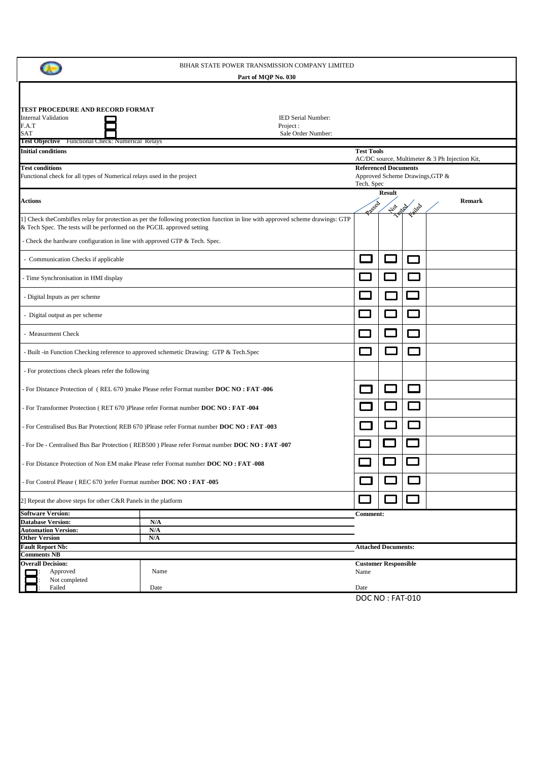BIHAR STATE POWER TRANSMISSION COMPANY LIMITED

**Part of MQP No. 030**

**TEST PROCEDURE AND RECORD FORMAT**

Internal Validation ☐
F.A.T ☐
SAT ☐

IED Serial Number:
Project :
Sale Order Number:

**Test Objective** Functional Check: Numerical Relays

| | |
|---|---|
| **Initial conditions** | **Test Tools**<br>AC/DC source, Multimeter & 3 Ph Injection Kit, |
| **Test conditions**<br>Functional check for all types of Numerical relays used in the project | **Referenced Documents**<br>Approved Scheme Drawings,GTP & Tech. Spec |

| **Actions** | **Result** Passed | Not Tested | Failed | **Remark** |
|---|---|---|---|---|
| 1] Check theCombiflex relay for protection as per the following protection function in line with approved scheme drawings: GTP & Tech Spec. The tests will be performed on the PGCIL approved setting<br><br>- Check the hardware configuration in line with approved GTP & Tech. Spec. | | | | |
| - Communication Checks if applicable | ☐ | ☐ | ☐ | |
| - Time Synchronisation in HMI display | ☐ | ☐ | ☐ | |
| - Digital Inputs as per scheme | ☐ | ☐ | ☐ | |
| - Digital output as per scheme | ☐ | ☐ | ☐ | |
| - Measurment Check | ☐ | ☐ | ☐ | |
| - Built -in Function Checking reference to approved schemetic Drawing: GTP & Tech.Spec | ☐ | ☐ | ☐ | |
| - For protections check pleaes refer the following | | | | |
| - For Distance Protection of ( REL 670 )make Please refer Format number **DOC NO : FAT -006** | ☐ | ☐ | ☐ | |
| - For Transformer Protection ( RET 670 )Please refer Format number **DOC NO : FAT -004** | ☐ | ☐ | ☐ | |
| - For Centralised Bus Bar Protection( REB 670 )Please refer Format number **DOC NO : FAT -003** | ☐ | ☐ | ☐ | |
| - For De - Centralised Bus Bar Protection ( REB500 ) Please refer Format number **DOC NO : FAT -007** | ☐ | ☐ | ☐ | |
| - For Distance Protection of Non EM make Please refer Format number **DOC NO : FAT -008** | ☐ | ☐ | ☐ | |
| - For Control Please ( REC 670 )refer Format number **DOC NO : FAT -005** | ☐ | ☐ | ☐ | |
| 2] Repeat the above steps for other C&R Panels in the platform | ☐ | ☐ | ☐ | |

| | | |
|---|---|---|
| **Software Version:** | | **Comment:** |
| **Database Version:** | **N/A** | |
| **Automation Version:** | **N/A** | |
| **Other Version** | **N/A** | |
| **Fault Report Nb:** | | **Attached Documents:** |
| **Comments NB** | | |
| **Overall Decision:**<br>☐ : Approved<br>☐ : Not completed<br>☐ : Failed | Name<br><br>Date | **Customer Responsible**<br>Name<br><br>Date |

DOC NO : FAT-010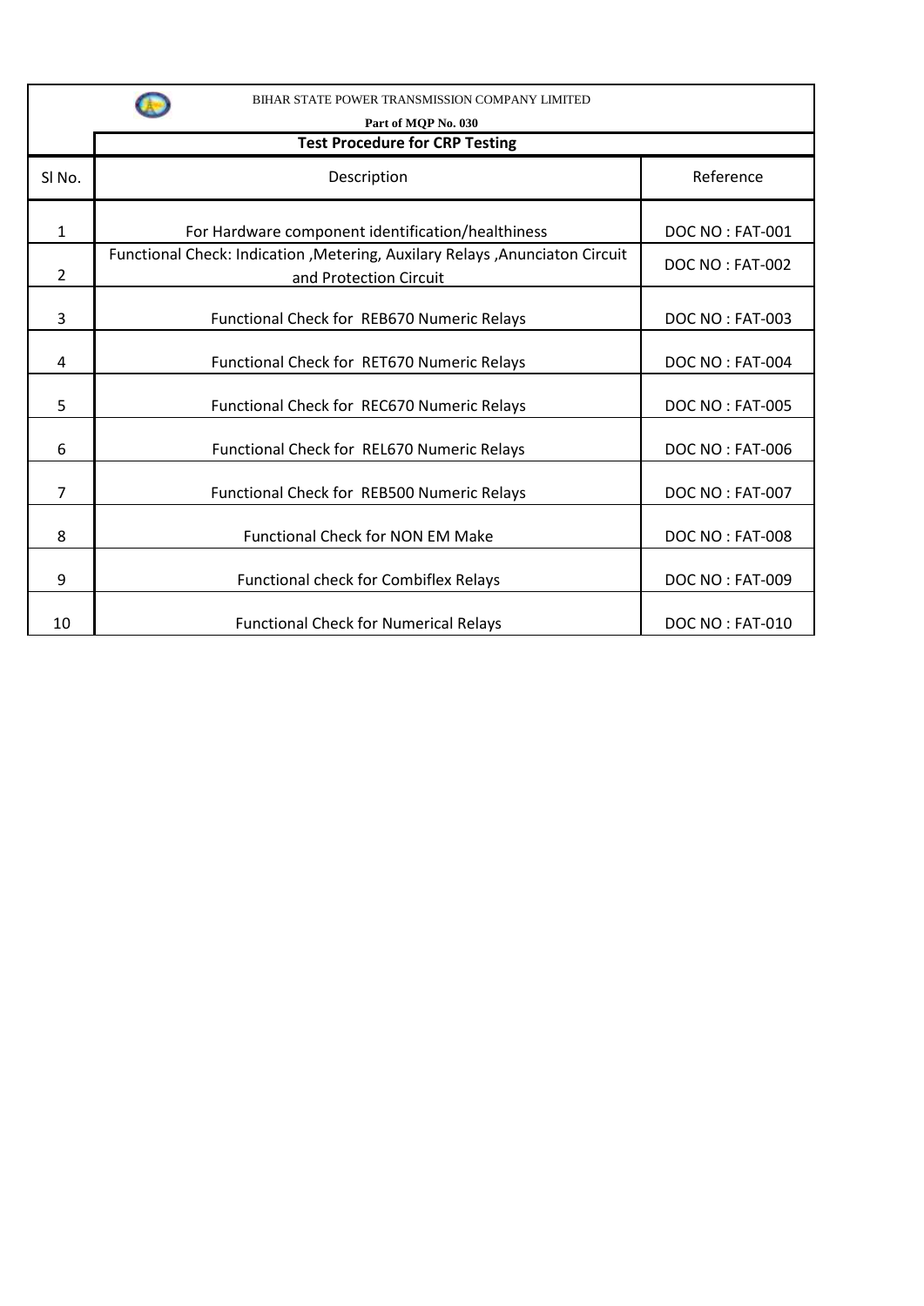BIHAR STATE POWER TRANSMISSION COMPANY LIMITED

**Part of MQP No. 030**

**Test Procedure for CRP Testing**

| Sl No. | Description | Reference |
|---|---|---|
| 1 | For Hardware component identification/healthiness | DOC NO : FAT-001 |
| 2 | Functional Check: Indication ,Metering, Auxilary Relays ,Anunciaton Circuit and Protection Circuit | DOC NO : FAT-002 |
| 3 | Functional Check for REB670 Numeric Relays | DOC NO : FAT-003 |
| 4 | Functional Check for RET670 Numeric Relays | DOC NO : FAT-004 |
| 5 | Functional Check for REC670 Numeric Relays | DOC NO : FAT-005 |
| 6 | Functional Check for REL670 Numeric Relays | DOC NO : FAT-006 |
| 7 | Functional Check for REB500 Numeric Relays | DOC NO : FAT-007 |
| 8 | Functional Check for NON EM Make | DOC NO : FAT-008 |
| 9 | Functional check for Combiflex Relays | DOC NO : FAT-009 |
| 10 | Functional Check for Numerical Relays | DOC NO : FAT-010 |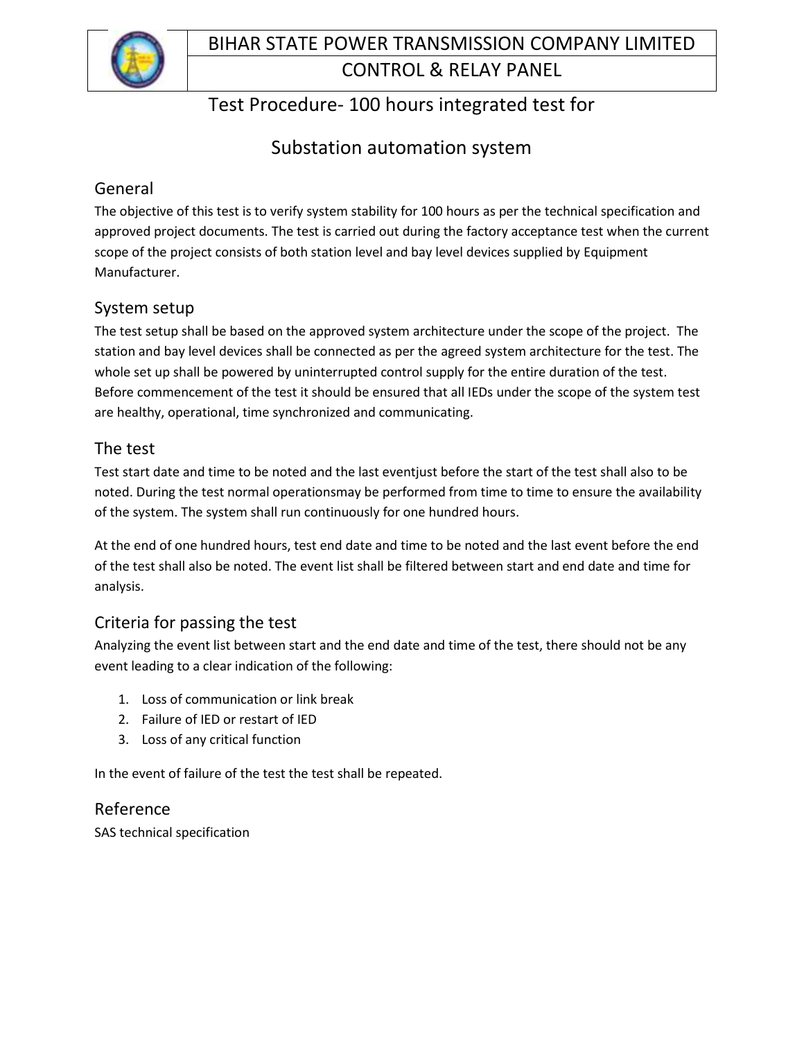# Test Procedure- 100 hours integrated test for

# Substation automation system

## General

The objective of this test is to verify system stability for 100 hours as per the technical specification and approved project documents. The test is carried out during the factory acceptance test when the current scope of the project consists of both station level and bay level devices supplied by Equipment Manufacturer.

## System setup

The test setup shall be based on the approved system architecture under the scope of the project. The station and bay level devices shall be connected as per the agreed system architecture for the test. The whole set up shall be powered by uninterrupted control supply for the entire duration of the test. Before commencement of the test it should be ensured that all IEDs under the scope of the system test are healthy, operational, time synchronized and communicating.

## The test

Test start date and time to be noted and the last eventjust before the start of the test shall also to be noted. During the test normal operationsmay be performed from time to time to ensure the availability of the system. The system shall run continuously for one hundred hours.

At the end of one hundred hours, test end date and time to be noted and the last event before the end of the test shall also be noted. The event list shall be filtered between start and end date and time for analysis.

## Criteria for passing the test

Analyzing the event list between start and the end date and time of the test, there should not be any event leading to a clear indication of the following:

1. Loss of communication or link break
2. Failure of IED or restart of IED
3. Loss of any critical function

In the event of failure of the test the test shall be repeated.

## Reference

SAS technical specification